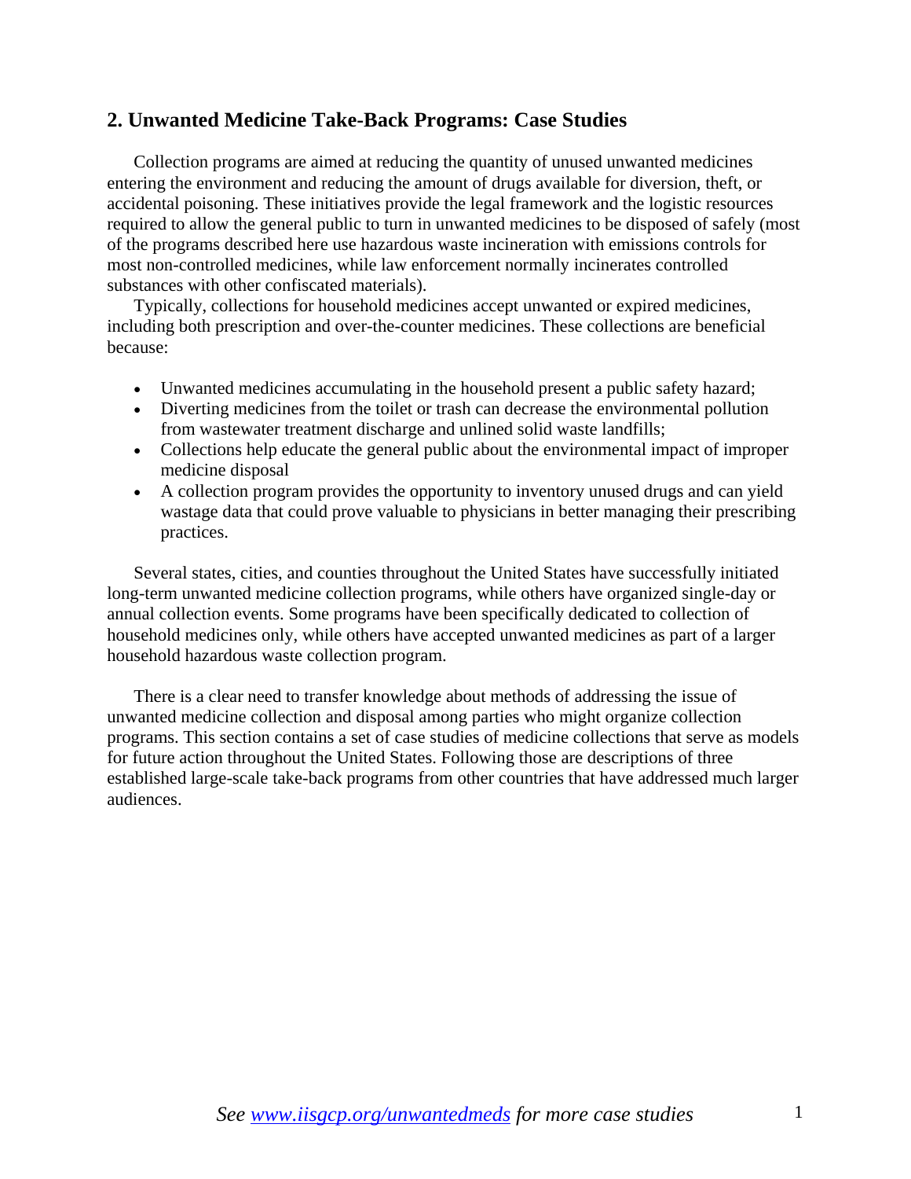## 2. Unwanted Medicine Take-Back Programs: Case Studies

Collection programs are aimed at reducing the quantity of unused unwanted medicines entering the environment and reducing the amount of drugs available for diversion, theft, or accidental poisoning. These initiatives provide the legal framework and the logistic resources required to allow the general public to turn in unwanted medicines to be disposed of safely (most of the programs described here use hazardous waste incineration with emissions controls for most non-controlled medicines, while law enforcement normally incinerates controlled substances with other confiscated materials).

Typically, collections for household medicines accept unwanted or expired medicines, including both prescription and over-the-counter medicines. These collections are beneficial because:

- Unwanted medicines accumulating in the household present a public safety hazard;
- Diverting medicines from the toilet or trash can decrease the environmental pollution from wastewater treatment discharge and unlined solid waste landfills;
- Collections help educate the general public about the environmental impact of improper medicine disposal
- A collection program provides the opportunity to inventory unused drugs and can yield wastage data that could prove valuable to physicians in better managing their prescribing practices.

Several states, cities, and counties throughout the United States have successfully initiated long-term unwanted medicine collection programs, while others have organized single-day or annual collection events. Some programs have been specifically dedicated to collection of household medicines only, while others have accepted unwanted medicines as part of a larger household hazardous waste collection program.

There is a clear need to transfer knowledge about methods of addressing the issue of unwanted medicine collection and disposal among parties who might organize collection programs. This section contains a set of case studies of medicine collections that serve as models for future action throughout the United States. Following those are descriptions of three established large-scale take-back programs from other countries that have addressed much larger audiences.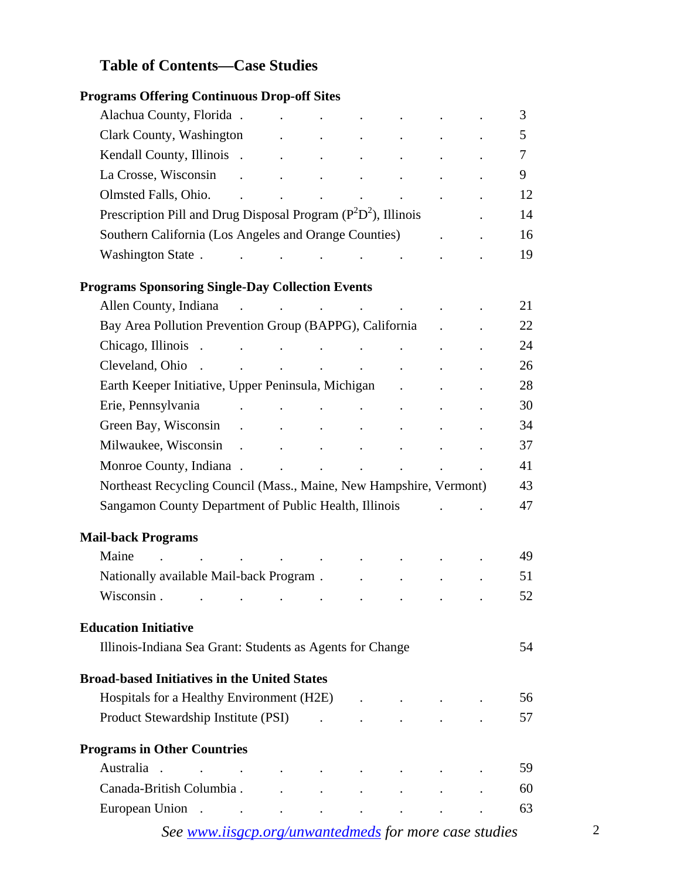## Table of Contents—Case Studies

**Programs Offering Continuous Drop-off Sites**

| | |
|---|---|
| Alachua County, Florida | 3 |
| Clark County, Washington | 5 |
| Kendall County, Illinois | 7 |
| La Crosse, Wisconsin | 9 |
| Olmsted Falls, Ohio. | 12 |
| Prescription Pill and Drug Disposal Program ($P^2D^2$), Illinois | 14 |
| Southern California (Los Angeles and Orange Counties) | 16 |
| Washington State | 19 |

**Programs Sponsoring Single-Day Collection Events**

| | |
|---|---|
| Allen County, Indiana | 21 |
| Bay Area Pollution Prevention Group (BAPPG), California | 22 |
| Chicago, Illinois | 24 |
| Cleveland, Ohio | 26 |
| Earth Keeper Initiative, Upper Peninsula, Michigan | 28 |
| Erie, Pennsylvania | 30 |
| Green Bay, Wisconsin | 34 |
| Milwaukee, Wisconsin | 37 |
| Monroe County, Indiana | 41 |
| Northeast Recycling Council (Mass., Maine, New Hampshire, Vermont) | 43 |
| Sangamon County Department of Public Health, Illinois | 47 |

**Mail-back Programs**

| | |
|---|---|
| Maine | 49 |
| Nationally available Mail-back Program | 51 |
| Wisconsin | 52 |

**Education Initiative**

| | |
|---|---|
| Illinois-Indiana Sea Grant: Students as Agents for Change | 54 |

**Broad-based Initiatives in the United States**

| | |
|---|---|
| Hospitals for a Healthy Environment (H2E) | 56 |
| Product Stewardship Institute (PSI) | 57 |

**Programs in Other Countries**

| | |
|---|---|
| Australia | 59 |
| Canada-British Columbia | 60 |
| European Union | 63 |

*See www.iisgcp.org/unwantedmeds for more case studies*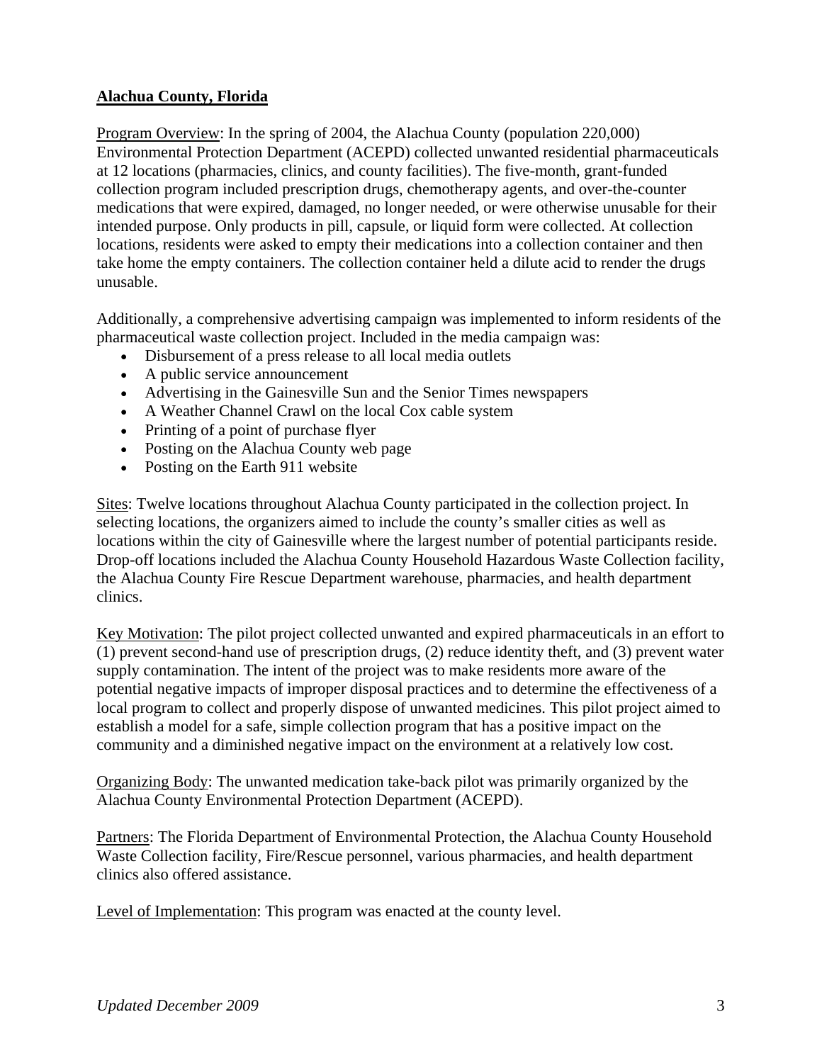## **Alachua County, Florida**

Program Overview: In the spring of 2004, the Alachua County (population 220,000) Environmental Protection Department (ACEPD) collected unwanted residential pharmaceuticals at 12 locations (pharmacies, clinics, and county facilities). The five-month, grant-funded collection program included prescription drugs, chemotherapy agents, and over-the-counter medications that were expired, damaged, no longer needed, or were otherwise unusable for their intended purpose. Only products in pill, capsule, or liquid form were collected. At collection locations, residents were asked to empty their medications into a collection container and then take home the empty containers. The collection container held a dilute acid to render the drugs unusable.

Additionally, a comprehensive advertising campaign was implemented to inform residents of the pharmaceutical waste collection project. Included in the media campaign was:

- Disbursement of a press release to all local media outlets
- A public service announcement
- Advertising in the Gainesville Sun and the Senior Times newspapers
- A Weather Channel Crawl on the local Cox cable system
- Printing of a point of purchase flyer
- Posting on the Alachua County web page
- Posting on the Earth 911 website

Sites: Twelve locations throughout Alachua County participated in the collection project. In selecting locations, the organizers aimed to include the county's smaller cities as well as locations within the city of Gainesville where the largest number of potential participants reside. Drop-off locations included the Alachua County Household Hazardous Waste Collection facility, the Alachua County Fire Rescue Department warehouse, pharmacies, and health department clinics.

Key Motivation: The pilot project collected unwanted and expired pharmaceuticals in an effort to (1) prevent second-hand use of prescription drugs, (2) reduce identity theft, and (3) prevent water supply contamination. The intent of the project was to make residents more aware of the potential negative impacts of improper disposal practices and to determine the effectiveness of a local program to collect and properly dispose of unwanted medicines. This pilot project aimed to establish a model for a safe, simple collection program that has a positive impact on the community and a diminished negative impact on the environment at a relatively low cost.

Organizing Body: The unwanted medication take-back pilot was primarily organized by the Alachua County Environmental Protection Department (ACEPD).

Partners: The Florida Department of Environmental Protection, the Alachua County Household Waste Collection facility, Fire/Rescue personnel, various pharmacies, and health department clinics also offered assistance.

Level of Implementation: This program was enacted at the county level.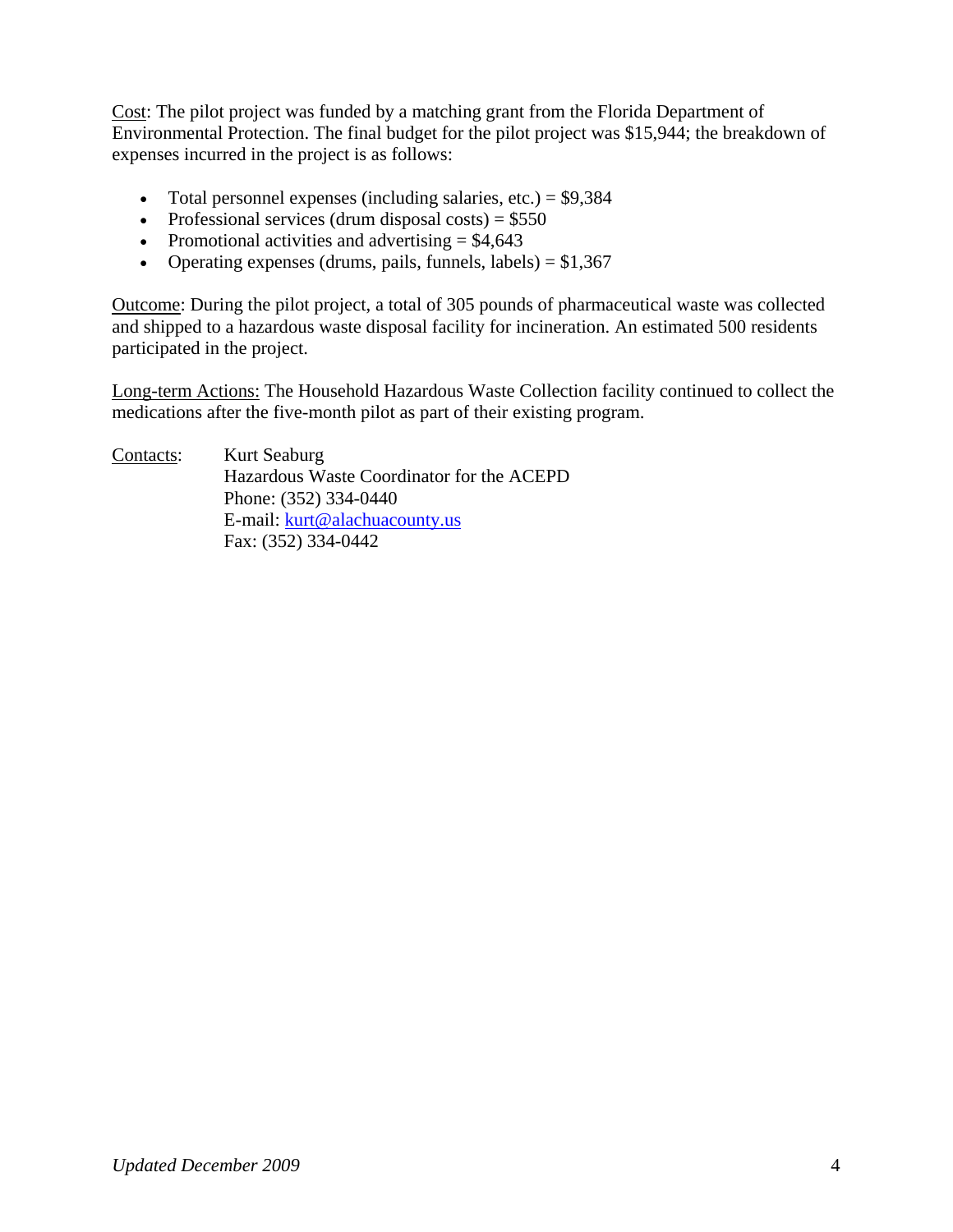Cost: The pilot project was funded by a matching grant from the Florida Department of Environmental Protection. The final budget for the pilot project was $15,944; the breakdown of expenses incurred in the project is as follows:

- Total personnel expenses (including salaries, etc.) = $9,384
- Professional services (drum disposal costs) = $550
- Promotional activities and advertising = $4,643
- Operating expenses (drums, pails, funnels, labels) = $1,367

Outcome: During the pilot project, a total of 305 pounds of pharmaceutical waste was collected and shipped to a hazardous waste disposal facility for incineration. An estimated 500 residents participated in the project.

Long-term Actions: The Household Hazardous Waste Collection facility continued to collect the medications after the five-month pilot as part of their existing program.

Contacts:
Kurt Seaburg
Hazardous Waste Coordinator for the ACEPD
Phone: (352) 334-0440
E-mail: kurt@alachuacounty.us
Fax: (352) 334-0442

*Updated December 2009*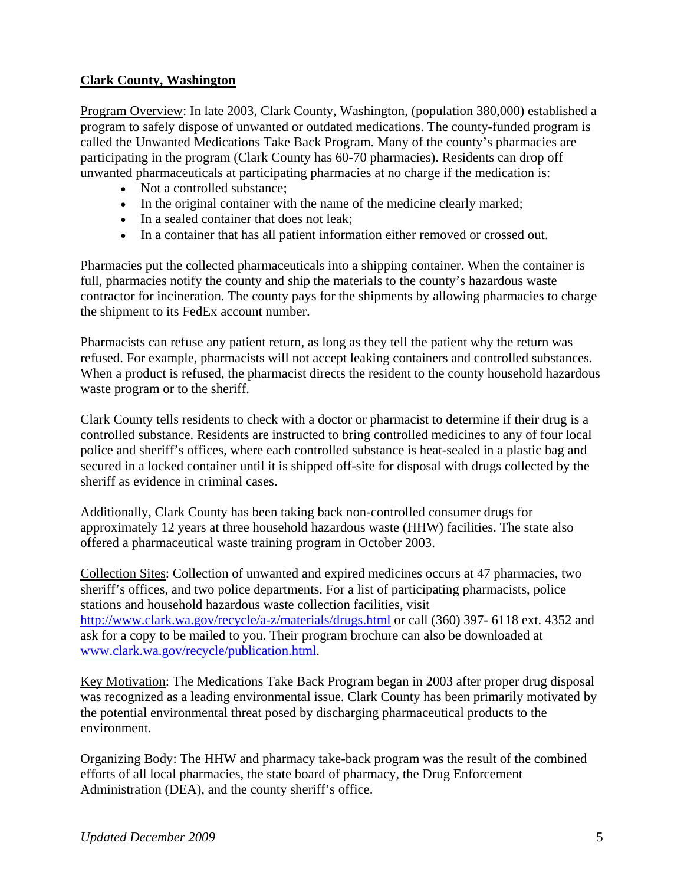## Clark County, Washington

Program Overview: In late 2003, Clark County, Washington, (population 380,000) established a program to safely dispose of unwanted or outdated medications. The county-funded program is called the Unwanted Medications Take Back Program. Many of the county's pharmacies are participating in the program (Clark County has 60-70 pharmacies). Residents can drop off unwanted pharmaceuticals at participating pharmacies at no charge if the medication is:

- Not a controlled substance;
- In the original container with the name of the medicine clearly marked;
- In a sealed container that does not leak;
- In a container that has all patient information either removed or crossed out.

Pharmacies put the collected pharmaceuticals into a shipping container. When the container is full, pharmacies notify the county and ship the materials to the county's hazardous waste contractor for incineration. The county pays for the shipments by allowing pharmacies to charge the shipment to its FedEx account number.

Pharmacists can refuse any patient return, as long as they tell the patient why the return was refused. For example, pharmacists will not accept leaking containers and controlled substances. When a product is refused, the pharmacist directs the resident to the county household hazardous waste program or to the sheriff.

Clark County tells residents to check with a doctor or pharmacist to determine if their drug is a controlled substance. Residents are instructed to bring controlled medicines to any of four local police and sheriff's offices, where each controlled substance is heat-sealed in a plastic bag and secured in a locked container until it is shipped off-site for disposal with drugs collected by the sheriff as evidence in criminal cases.

Additionally, Clark County has been taking back non-controlled consumer drugs for approximately 12 years at three household hazardous waste (HHW) facilities. The state also offered a pharmaceutical waste training program in October 2003.

Collection Sites: Collection of unwanted and expired medicines occurs at 47 pharmacies, two sheriff's offices, and two police departments. For a list of participating pharmacists, police stations and household hazardous waste collection facilities, visit http://www.clark.wa.gov/recycle/a-z/materials/drugs.html or call (360) 397- 6118 ext. 4352 and ask for a copy to be mailed to you. Their program brochure can also be downloaded at www.clark.wa.gov/recycle/publication.html.

Key Motivation: The Medications Take Back Program began in 2003 after proper drug disposal was recognized as a leading environmental issue. Clark County has been primarily motivated by the potential environmental threat posed by discharging pharmaceutical products to the environment.

Organizing Body: The HHW and pharmacy take-back program was the result of the combined efforts of all local pharmacies, the state board of pharmacy, the Drug Enforcement Administration (DEA), and the county sheriff's office.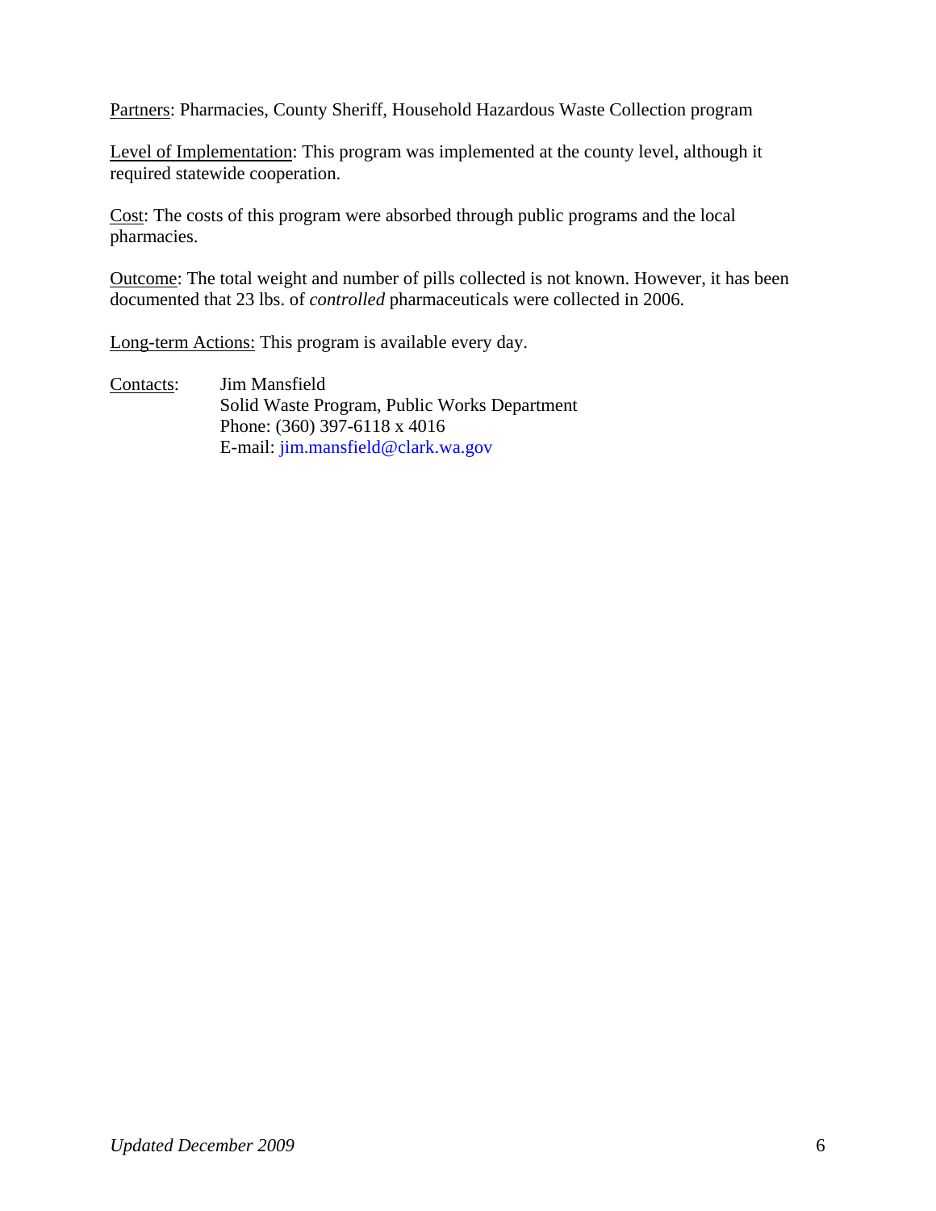Partners: Pharmacies, County Sheriff, Household Hazardous Waste Collection program

Level of Implementation: This program was implemented at the county level, although it required statewide cooperation.

Cost: The costs of this program were absorbed through public programs and the local pharmacies.

Outcome: The total weight and number of pills collected is not known. However, it has been documented that 23 lbs. of *controlled* pharmaceuticals were collected in 2006.

Long-term Actions: This program is available every day.

Contacts: Jim Mansfield
Solid Waste Program, Public Works Department
Phone: (360) 397-6118 x 4016
E-mail: jim.mansfield@clark.wa.gov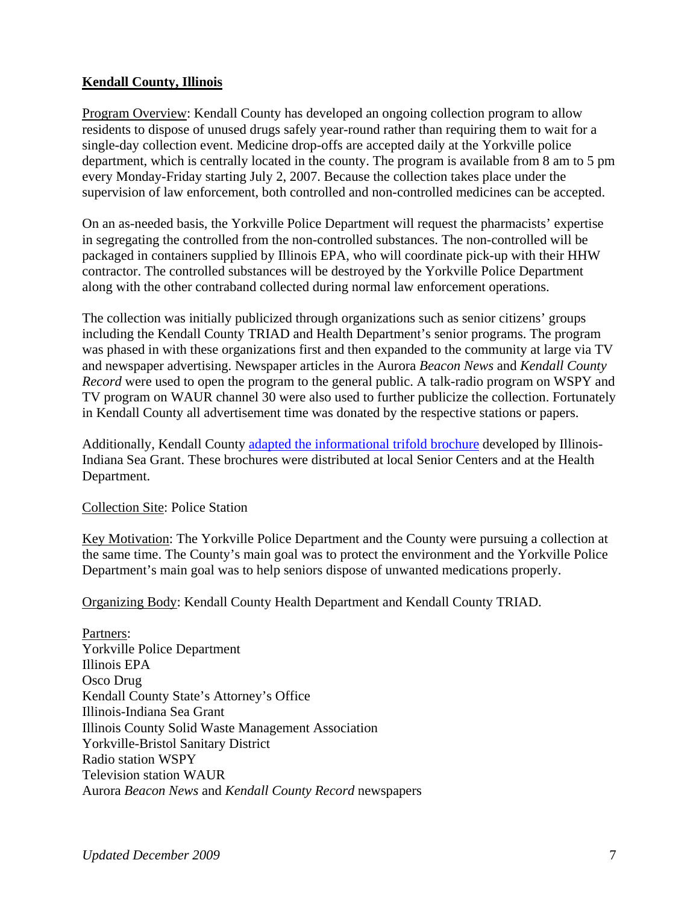## Kendall County, Illinois

Program Overview: Kendall County has developed an ongoing collection program to allow residents to dispose of unused drugs safely year-round rather than requiring them to wait for a single-day collection event. Medicine drop-offs are accepted daily at the Yorkville police department, which is centrally located in the county. The program is available from 8 am to 5 pm every Monday-Friday starting July 2, 2007. Because the collection takes place under the supervision of law enforcement, both controlled and non-controlled medicines can be accepted.

On an as-needed basis, the Yorkville Police Department will request the pharmacists' expertise in segregating the controlled from the non-controlled substances. The non-controlled will be packaged in containers supplied by Illinois EPA, who will coordinate pick-up with their HHW contractor. The controlled substances will be destroyed by the Yorkville Police Department along with the other contraband collected during normal law enforcement operations.

The collection was initially publicized through organizations such as senior citizens' groups including the Kendall County TRIAD and Health Department's senior programs. The program was phased in with these organizations first and then expanded to the community at large via TV and newspaper advertising. Newspaper articles in the Aurora *Beacon News* and *Kendall County Record* were used to open the program to the general public. A talk-radio program on WSPY and TV program on WAUR channel 30 were also used to further publicize the collection. Fortunately in Kendall County all advertisement time was donated by the respective stations or papers.

Additionally, Kendall County adapted the informational trifold brochure developed by Illinois-Indiana Sea Grant. These brochures were distributed at local Senior Centers and at the Health Department.

Collection Site: Police Station

Key Motivation: The Yorkville Police Department and the County were pursuing a collection at the same time. The County's main goal was to protect the environment and the Yorkville Police Department's main goal was to help seniors dispose of unwanted medications properly.

Organizing Body: Kendall County Health Department and Kendall County TRIAD.

Partners:
Yorkville Police Department
Illinois EPA
Osco Drug
Kendall County State's Attorney's Office
Illinois-Indiana Sea Grant
Illinois County Solid Waste Management Association
Yorkville-Bristol Sanitary District
Radio station WSPY
Television station WAUR
Aurora *Beacon News* and *Kendall County Record* newspapers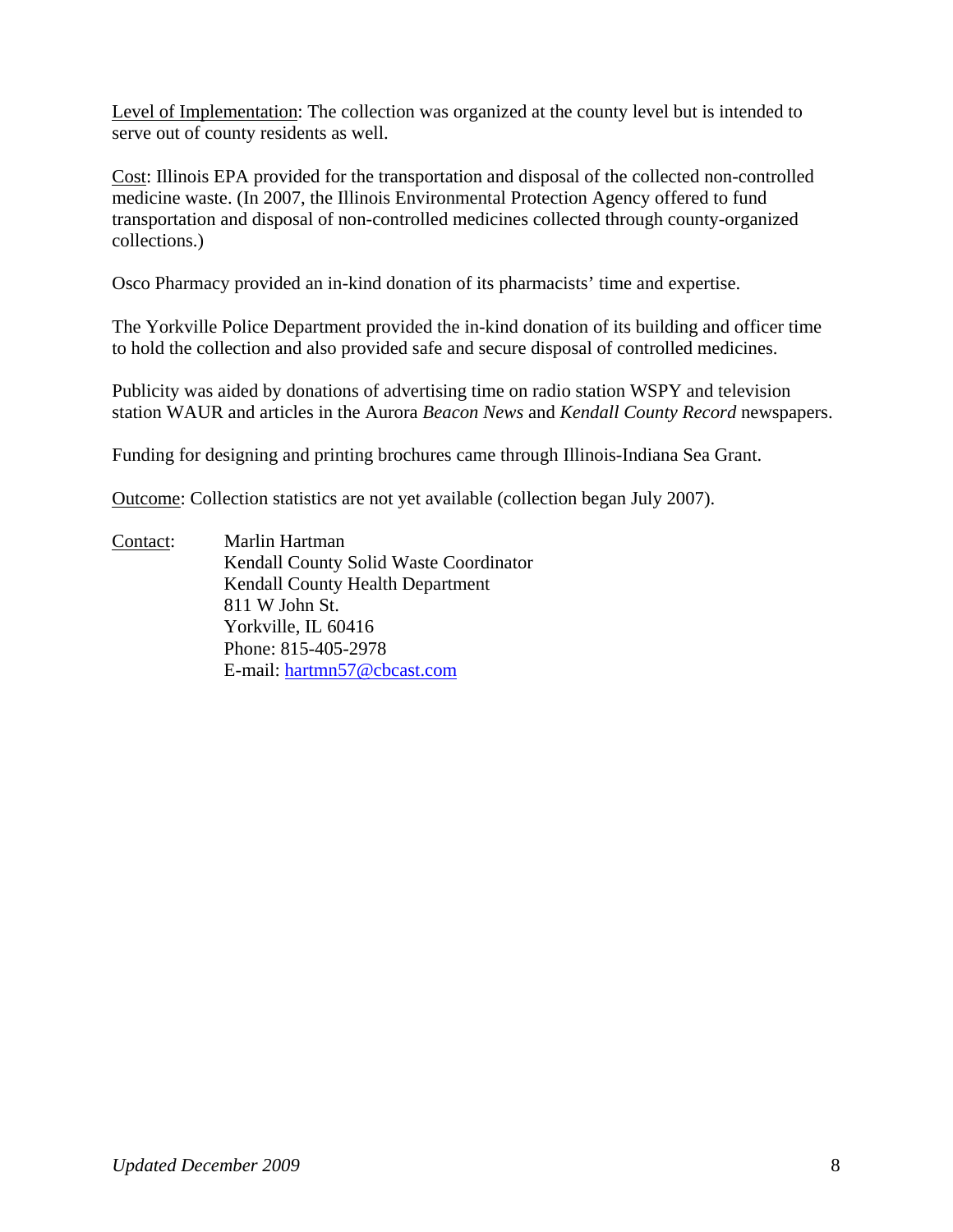Level of Implementation: The collection was organized at the county level but is intended to serve out of county residents as well.

Cost: Illinois EPA provided for the transportation and disposal of the collected non-controlled medicine waste. (In 2007, the Illinois Environmental Protection Agency offered to fund transportation and disposal of non-controlled medicines collected through county-organized collections.)

Osco Pharmacy provided an in-kind donation of its pharmacists' time and expertise.

The Yorkville Police Department provided the in-kind donation of its building and officer time to hold the collection and also provided safe and secure disposal of controlled medicines.

Publicity was aided by donations of advertising time on radio station WSPY and television station WAUR and articles in the Aurora *Beacon News* and *Kendall County Record* newspapers.

Funding for designing and printing brochures came through Illinois-Indiana Sea Grant.

Outcome: Collection statistics are not yet available (collection began July 2007).

Contact:
Marlin Hartman
Kendall County Solid Waste Coordinator
Kendall County Health Department
811 W John St.
Yorkville, IL 60416
Phone: 815-405-2978
E-mail: hartmn57@cbcast.com

*Updated December 2009*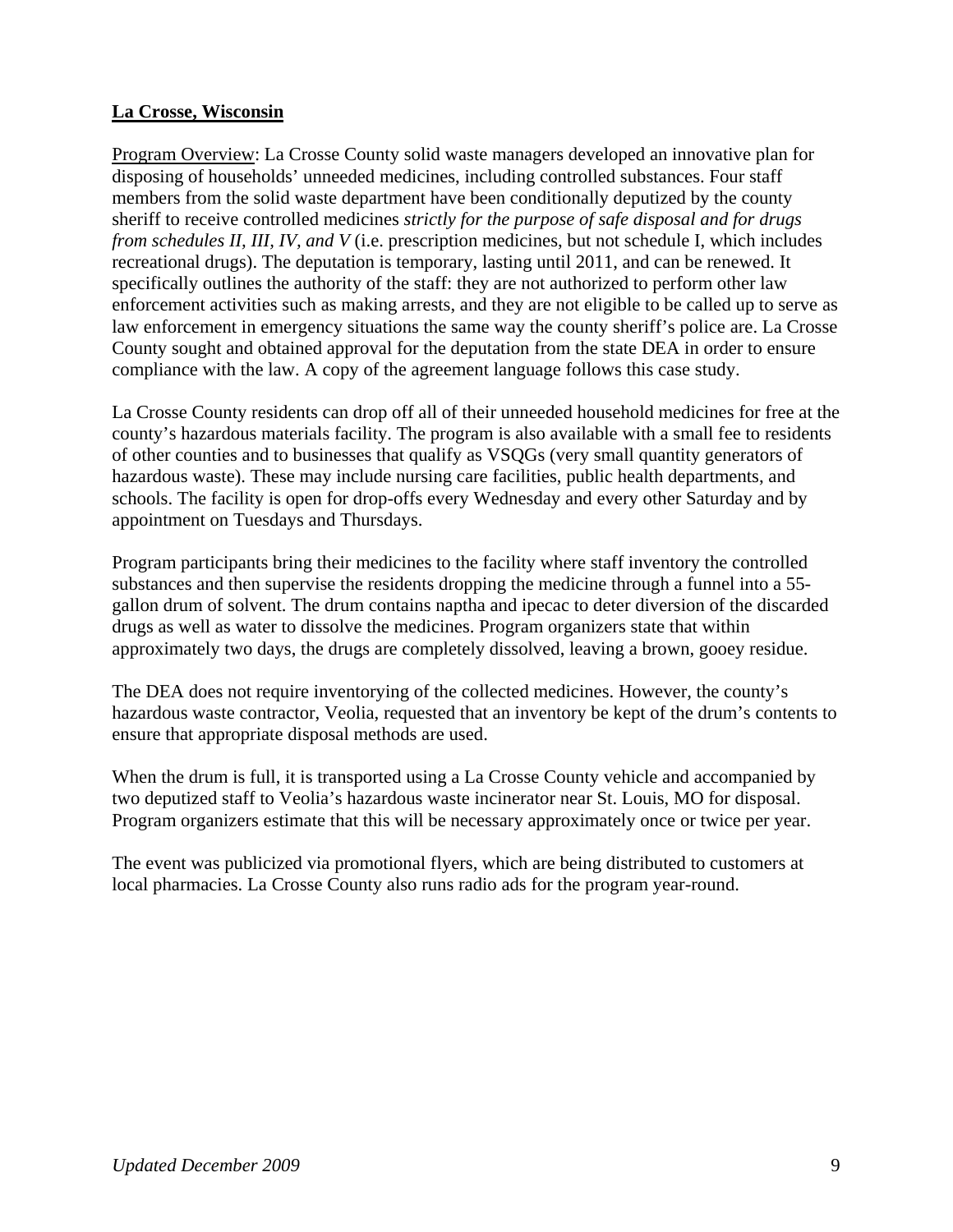**<u>La Crosse, Wisconsin</u>**

<u>Program Overview</u>: La Crosse County solid waste managers developed an innovative plan for disposing of households' unneeded medicines, including controlled substances. Four staff members from the solid waste department have been conditionally deputized by the county sheriff to receive controlled medicines *strictly for the purpose of safe disposal and for drugs from schedules II, III, IV, and V* (i.e. prescription medicines, but not schedule I, which includes recreational drugs). The deputation is temporary, lasting until 2011, and can be renewed. It specifically outlines the authority of the staff: they are not authorized to perform other law enforcement activities such as making arrests, and they are not eligible to be called up to serve as law enforcement in emergency situations the same way the county sheriff's police are. La Crosse County sought and obtained approval for the deputation from the state DEA in order to ensure compliance with the law. A copy of the agreement language follows this case study.

La Crosse County residents can drop off all of their unneeded household medicines for free at the county's hazardous materials facility. The program is also available with a small fee to residents of other counties and to businesses that qualify as VSQGs (very small quantity generators of hazardous waste). These may include nursing care facilities, public health departments, and schools. The facility is open for drop-offs every Wednesday and every other Saturday and by appointment on Tuesdays and Thursdays.

Program participants bring their medicines to the facility where staff inventory the controlled substances and then supervise the residents dropping the medicine through a funnel into a 55-gallon drum of solvent. The drum contains naptha and ipecac to deter diversion of the discarded drugs as well as water to dissolve the medicines. Program organizers state that within approximately two days, the drugs are completely dissolved, leaving a brown, gooey residue.

The DEA does not require inventorying of the collected medicines. However, the county's hazardous waste contractor, Veolia, requested that an inventory be kept of the drum's contents to ensure that appropriate disposal methods are used.

When the drum is full, it is transported using a La Crosse County vehicle and accompanied by two deputized staff to Veolia's hazardous waste incinerator near St. Louis, MO for disposal. Program organizers estimate that this will be necessary approximately once or twice per year.

The event was publicized via promotional flyers, which are being distributed to customers at local pharmacies. La Crosse County also runs radio ads for the program year-round.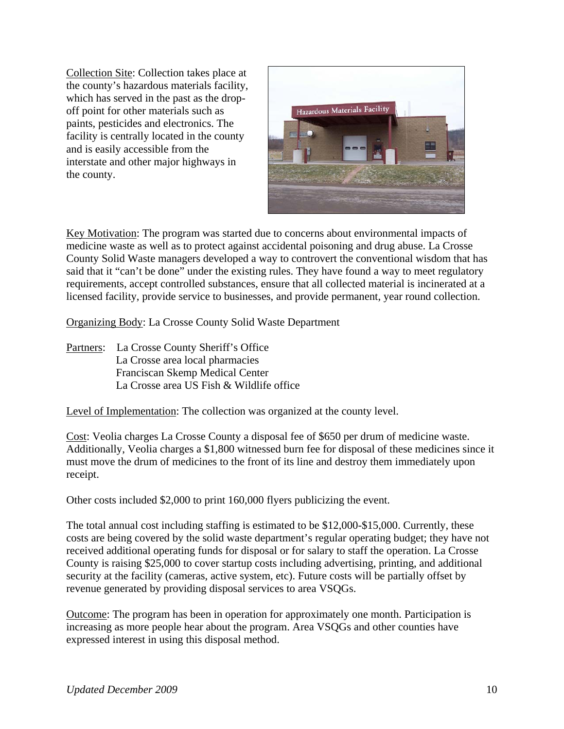Collection Site: Collection takes place at the county's hazardous materials facility, which has served in the past as the drop-off point for other materials such as paints, pesticides and electronics. The facility is centrally located in the county and is easily accessible from the interstate and other major highways in the county.

Key Motivation: The program was started due to concerns about environmental impacts of medicine waste as well as to protect against accidental poisoning and drug abuse. La Crosse County Solid Waste managers developed a way to controvert the conventional wisdom that has said that it "can't be done" under the existing rules. They have found a way to meet regulatory requirements, accept controlled substances, ensure that all collected material is incinerated at a licensed facility, provide service to businesses, and provide permanent, year round collection.

Organizing Body: La Crosse County Solid Waste Department

Partners: La Crosse County Sheriff's Office
La Crosse area local pharmacies
Franciscan Skemp Medical Center
La Crosse area US Fish & Wildlife office

Level of Implementation: The collection was organized at the county level.

Cost: Veolia charges La Crosse County a disposal fee of $650 per drum of medicine waste. Additionally, Veolia charges a $1,800 witnessed burn fee for disposal of these medicines since it must move the drum of medicines to the front of its line and destroy them immediately upon receipt.

Other costs included $2,000 to print 160,000 flyers publicizing the event.

The total annual cost including staffing is estimated to be $12,000-$15,000. Currently, these costs are being covered by the solid waste department's regular operating budget; they have not received additional operating funds for disposal or for salary to staff the operation. La Crosse County is raising $25,000 to cover startup costs including advertising, printing, and additional security at the facility (cameras, active system, etc). Future costs will be partially offset by revenue generated by providing disposal services to area VSQGs.

Outcome: The program has been in operation for approximately one month. Participation is increasing as more people hear about the program. Area VSQGs and other counties have expressed interest in using this disposal method.

*Updated December 2009*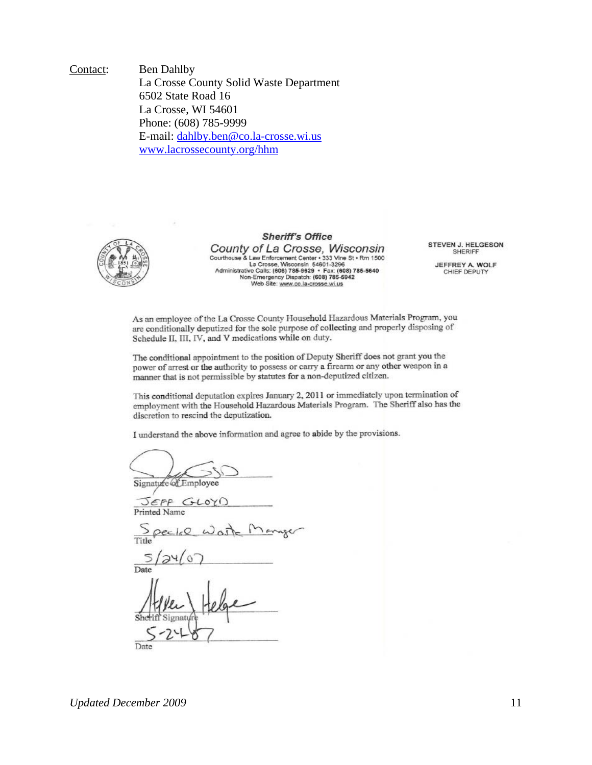Contact: Ben Dahlby
La Crosse County Solid Waste Department
6502 State Road 16
La Crosse, WI 54601
Phone: (608) 785-9999
E-mail: dahlby.ben@co.la-crosse.wi.us
www.lacrossecounty.org/hhm

**Sheriff's Office**
*County of La Crosse, Wisconsin*
Courthouse & Law Enforcement Center • 333 Vine St • Rm 1500
La Crosse, Wisconsin 54601-3296
Administrative Calls: (608) 785-9629 • Fax: (608) 785-5640
Non-Emergency Dispatch: (608) 785-5942
Web Site: www.co.la-crosse.wi.us

STEVEN J. HELGESON
SHERIFF

JEFFREY A. WOLF
CHIEF DEPUTY

As an employee of the La Crosse County Household Hazardous Materials Program, you are conditionally deputized for the sole purpose of collecting and properly disposing of Schedule II, III, IV, and V medications while on duty.

The conditional appointment to the position of Deputy Sheriff does not grant you the power of arrest or the authority to possess or carry a firearm or any other weapon in a manner that is not permissible by statutes for a non-deputized citizen.

This conditional deputation expires January 2, 2011 or immediately upon termination of employment with the Household Hazardous Materials Program. The Sheriff also has the discretion to rescind the deputization.

I understand the above information and agree to abide by the provisions.

Signature of Employee

JEFF GLOYD
Printed Name

Special Waste Manager
Title

5/24/07
Date

Sheriff Signature

5-24-07
Date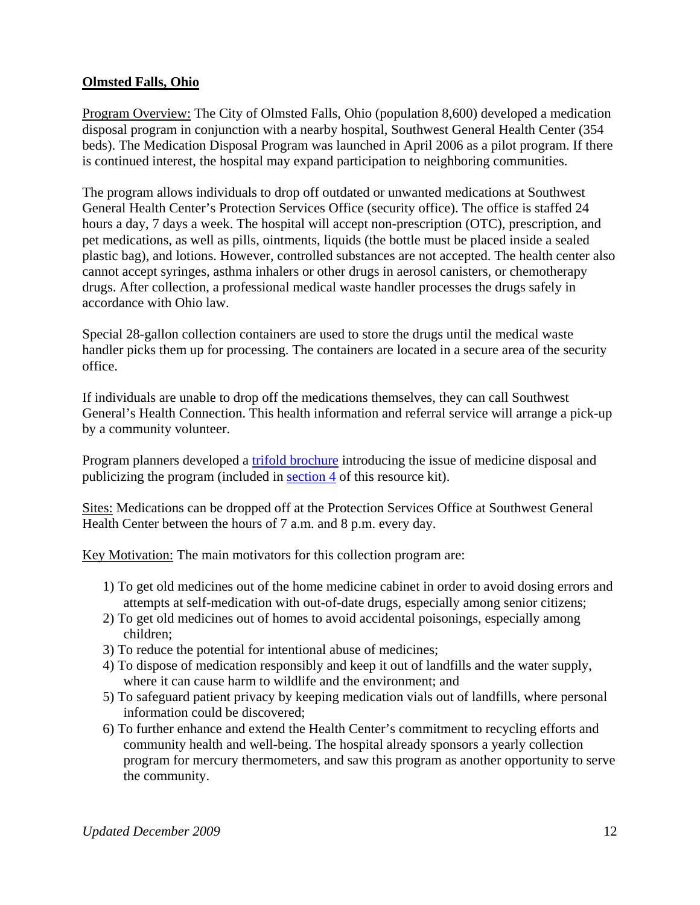## Olmsted Falls, Ohio

Program Overview: The City of Olmsted Falls, Ohio (population 8,600) developed a medication disposal program in conjunction with a nearby hospital, Southwest General Health Center (354 beds). The Medication Disposal Program was launched in April 2006 as a pilot program. If there is continued interest, the hospital may expand participation to neighboring communities.

The program allows individuals to drop off outdated or unwanted medications at Southwest General Health Center's Protection Services Office (security office). The office is staffed 24 hours a day, 7 days a week. The hospital will accept non-prescription (OTC), prescription, and pet medications, as well as pills, ointments, liquids (the bottle must be placed inside a sealed plastic bag), and lotions. However, controlled substances are not accepted. The health center also cannot accept syringes, asthma inhalers or other drugs in aerosol canisters, or chemotherapy drugs. After collection, a professional medical waste handler processes the drugs safely in accordance with Ohio law.

Special 28-gallon collection containers are used to store the drugs until the medical waste handler picks them up for processing. The containers are located in a secure area of the security office.

If individuals are unable to drop off the medications themselves, they can call Southwest General's Health Connection. This health information and referral service will arrange a pick-up by a community volunteer.

Program planners developed a trifold brochure introducing the issue of medicine disposal and publicizing the program (included in section 4 of this resource kit).

Sites: Medications can be dropped off at the Protection Services Office at Southwest General Health Center between the hours of 7 a.m. and 8 p.m. every day.

Key Motivation: The main motivators for this collection program are:

1) To get old medicines out of the home medicine cabinet in order to avoid dosing errors and attempts at self-medication with out-of-date drugs, especially among senior citizens;
2) To get old medicines out of homes to avoid accidental poisonings, especially among children;
3) To reduce the potential for intentional abuse of medicines;
4) To dispose of medication responsibly and keep it out of landfills and the water supply, where it can cause harm to wildlife and the environment; and
5) To safeguard patient privacy by keeping medication vials out of landfills, where personal information could be discovered;
6) To further enhance and extend the Health Center's commitment to recycling efforts and community health and well-being. The hospital already sponsors a yearly collection program for mercury thermometers, and saw this program as another opportunity to serve the community.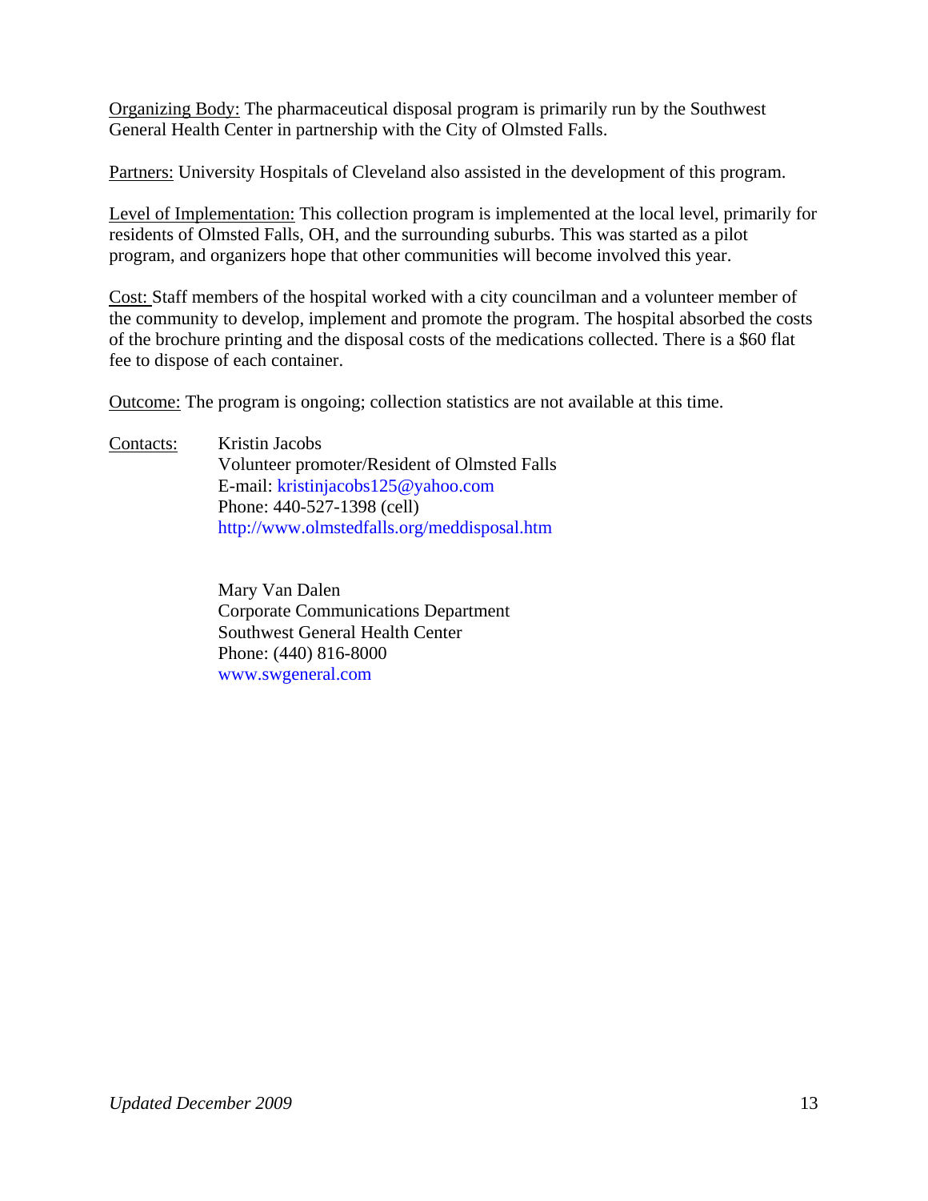Organizing Body: The pharmaceutical disposal program is primarily run by the Southwest General Health Center in partnership with the City of Olmsted Falls.

Partners: University Hospitals of Cleveland also assisted in the development of this program.

Level of Implementation: This collection program is implemented at the local level, primarily for residents of Olmsted Falls, OH, and the surrounding suburbs. This was started as a pilot program, and organizers hope that other communities will become involved this year.

Cost: Staff members of the hospital worked with a city councilman and a volunteer member of the community to develop, implement and promote the program. The hospital absorbed the costs of the brochure printing and the disposal costs of the medications collected. There is a $60 flat fee to dispose of each container.

Outcome: The program is ongoing; collection statistics are not available at this time.

Contacts:

Kristin Jacobs
Volunteer promoter/Resident of Olmsted Falls
E-mail: kristinjacobs125@yahoo.com
Phone: 440-527-1398 (cell)
http://www.olmstedfalls.org/meddisposal.htm

Mary Van Dalen
Corporate Communications Department
Southwest General Health Center
Phone: (440) 816-8000
www.swgeneral.com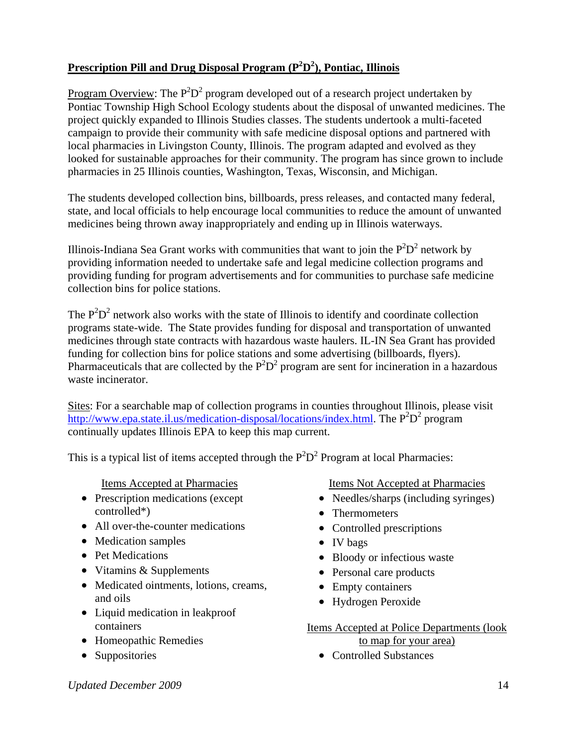## Prescription Pill and Drug Disposal Program ($P^2D^2$), Pontiac, Illinois

Program Overview: The $P^2D^2$ program developed out of a research project undertaken by Pontiac Township High School Ecology students about the disposal of unwanted medicines. The project quickly expanded to Illinois Studies classes. The students undertook a multi-faceted campaign to provide their community with safe medicine disposal options and partnered with local pharmacies in Livingston County, Illinois. The program adapted and evolved as they looked for sustainable approaches for their community. The program has since grown to include pharmacies in 25 Illinois counties, Washington, Texas, Wisconsin, and Michigan.

The students developed collection bins, billboards, press releases, and contacted many federal, state, and local officials to help encourage local communities to reduce the amount of unwanted medicines being thrown away inappropriately and ending up in Illinois waterways.

Illinois-Indiana Sea Grant works with communities that want to join the $P^2D^2$ network by providing information needed to undertake safe and legal medicine collection programs and providing funding for program advertisements and for communities to purchase safe medicine collection bins for police stations.

The $P^2D^2$ network also works with the state of Illinois to identify and coordinate collection programs state-wide. The State provides funding for disposal and transportation of unwanted medicines through state contracts with hazardous waste haulers. IL-IN Sea Grant has provided funding for collection bins for police stations and some advertising (billboards, flyers). Pharmaceuticals that are collected by the $P^2D^2$ program are sent for incineration in a hazardous waste incinerator.

Sites: For a searchable map of collection programs in counties throughout Illinois, please visit http://www.epa.state.il.us/medication-disposal/locations/index.html. The $P^2D^2$ program continually updates Illinois EPA to keep this map current.

This is a typical list of items accepted through the $P^2D^2$ Program at local Pharmacies:

Items Accepted at Pharmacies

- Prescription medications (except controlled*)
- All over-the-counter medications
- Medication samples
- Pet Medications
- Vitamins & Supplements
- Medicated ointments, lotions, creams, and oils
- Liquid medication in leakproof containers
- Homeopathic Remedies
- Suppositories

Items Not Accepted at Pharmacies

- Needles/sharps (including syringes)
- Thermometers
- Controlled prescriptions
- IV bags
- Bloody or infectious waste
- Personal care products
- Empty containers
- Hydrogen Peroxide

Items Accepted at Police Departments (look to map for your area)

- Controlled Substances

*Updated December 2009*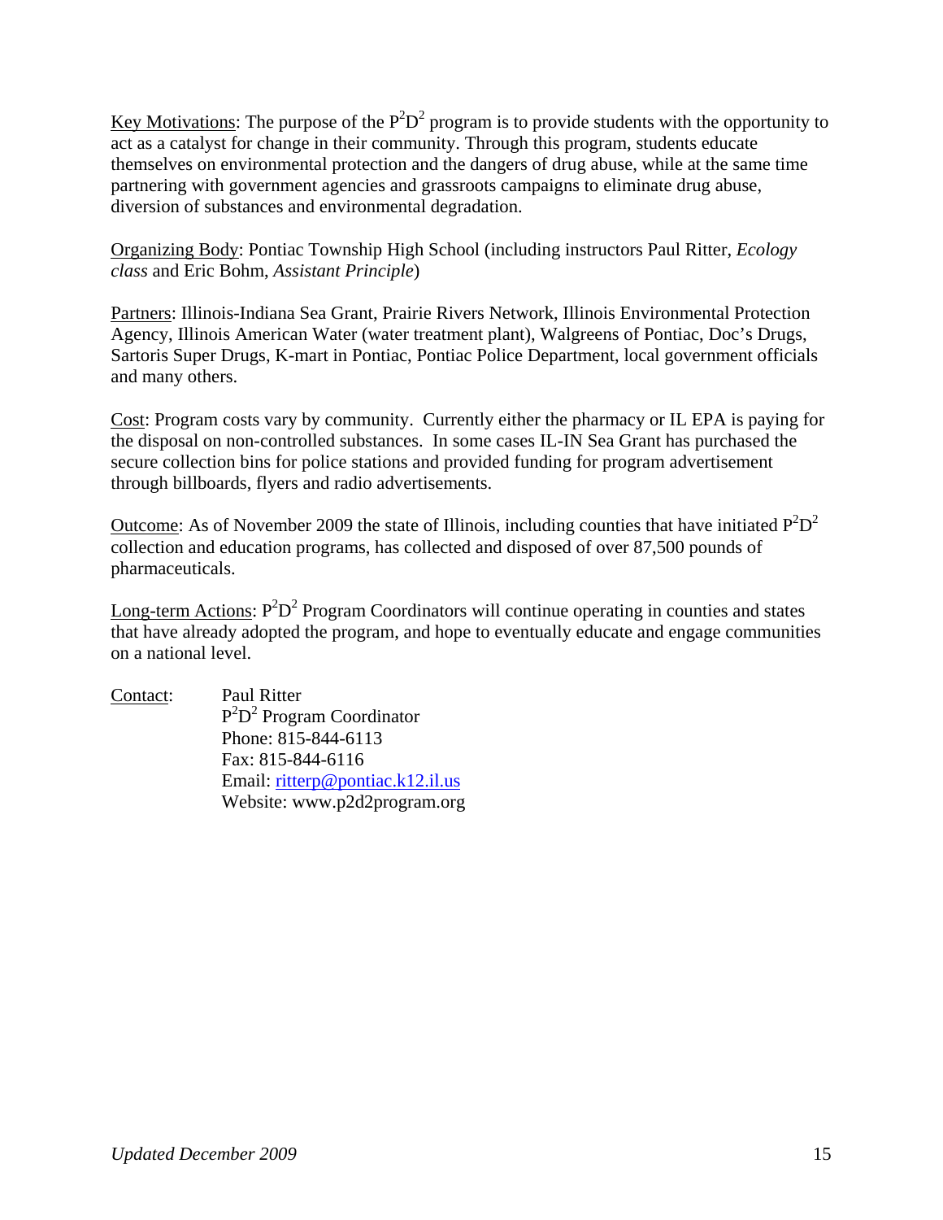<u>Key Motivations</u>: The purpose of the $P^2D^2$ program is to provide students with the opportunity to act as a catalyst for change in their community. Through this program, students educate themselves on environmental protection and the dangers of drug abuse, while at the same time partnering with government agencies and grassroots campaigns to eliminate drug abuse, diversion of substances and environmental degradation.

<u>Organizing Body</u>: Pontiac Township High School (including instructors Paul Ritter, *Ecology class* and Eric Bohm, *Assistant Principle*)

<u>Partners</u>: Illinois-Indiana Sea Grant, Prairie Rivers Network, Illinois Environmental Protection Agency, Illinois American Water (water treatment plant), Walgreens of Pontiac, Doc's Drugs, Sartoris Super Drugs, K-mart in Pontiac, Pontiac Police Department, local government officials and many others.

<u>Cost</u>: Program costs vary by community. Currently either the pharmacy or IL EPA is paying for the disposal on non-controlled substances. In some cases IL-IN Sea Grant has purchased the secure collection bins for police stations and provided funding for program advertisement through billboards, flyers and radio advertisements.

<u>Outcome</u>: As of November 2009 the state of Illinois, including counties that have initiated $P^2D^2$ collection and education programs, has collected and disposed of over 87,500 pounds of pharmaceuticals.

<u>Long-term Actions</u>: $P^2D^2$ Program Coordinators will continue operating in counties and states that have already adopted the program, and hope to eventually educate and engage communities on a national level.

<u>Contact</u>:

Paul Ritter
$P^2D^2$ Program Coordinator
Phone: 815-844-6113
Fax: 815-844-6116
Email: ritterp@pontiac.k12.il.us
Website: www.p2d2program.org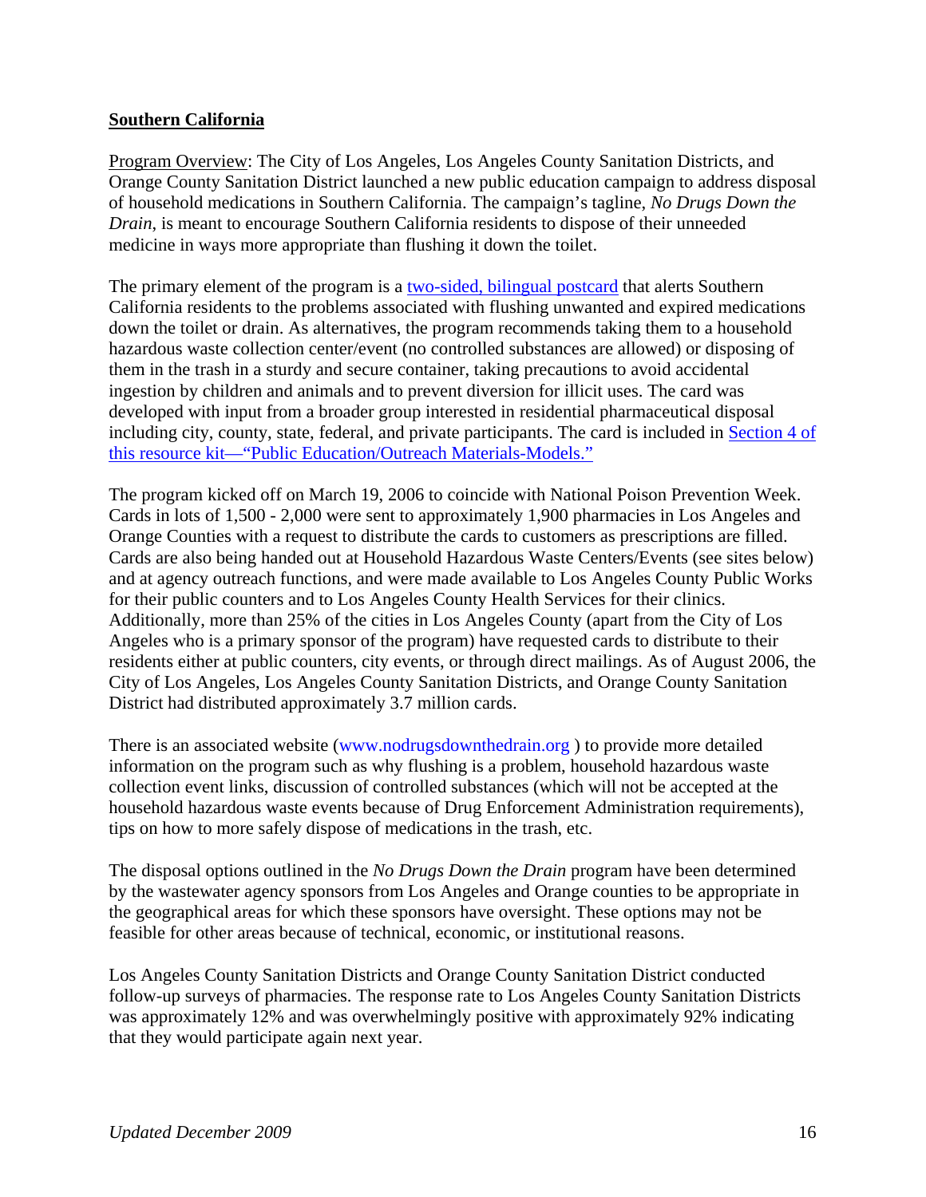## Southern California

Program Overview: The City of Los Angeles, Los Angeles County Sanitation Districts, and Orange County Sanitation District launched a new public education campaign to address disposal of household medications in Southern California. The campaign's tagline, *No Drugs Down the Drain*, is meant to encourage Southern California residents to dispose of their unneeded medicine in ways more appropriate than flushing it down the toilet.

The primary element of the program is a two-sided, bilingual postcard that alerts Southern California residents to the problems associated with flushing unwanted and expired medications down the toilet or drain. As alternatives, the program recommends taking them to a household hazardous waste collection center/event (no controlled substances are allowed) or disposing of them in the trash in a sturdy and secure container, taking precautions to avoid accidental ingestion by children and animals and to prevent diversion for illicit uses. The card was developed with input from a broader group interested in residential pharmaceutical disposal including city, county, state, federal, and private participants. The card is included in Section 4 of this resource kit—"Public Education/Outreach Materials-Models."

The program kicked off on March 19, 2006 to coincide with National Poison Prevention Week. Cards in lots of 1,500 - 2,000 were sent to approximately 1,900 pharmacies in Los Angeles and Orange Counties with a request to distribute the cards to customers as prescriptions are filled. Cards are also being handed out at Household Hazardous Waste Centers/Events (see sites below) and at agency outreach functions, and were made available to Los Angeles County Public Works for their public counters and to Los Angeles County Health Services for their clinics. Additionally, more than 25% of the cities in Los Angeles County (apart from the City of Los Angeles who is a primary sponsor of the program) have requested cards to distribute to their residents either at public counters, city events, or through direct mailings. As of August 2006, the City of Los Angeles, Los Angeles County Sanitation Districts, and Orange County Sanitation District had distributed approximately 3.7 million cards.

There is an associated website (www.nodrugsdownthedrain.org ) to provide more detailed information on the program such as why flushing is a problem, household hazardous waste collection event links, discussion of controlled substances (which will not be accepted at the household hazardous waste events because of Drug Enforcement Administration requirements), tips on how to more safely dispose of medications in the trash, etc.

The disposal options outlined in the *No Drugs Down the Drain* program have been determined by the wastewater agency sponsors from Los Angeles and Orange counties to be appropriate in the geographical areas for which these sponsors have oversight. These options may not be feasible for other areas because of technical, economic, or institutional reasons.

Los Angeles County Sanitation Districts and Orange County Sanitation District conducted follow-up surveys of pharmacies. The response rate to Los Angeles County Sanitation Districts was approximately 12% and was overwhelmingly positive with approximately 92% indicating that they would participate again next year.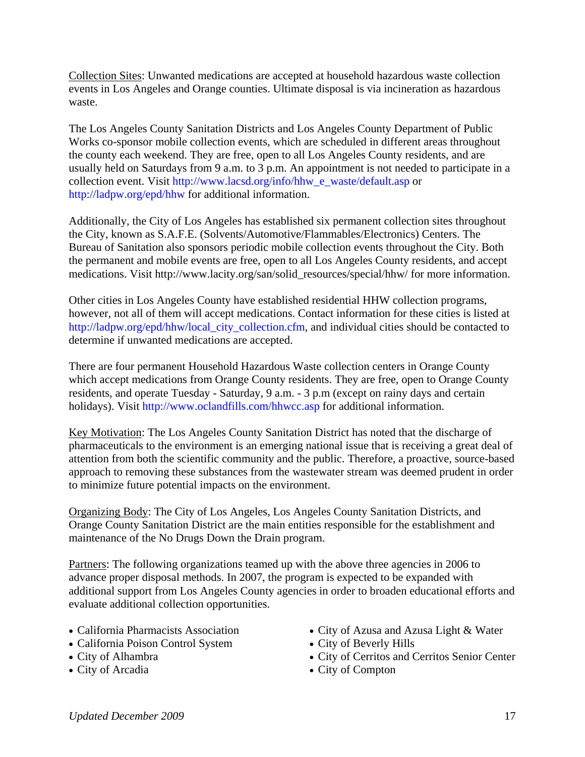Collection Sites: Unwanted medications are accepted at household hazardous waste collection events in Los Angeles and Orange counties. Ultimate disposal is via incineration as hazardous waste.

The Los Angeles County Sanitation Districts and Los Angeles County Department of Public Works co-sponsor mobile collection events, which are scheduled in different areas throughout the county each weekend. They are free, open to all Los Angeles County residents, and are usually held on Saturdays from 9 a.m. to 3 p.m. An appointment is not needed to participate in a collection event. Visit http://www.lacsd.org/info/hhw_e_waste/default.asp or http://ladpw.org/epd/hhw for additional information.

Additionally, the City of Los Angeles has established six permanent collection sites throughout the City, known as S.A.F.E. (Solvents/Automotive/Flammables/Electronics) Centers. The Bureau of Sanitation also sponsors periodic mobile collection events throughout the City. Both the permanent and mobile events are free, open to all Los Angeles County residents, and accept medications. Visit http://www.lacity.org/san/solid_resources/special/hhw/ for more information.

Other cities in Los Angeles County have established residential HHW collection programs, however, not all of them will accept medications. Contact information for these cities is listed at http://ladpw.org/epd/hhw/local_city_collection.cfm, and individual cities should be contacted to determine if unwanted medications are accepted.

There are four permanent Household Hazardous Waste collection centers in Orange County which accept medications from Orange County residents. They are free, open to Orange County residents, and operate Tuesday - Saturday, 9 a.m. - 3 p.m (except on rainy days and certain holidays). Visit http://www.oclandfills.com/hhwcc.asp for additional information.

Key Motivation: The Los Angeles County Sanitation District has noted that the discharge of pharmaceuticals to the environment is an emerging national issue that is receiving a great deal of attention from both the scientific community and the public. Therefore, a proactive, source-based approach to removing these substances from the wastewater stream was deemed prudent in order to minimize future potential impacts on the environment.

Organizing Body: The City of Los Angeles, Los Angeles County Sanitation Districts, and Orange County Sanitation District are the main entities responsible for the establishment and maintenance of the No Drugs Down the Drain program.

Partners: The following organizations teamed up with the above three agencies in 2006 to advance proper disposal methods. In 2007, the program is expected to be expanded with additional support from Los Angeles County agencies in order to broaden educational efforts and evaluate additional collection opportunities.

- California Pharmacists Association
- California Poison Control System
- City of Alhambra
- City of Arcadia
- City of Azusa and Azusa Light & Water
- City of Beverly Hills
- City of Cerritos and Cerritos Senior Center
- City of Compton

*Updated December 2009*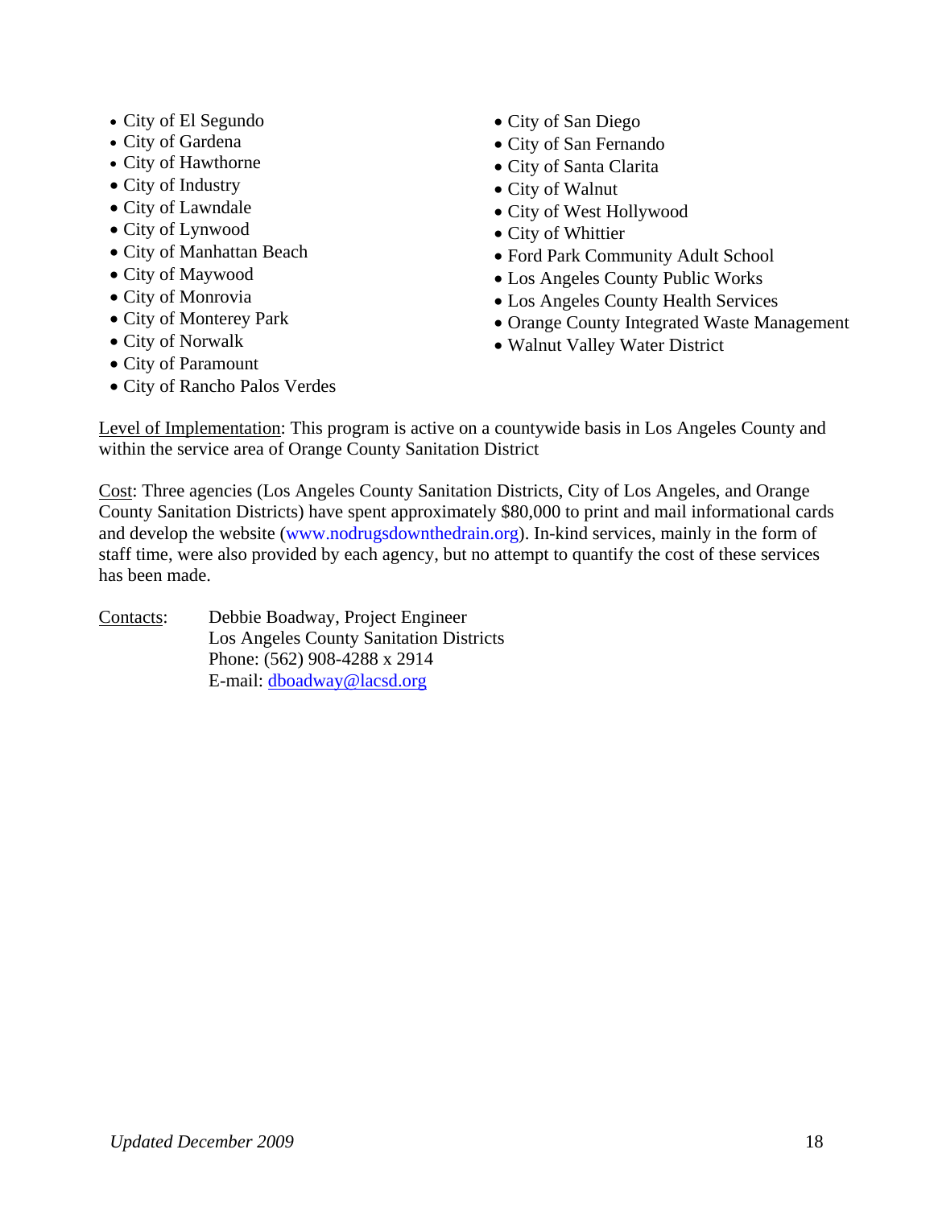- City of El Segundo
- City of Gardena
- City of Hawthorne
- City of Industry
- City of Lawndale
- City of Lynwood
- City of Manhattan Beach
- City of Maywood
- City of Monrovia
- City of Monterey Park
- City of Norwalk
- City of Paramount
- City of Rancho Palos Verdes
- City of San Diego
- City of San Fernando
- City of Santa Clarita
- City of Walnut
- City of West Hollywood
- City of Whittier
- Ford Park Community Adult School
- Los Angeles County Public Works
- Los Angeles County Health Services
- Orange County Integrated Waste Management
- Walnut Valley Water District

Level of Implementation: This program is active on a countywide basis in Los Angeles County and within the service area of Orange County Sanitation District

Cost: Three agencies (Los Angeles County Sanitation Districts, City of Los Angeles, and Orange County Sanitation Districts) have spent approximately $80,000 to print and mail informational cards and develop the website (www.nodrugsdownthedrain.org). In-kind services, mainly in the form of staff time, were also provided by each agency, but no attempt to quantify the cost of these services has been made.

Contacts: Debbie Boadway, Project Engineer
Los Angeles County Sanitation Districts
Phone: (562) 908-4288 x 2914
E-mail: dboadway@lacsd.org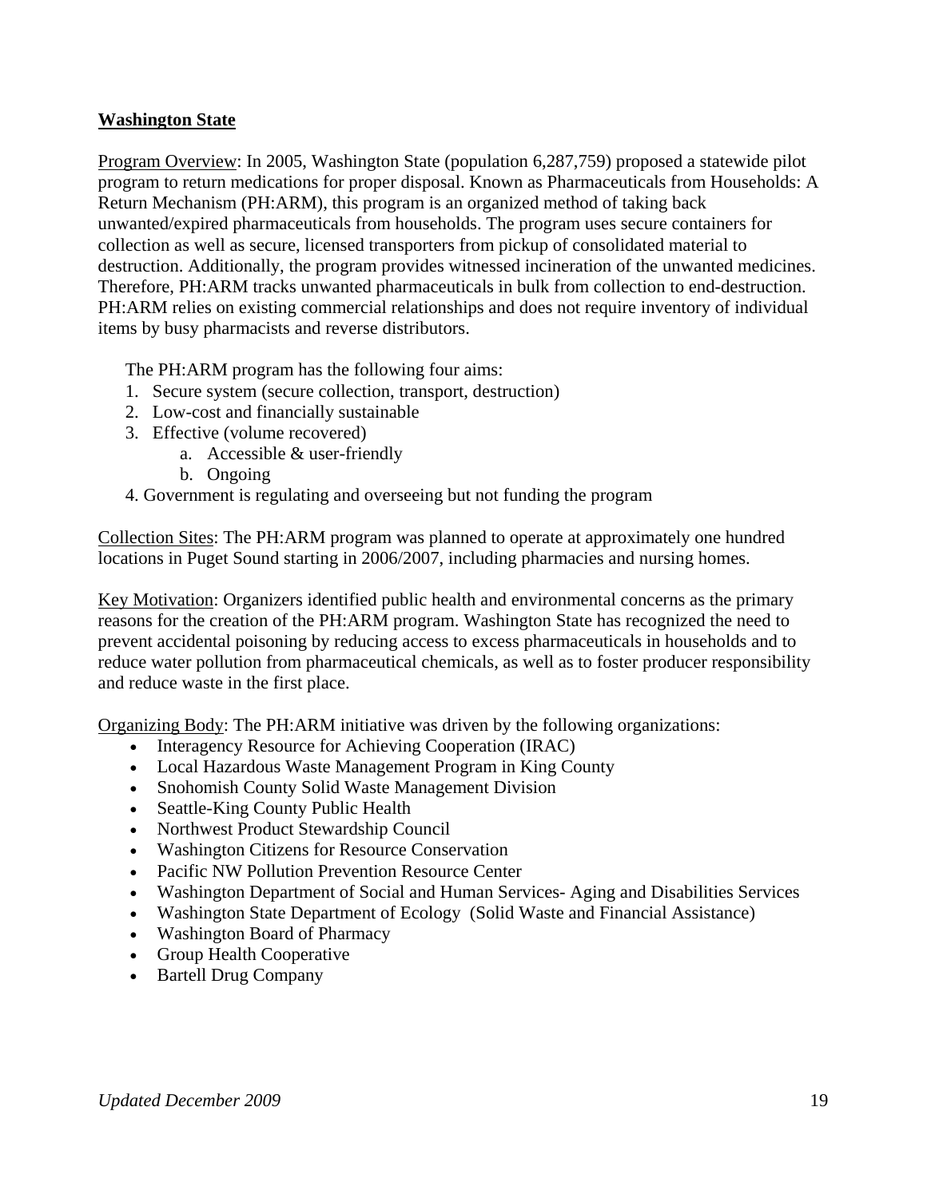## Washington State

Program Overview: In 2005, Washington State (population 6,287,759) proposed a statewide pilot program to return medications for proper disposal. Known as Pharmaceuticals from Households: A Return Mechanism (PH:ARM), this program is an organized method of taking back unwanted/expired pharmaceuticals from households. The program uses secure containers for collection as well as secure, licensed transporters from pickup of consolidated material to destruction. Additionally, the program provides witnessed incineration of the unwanted medicines. Therefore, PH:ARM tracks unwanted pharmaceuticals in bulk from collection to end-destruction. PH:ARM relies on existing commercial relationships and does not require inventory of individual items by busy pharmacists and reverse distributors.

The PH:ARM program has the following four aims:

1. Secure system (secure collection, transport, destruction)
2. Low-cost and financially sustainable
3. Effective (volume recovered)
    a. Accessible & user-friendly
    b. Ongoing
4. Government is regulating and overseeing but not funding the program

Collection Sites: The PH:ARM program was planned to operate at approximately one hundred locations in Puget Sound starting in 2006/2007, including pharmacies and nursing homes.

Key Motivation: Organizers identified public health and environmental concerns as the primary reasons for the creation of the PH:ARM program. Washington State has recognized the need to prevent accidental poisoning by reducing access to excess pharmaceuticals in households and to reduce water pollution from pharmaceutical chemicals, as well as to foster producer responsibility and reduce waste in the first place.

Organizing Body: The PH:ARM initiative was driven by the following organizations:

- Interagency Resource for Achieving Cooperation (IRAC)
- Local Hazardous Waste Management Program in King County
- Snohomish County Solid Waste Management Division
- Seattle-King County Public Health
- Northwest Product Stewardship Council
- Washington Citizens for Resource Conservation
- Pacific NW Pollution Prevention Resource Center
- Washington Department of Social and Human Services- Aging and Disabilities Services
- Washington State Department of Ecology (Solid Waste and Financial Assistance)
- Washington Board of Pharmacy
- Group Health Cooperative
- Bartell Drug Company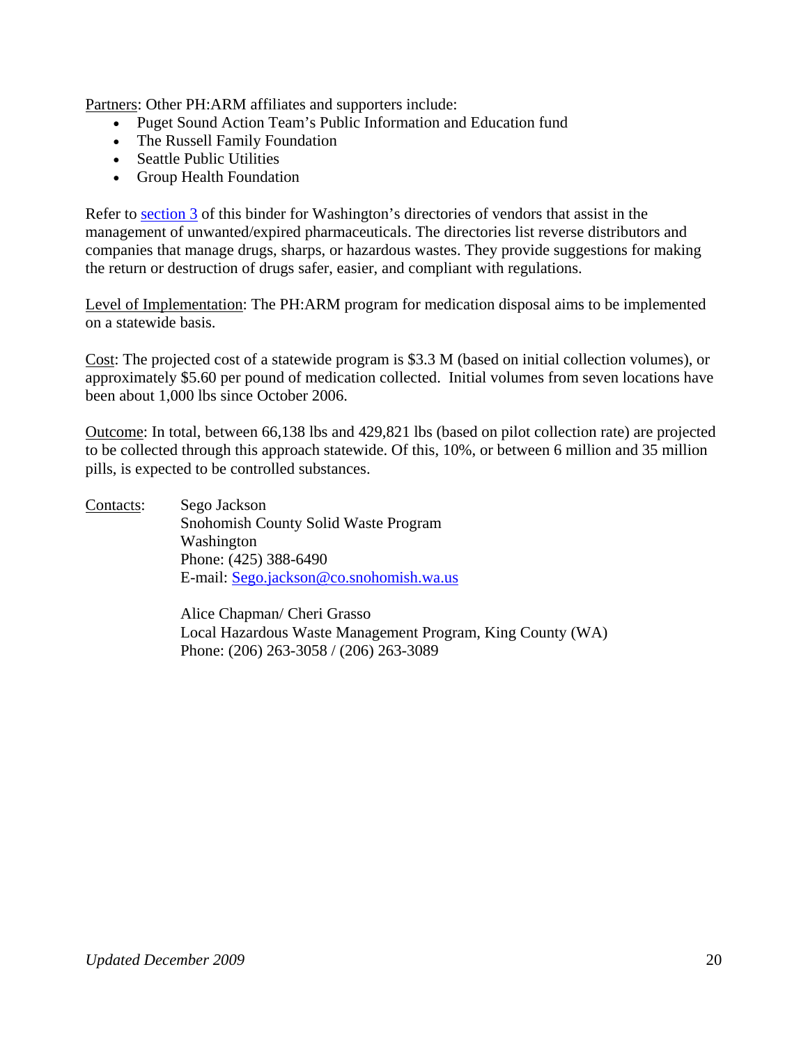Partners: Other PH:ARM affiliates and supporters include:

- Puget Sound Action Team's Public Information and Education fund
- The Russell Family Foundation
- Seattle Public Utilities
- Group Health Foundation

Refer to section 3 of this binder for Washington's directories of vendors that assist in the management of unwanted/expired pharmaceuticals. The directories list reverse distributors and companies that manage drugs, sharps, or hazardous wastes. They provide suggestions for making the return or destruction of drugs safer, easier, and compliant with regulations.

Level of Implementation: The PH:ARM program for medication disposal aims to be implemented on a statewide basis.

Cost: The projected cost of a statewide program is $3.3 M (based on initial collection volumes), or approximately $5.60 per pound of medication collected. Initial volumes from seven locations have been about 1,000 lbs since October 2006.

Outcome: In total, between 66,138 lbs and 429,821 lbs (based on pilot collection rate) are projected to be collected through this approach statewide. Of this, 10%, or between 6 million and 35 million pills, is expected to be controlled substances.

Contacts:

Sego Jackson
Snohomish County Solid Waste Program
Washington
Phone: (425) 388-6490
E-mail: Sego.jackson@co.snohomish.wa.us

Alice Chapman/ Cheri Grasso
Local Hazardous Waste Management Program, King County (WA)
Phone: (206) 263-3058 / (206) 263-3089

*Updated December 2009*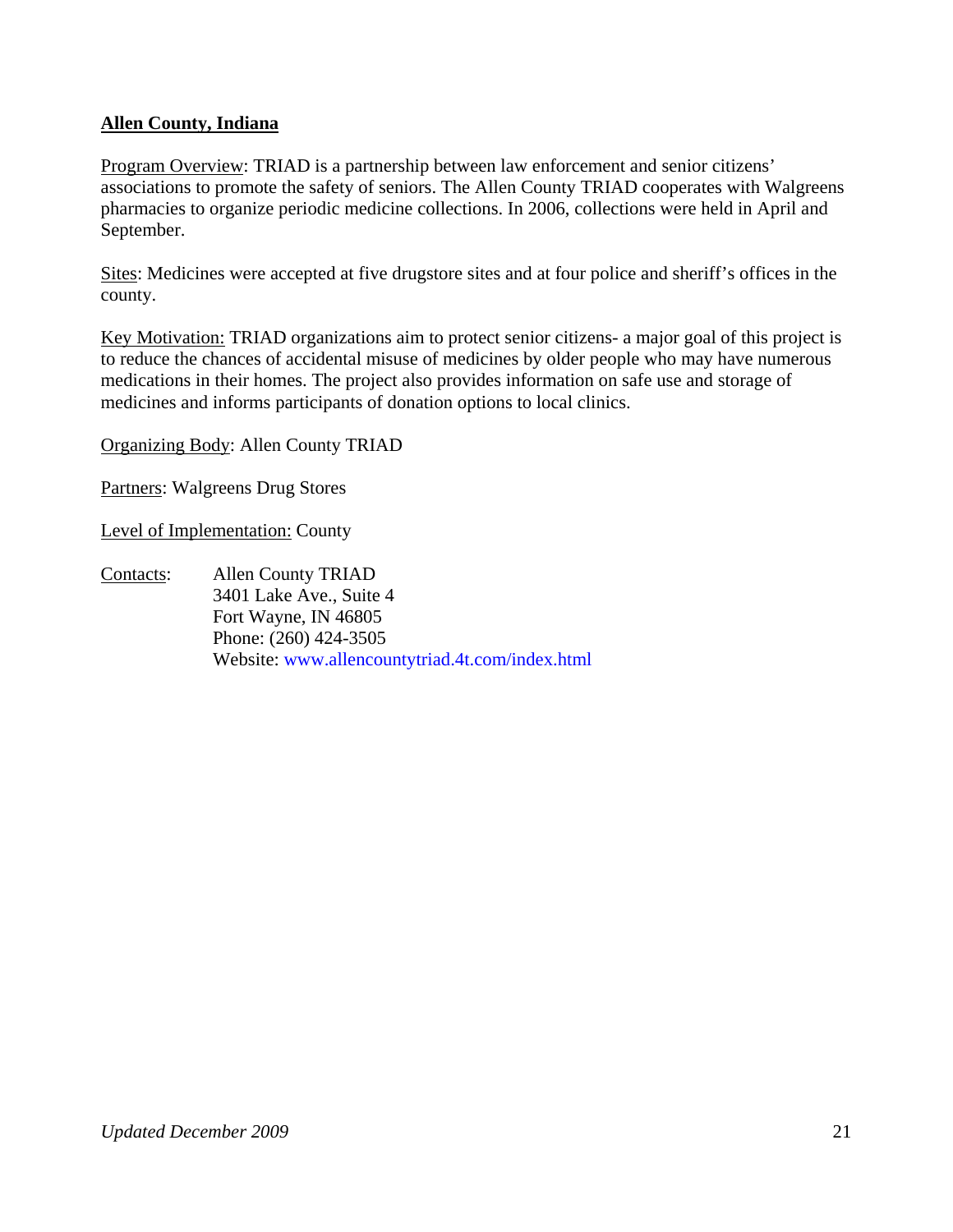**Allen County, Indiana**

Program Overview: TRIAD is a partnership between law enforcement and senior citizens' associations to promote the safety of seniors. The Allen County TRIAD cooperates with Walgreens pharmacies to organize periodic medicine collections. In 2006, collections were held in April and September.

Sites: Medicines were accepted at five drugstore sites and at four police and sheriff's offices in the county.

Key Motivation: TRIAD organizations aim to protect senior citizens- a major goal of this project is to reduce the chances of accidental misuse of medicines by older people who may have numerous medications in their homes. The project also provides information on safe use and storage of medicines and informs participants of donation options to local clinics.

Organizing Body: Allen County TRIAD

Partners: Walgreens Drug Stores

Level of Implementation: County

Contacts: Allen County TRIAD
3401 Lake Ave., Suite 4
Fort Wayne, IN 46805
Phone: (260) 424-3505
Website: www.allencountytriad.4t.com/index.html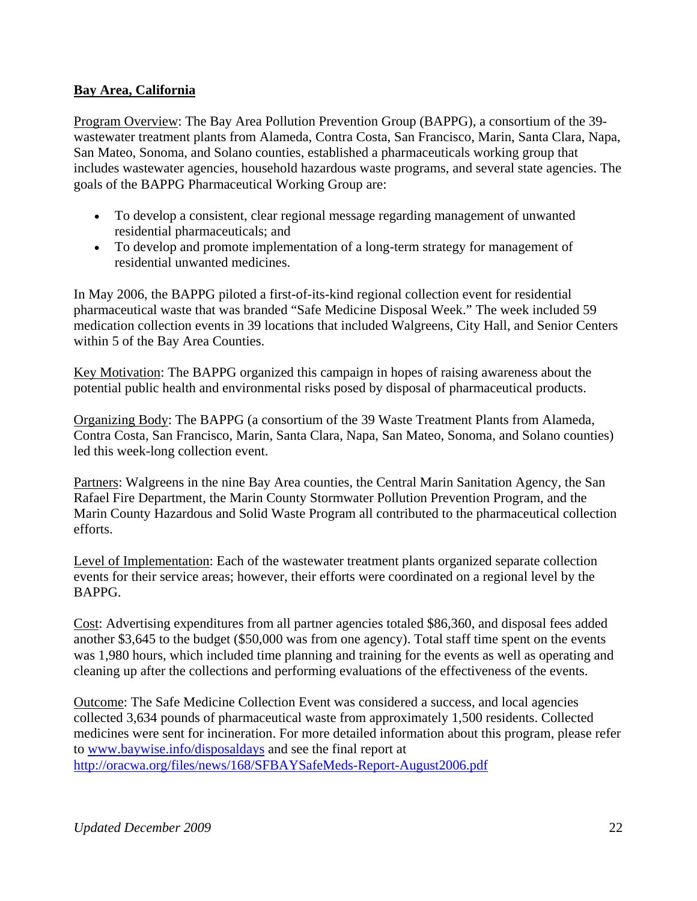**Bay Area, California**

Program Overview: The Bay Area Pollution Prevention Group (BAPPG), a consortium of the 39-wastewater treatment plants from Alameda, Contra Costa, San Francisco, Marin, Santa Clara, Napa, San Mateo, Sonoma, and Solano counties, established a pharmaceuticals working group that includes wastewater agencies, household hazardous waste programs, and several state agencies. The goals of the BAPPG Pharmaceutical Working Group are:

- To develop a consistent, clear regional message regarding management of unwanted residential pharmaceuticals; and
- To develop and promote implementation of a long-term strategy for management of residential unwanted medicines.

In May 2006, the BAPPG piloted a first-of-its-kind regional collection event for residential pharmaceutical waste that was branded "Safe Medicine Disposal Week." The week included 59 medication collection events in 39 locations that included Walgreens, City Hall, and Senior Centers within 5 of the Bay Area Counties.

Key Motivation: The BAPPG organized this campaign in hopes of raising awareness about the potential public health and environmental risks posed by disposal of pharmaceutical products.

Organizing Body: The BAPPG (a consortium of the 39 Waste Treatment Plants from Alameda, Contra Costa, San Francisco, Marin, Santa Clara, Napa, San Mateo, Sonoma, and Solano counties) led this week-long collection event.

Partners: Walgreens in the nine Bay Area counties, the Central Marin Sanitation Agency, the San Rafael Fire Department, the Marin County Stormwater Pollution Prevention Program, and the Marin County Hazardous and Solid Waste Program all contributed to the pharmaceutical collection efforts.

Level of Implementation: Each of the wastewater treatment plants organized separate collection events for their service areas; however, their efforts were coordinated on a regional level by the BAPPG.

Cost: Advertising expenditures from all partner agencies totaled $86,360, and disposal fees added another $3,645 to the budget ($50,000 was from one agency). Total staff time spent on the events was 1,980 hours, which included time planning and training for the events as well as operating and cleaning up after the collections and performing evaluations of the effectiveness of the events.

Outcome: The Safe Medicine Collection Event was considered a success, and local agencies collected 3,634 pounds of pharmaceutical waste from approximately 1,500 residents. Collected medicines were sent for incineration. For more detailed information about this program, please refer to [www.baywise.info/disposaldays](www.baywise.info/disposaldays) and see the final report at [http://oracwa.org/files/news/168/SFBAYSafeMeds-Report-August2006.pdf](http://oracwa.org/files/news/168/SFBAYSafeMeds-Report-August2006.pdf)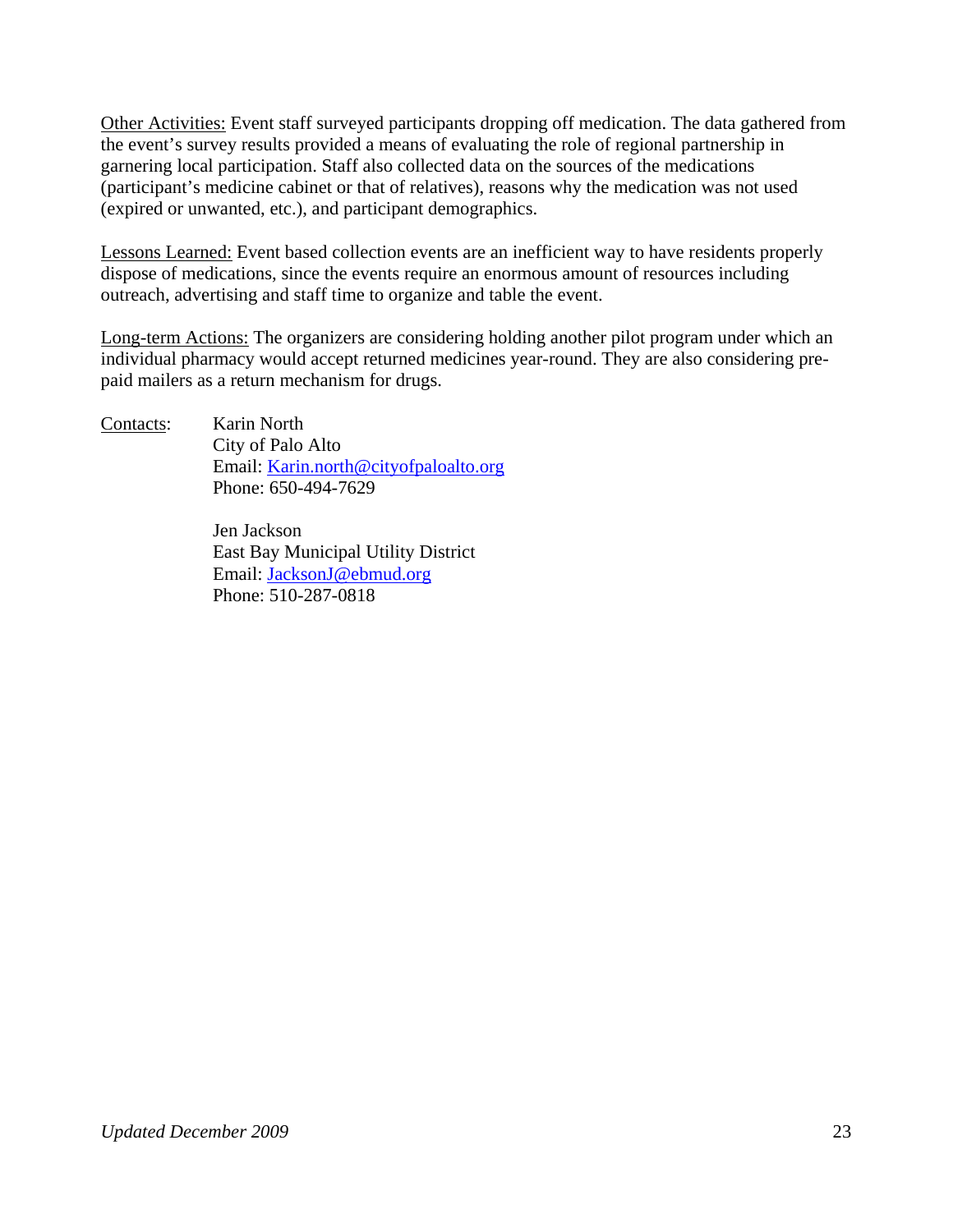Other Activities: Event staff surveyed participants dropping off medication. The data gathered from the event's survey results provided a means of evaluating the role of regional partnership in garnering local participation. Staff also collected data on the sources of the medications (participant's medicine cabinet or that of relatives), reasons why the medication was not used (expired or unwanted, etc.), and participant demographics.

Lessons Learned: Event based collection events are an inefficient way to have residents properly dispose of medications, since the events require an enormous amount of resources including outreach, advertising and staff time to organize and table the event.

Long-term Actions: The organizers are considering holding another pilot program under which an individual pharmacy would accept returned medicines year-round. They are also considering pre-paid mailers as a return mechanism for drugs.

Contacts:

Karin North
City of Palo Alto
Email: Karin.north@cityofpaloalto.org
Phone: 650-494-7629

Jen Jackson
East Bay Municipal Utility District
Email: JacksonJ@ebmud.org
Phone: 510-287-0818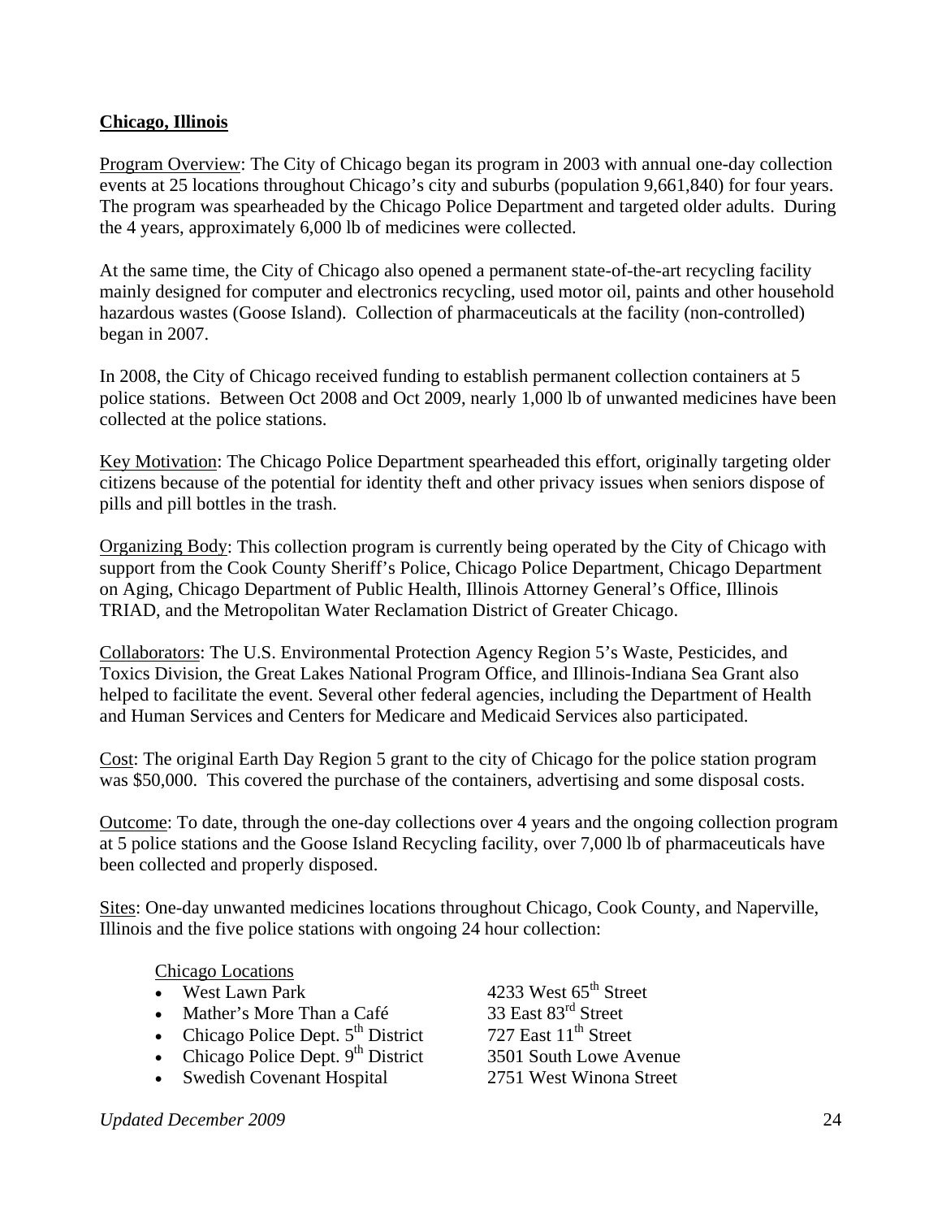**Chicago, Illinois**

Program Overview: The City of Chicago began its program in 2003 with annual one-day collection events at 25 locations throughout Chicago's city and suburbs (population 9,661,840) for four years. The program was spearheaded by the Chicago Police Department and targeted older adults. During the 4 years, approximately 6,000 lb of medicines were collected.

At the same time, the City of Chicago also opened a permanent state-of-the-art recycling facility mainly designed for computer and electronics recycling, used motor oil, paints and other household hazardous wastes (Goose Island). Collection of pharmaceuticals at the facility (non-controlled) began in 2007.

In 2008, the City of Chicago received funding to establish permanent collection containers at 5 police stations. Between Oct 2008 and Oct 2009, nearly 1,000 lb of unwanted medicines have been collected at the police stations.

Key Motivation: The Chicago Police Department spearheaded this effort, originally targeting older citizens because of the potential for identity theft and other privacy issues when seniors dispose of pills and pill bottles in the trash.

Organizing Body: This collection program is currently being operated by the City of Chicago with support from the Cook County Sheriff's Police, Chicago Police Department, Chicago Department on Aging, Chicago Department of Public Health, Illinois Attorney General's Office, Illinois TRIAD, and the Metropolitan Water Reclamation District of Greater Chicago.

Collaborators: The U.S. Environmental Protection Agency Region 5's Waste, Pesticides, and Toxics Division, the Great Lakes National Program Office, and Illinois-Indiana Sea Grant also helped to facilitate the event. Several other federal agencies, including the Department of Health and Human Services and Centers for Medicare and Medicaid Services also participated.

Cost: The original Earth Day Region 5 grant to the city of Chicago for the police station program was $50,000. This covered the purchase of the containers, advertising and some disposal costs.

Outcome: To date, through the one-day collections over 4 years and the ongoing collection program at 5 police stations and the Goose Island Recycling facility, over 7,000 lb of pharmaceuticals have been collected and properly disposed.

Sites: One-day unwanted medicines locations throughout Chicago, Cook County, and Naperville, Illinois and the five police stations with ongoing 24 hour collection:

Chicago Locations

- West Lawn Park — 4233 West 65th Street
- Mather's More Than a Café — 33 East 83rd Street
- Chicago Police Dept. 5th District — 727 East 11th Street
- Chicago Police Dept. 9th District — 3501 South Lowe Avenue
- Swedish Covenant Hospital — 2751 West Winona Street

*Updated December 2009*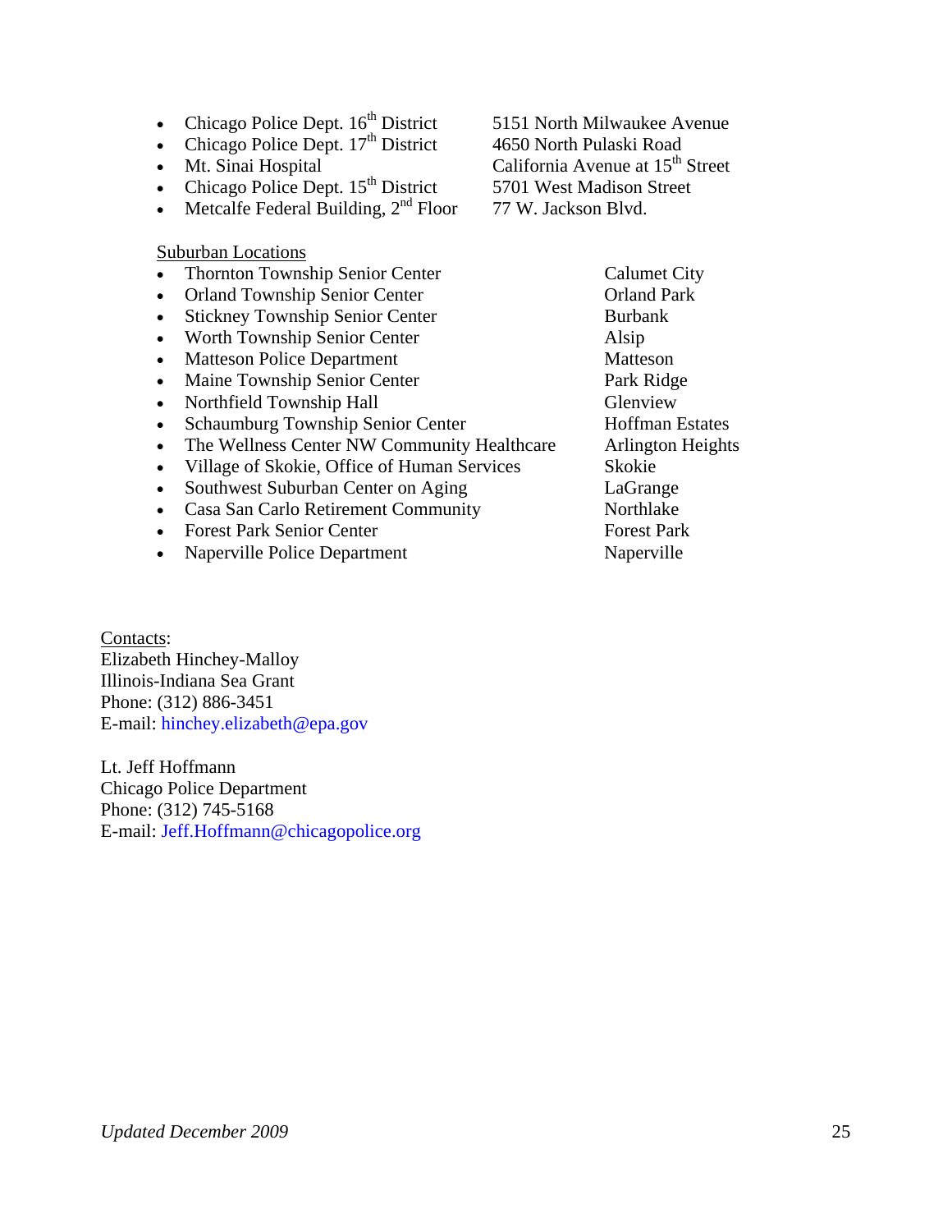- Chicago Police Dept. 16th District — 5151 North Milwaukee Avenue
- Chicago Police Dept. 17th District — 4650 North Pulaski Road
- Mt. Sinai Hospital — California Avenue at 15th Street
- Chicago Police Dept. 15th District — 5701 West Madison Street
- Metcalfe Federal Building, 2nd Floor — 77 W. Jackson Blvd.

Suburban Locations

| Location | City |
|---|---|
| Thornton Township Senior Center | Calumet City |
| Orland Township Senior Center | Orland Park |
| Stickney Township Senior Center | Burbank |
| Worth Township Senior Center | Alsip |
| Matteson Police Department | Matteson |
| Maine Township Senior Center | Park Ridge |
| Northfield Township Hall | Glenview |
| Schaumburg Township Senior Center | Hoffman Estates |
| The Wellness Center NW Community Healthcare | Arlington Heights |
| Village of Skokie, Office of Human Services | Skokie |
| Southwest Suburban Center on Aging | LaGrange |
| Casa San Carlo Retirement Community | Northlake |
| Forest Park Senior Center | Forest Park |
| Naperville Police Department | Naperville |

Contacts:

Elizabeth Hinchey-Malloy
Illinois-Indiana Sea Grant
Phone: (312) 886-3451
E-mail: hinchey.elizabeth@epa.gov

Lt. Jeff Hoffmann
Chicago Police Department
Phone: (312) 745-5168
E-mail: Jeff.Hoffmann@chicagopolice.org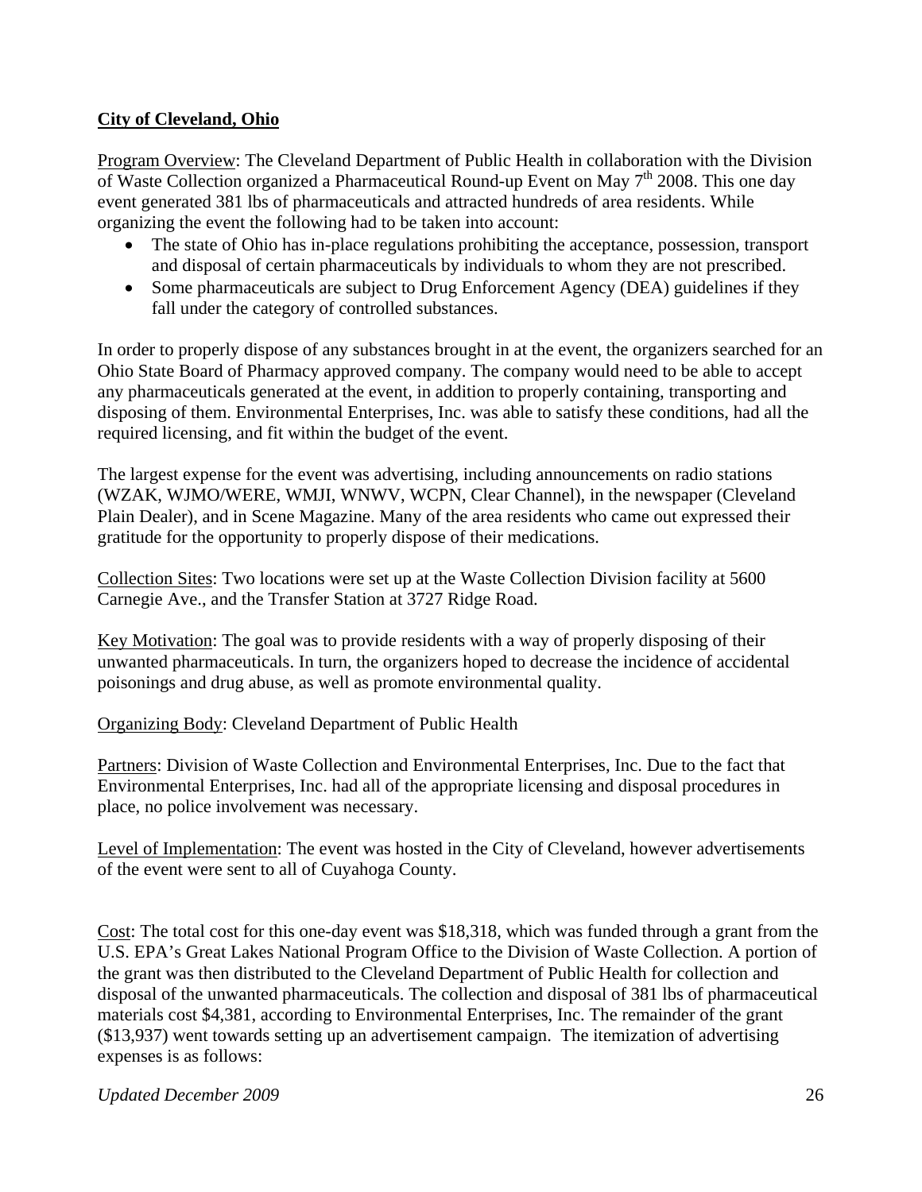**City of Cleveland, Ohio**

Program Overview: The Cleveland Department of Public Health in collaboration with the Division of Waste Collection organized a Pharmaceutical Round-up Event on May 7th 2008. This one day event generated 381 lbs of pharmaceuticals and attracted hundreds of area residents. While organizing the event the following had to be taken into account:

- The state of Ohio has in-place regulations prohibiting the acceptance, possession, transport and disposal of certain pharmaceuticals by individuals to whom they are not prescribed.
- Some pharmaceuticals are subject to Drug Enforcement Agency (DEA) guidelines if they fall under the category of controlled substances.

In order to properly dispose of any substances brought in at the event, the organizers searched for an Ohio State Board of Pharmacy approved company. The company would need to be able to accept any pharmaceuticals generated at the event, in addition to properly containing, transporting and disposing of them. Environmental Enterprises, Inc. was able to satisfy these conditions, had all the required licensing, and fit within the budget of the event.

The largest expense for the event was advertising, including announcements on radio stations (WZAK, WJMO/WERE, WMJI, WNWV, WCPN, Clear Channel), in the newspaper (Cleveland Plain Dealer), and in Scene Magazine. Many of the area residents who came out expressed their gratitude for the opportunity to properly dispose of their medications.

Collection Sites: Two locations were set up at the Waste Collection Division facility at 5600 Carnegie Ave., and the Transfer Station at 3727 Ridge Road.

Key Motivation: The goal was to provide residents with a way of properly disposing of their unwanted pharmaceuticals. In turn, the organizers hoped to decrease the incidence of accidental poisonings and drug abuse, as well as promote environmental quality.

Organizing Body: Cleveland Department of Public Health

Partners: Division of Waste Collection and Environmental Enterprises, Inc. Due to the fact that Environmental Enterprises, Inc. had all of the appropriate licensing and disposal procedures in place, no police involvement was necessary.

Level of Implementation: The event was hosted in the City of Cleveland, however advertisements of the event were sent to all of Cuyahoga County.

Cost: The total cost for this one-day event was $18,318, which was funded through a grant from the U.S. EPA's Great Lakes National Program Office to the Division of Waste Collection. A portion of the grant was then distributed to the Cleveland Department of Public Health for collection and disposal of the unwanted pharmaceuticals. The collection and disposal of 381 lbs of pharmaceutical materials cost $4,381, according to Environmental Enterprises, Inc. The remainder of the grant ($13,937) went towards setting up an advertisement campaign. The itemization of advertising expenses is as follows: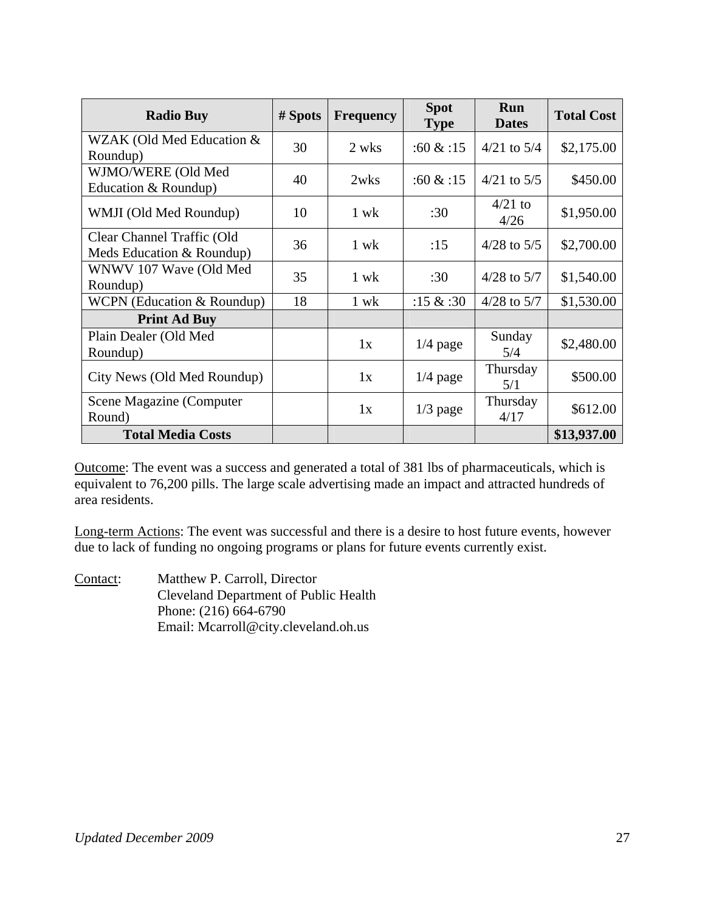| Radio Buy | # Spots | Frequency | Spot Type | Run Dates | Total Cost |
|---|---|---|---|---|---|
| WZAK (Old Med Education & Roundup) | 30 | 2 wks | :60 & :15 | 4/21 to 5/4 | $2,175.00 |
| WJMO/WERE (Old Med Education & Roundup) | 40 | 2wks | :60 & :15 | 4/21 to 5/5 | $450.00 |
| WMJI (Old Med Roundup) | 10 | 1 wk | :30 | 4/21 to 4/26 | $1,950.00 |
| Clear Channel Traffic (Old Meds Education & Roundup) | 36 | 1 wk | :15 | 4/28 to 5/5 | $2,700.00 |
| WNWV 107 Wave (Old Med Roundup) | 35 | 1 wk | :30 | 4/28 to 5/7 | $1,540.00 |
| WCPN (Education & Roundup) | 18 | 1 wk | :15 & :30 | 4/28 to 5/7 | $1,530.00 |
| **Print Ad Buy** | | | | | |
| Plain Dealer (Old Med Roundup) | | 1x | 1/4 page | Sunday 5/4 | $2,480.00 |
| City News (Old Med Roundup) | | 1x | 1/4 page | Thursday 5/1 | $500.00 |
| Scene Magazine (Computer Round) | | 1x | 1/3 page | Thursday 4/17 | $612.00 |
| **Total Media Costs** | | | | | **$13,937.00** |

Outcome: The event was a success and generated a total of 381 lbs of pharmaceuticals, which is equivalent to 76,200 pills. The large scale advertising made an impact and attracted hundreds of area residents.

Long-term Actions: The event was successful and there is a desire to host future events, however due to lack of funding no ongoing programs or plans for future events currently exist.

Contact: Matthew P. Carroll, Director
Cleveland Department of Public Health
Phone: (216) 664-6790
Email: Mcarroll@city.cleveland.oh.us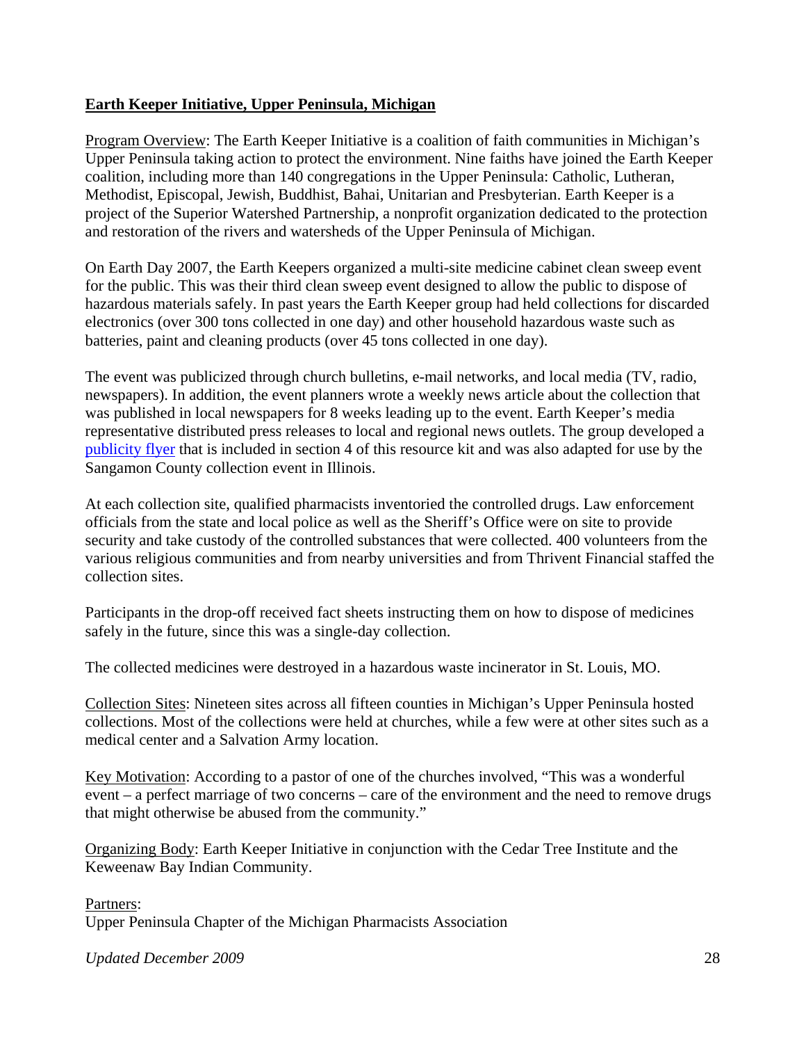## Earth Keeper Initiative, Upper Peninsula, Michigan

Program Overview: The Earth Keeper Initiative is a coalition of faith communities in Michigan's Upper Peninsula taking action to protect the environment. Nine faiths have joined the Earth Keeper coalition, including more than 140 congregations in the Upper Peninsula: Catholic, Lutheran, Methodist, Episcopal, Jewish, Buddhist, Bahai, Unitarian and Presbyterian. Earth Keeper is a project of the Superior Watershed Partnership, a nonprofit organization dedicated to the protection and restoration of the rivers and watersheds of the Upper Peninsula of Michigan.

On Earth Day 2007, the Earth Keepers organized a multi-site medicine cabinet clean sweep event for the public. This was their third clean sweep event designed to allow the public to dispose of hazardous materials safely. In past years the Earth Keeper group had held collections for discarded electronics (over 300 tons collected in one day) and other household hazardous waste such as batteries, paint and cleaning products (over 45 tons collected in one day).

The event was publicized through church bulletins, e-mail networks, and local media (TV, radio, newspapers). In addition, the event planners wrote a weekly news article about the collection that was published in local newspapers for 8 weeks leading up to the event. Earth Keeper's media representative distributed press releases to local and regional news outlets. The group developed a publicity flyer that is included in section 4 of this resource kit and was also adapted for use by the Sangamon County collection event in Illinois.

At each collection site, qualified pharmacists inventoried the controlled drugs. Law enforcement officials from the state and local police as well as the Sheriff's Office were on site to provide security and take custody of the controlled substances that were collected. 400 volunteers from the various religious communities and from nearby universities and from Thrivent Financial staffed the collection sites.

Participants in the drop-off received fact sheets instructing them on how to dispose of medicines safely in the future, since this was a single-day collection.

The collected medicines were destroyed in a hazardous waste incinerator in St. Louis, MO.

Collection Sites: Nineteen sites across all fifteen counties in Michigan's Upper Peninsula hosted collections. Most of the collections were held at churches, while a few were at other sites such as a medical center and a Salvation Army location.

Key Motivation: According to a pastor of one of the churches involved, "This was a wonderful event – a perfect marriage of two concerns – care of the environment and the need to remove drugs that might otherwise be abused from the community."

Organizing Body: Earth Keeper Initiative in conjunction with the Cedar Tree Institute and the Keweenaw Bay Indian Community.

Partners:
Upper Peninsula Chapter of the Michigan Pharmacists Association

*Updated December 2009*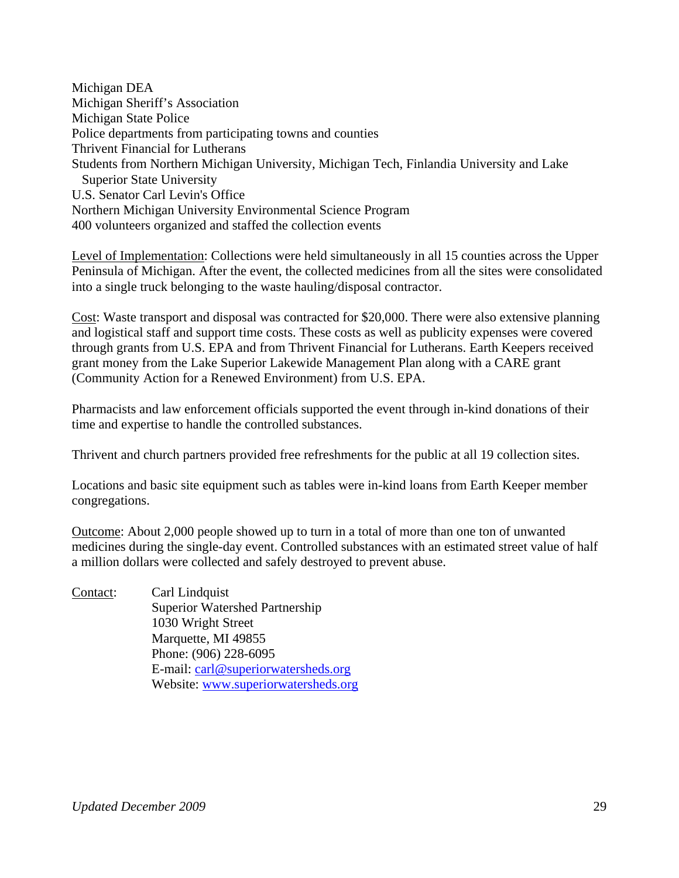Michigan DEA
Michigan Sheriff's Association
Michigan State Police
Police departments from participating towns and counties
Thrivent Financial for Lutherans
Students from Northern Michigan University, Michigan Tech, Finlandia University and Lake Superior State University
U.S. Senator Carl Levin's Office
Northern Michigan University Environmental Science Program
400 volunteers organized and staffed the collection events

Level of Implementation: Collections were held simultaneously in all 15 counties across the Upper Peninsula of Michigan. After the event, the collected medicines from all the sites were consolidated into a single truck belonging to the waste hauling/disposal contractor.

Cost: Waste transport and disposal was contracted for $20,000. There were also extensive planning and logistical staff and support time costs. These costs as well as publicity expenses were covered through grants from U.S. EPA and from Thrivent Financial for Lutherans. Earth Keepers received grant money from the Lake Superior Lakewide Management Plan along with a CARE grant (Community Action for a Renewed Environment) from U.S. EPA.

Pharmacists and law enforcement officials supported the event through in-kind donations of their time and expertise to handle the controlled substances.

Thrivent and church partners provided free refreshments for the public at all 19 collection sites.

Locations and basic site equipment such as tables were in-kind loans from Earth Keeper member congregations.

Outcome: About 2,000 people showed up to turn in a total of more than one ton of unwanted medicines during the single-day event. Controlled substances with an estimated street value of half a million dollars were collected and safely destroyed to prevent abuse.

Contact: Carl Lindquist
Superior Watershed Partnership
1030 Wright Street
Marquette, MI 49855
Phone: (906) 228-6095
E-mail: carl@superiorwatersheds.org
Website: www.superiorwatersheds.org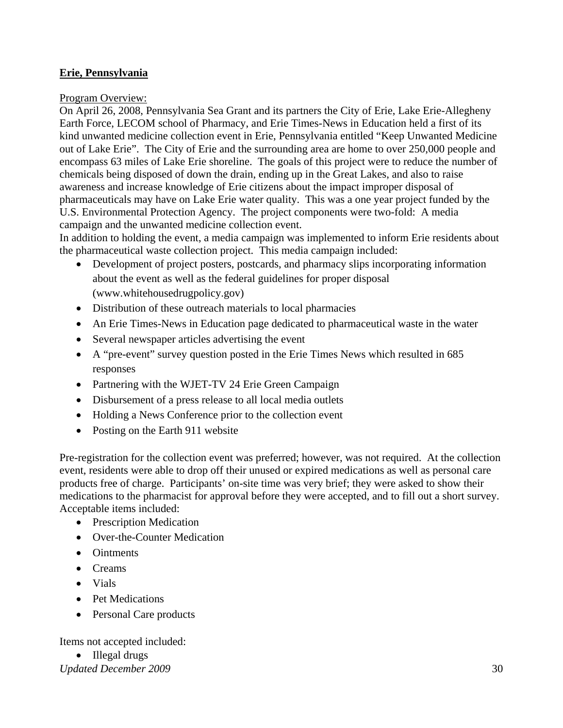## Erie, Pennsylvania

Program Overview:

On April 26, 2008, Pennsylvania Sea Grant and its partners the City of Erie, Lake Erie-Allegheny Earth Force, LECOM school of Pharmacy, and Erie Times-News in Education held a first of its kind unwanted medicine collection event in Erie, Pennsylvania entitled "Keep Unwanted Medicine out of Lake Erie". The City of Erie and the surrounding area are home to over 250,000 people and encompass 63 miles of Lake Erie shoreline. The goals of this project were to reduce the number of chemicals being disposed of down the drain, ending up in the Great Lakes, and also to raise awareness and increase knowledge of Erie citizens about the impact improper disposal of pharmaceuticals may have on Lake Erie water quality. This was a one year project funded by the U.S. Environmental Protection Agency. The project components were two-fold: A media campaign and the unwanted medicine collection event.

In addition to holding the event, a media campaign was implemented to inform Erie residents about the pharmaceutical waste collection project. This media campaign included:

- Development of project posters, postcards, and pharmacy slips incorporating information about the event as well as the federal guidelines for proper disposal (www.whitehousedrugpolicy.gov)
- Distribution of these outreach materials to local pharmacies
- An Erie Times-News in Education page dedicated to pharmaceutical waste in the water
- Several newspaper articles advertising the event
- A "pre-event" survey question posted in the Erie Times News which resulted in 685 responses
- Partnering with the WJET-TV 24 Erie Green Campaign
- Disbursement of a press release to all local media outlets
- Holding a News Conference prior to the collection event
- Posting on the Earth 911 website

Pre-registration for the collection event was preferred; however, was not required. At the collection event, residents were able to drop off their unused or expired medications as well as personal care products free of charge. Participants' on-site time was very brief; they were asked to show their medications to the pharmacist for approval before they were accepted, and to fill out a short survey. Acceptable items included:

- Prescription Medication
- Over-the-Counter Medication
- Ointments
- Creams
- Vials
- Pet Medications
- Personal Care products

Items not accepted included:

- Illegal drugs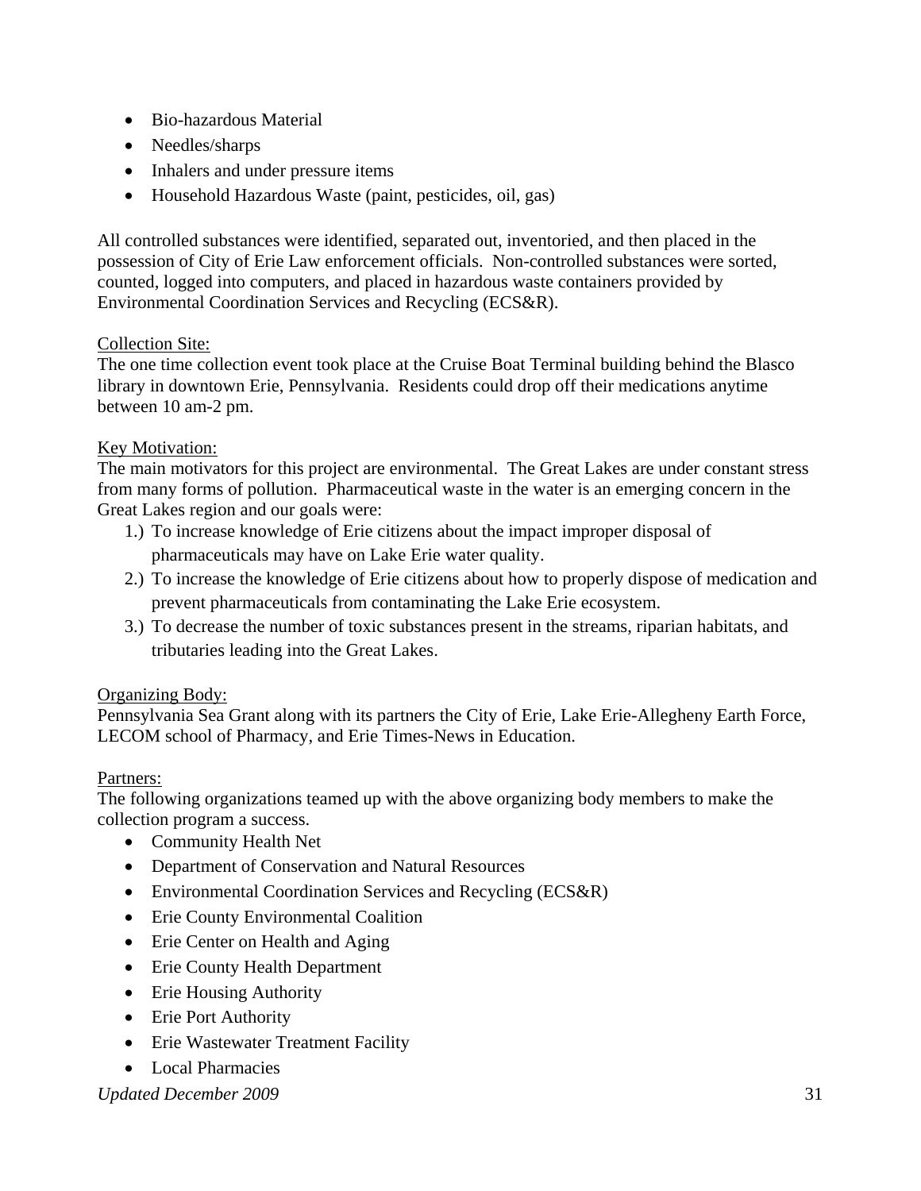- Bio-hazardous Material
- Needles/sharps
- Inhalers and under pressure items
- Household Hazardous Waste (paint, pesticides, oil, gas)

All controlled substances were identified, separated out, inventoried, and then placed in the possession of City of Erie Law enforcement officials. Non-controlled substances were sorted, counted, logged into computers, and placed in hazardous waste containers provided by Environmental Coordination Services and Recycling (ECS&R).

<u>Collection Site:</u>
The one time collection event took place at the Cruise Boat Terminal building behind the Blasco library in downtown Erie, Pennsylvania. Residents could drop off their medications anytime between 10 am-2 pm.

<u>Key Motivation:</u>
The main motivators for this project are environmental. The Great Lakes are under constant stress from many forms of pollution. Pharmaceutical waste in the water is an emerging concern in the Great Lakes region and our goals were:

1.) To increase knowledge of Erie citizens about the impact improper disposal of pharmaceuticals may have on Lake Erie water quality.
2.) To increase the knowledge of Erie citizens about how to properly dispose of medication and prevent pharmaceuticals from contaminating the Lake Erie ecosystem.
3.) To decrease the number of toxic substances present in the streams, riparian habitats, and tributaries leading into the Great Lakes.

<u>Organizing Body:</u>
Pennsylvania Sea Grant along with its partners the City of Erie, Lake Erie-Allegheny Earth Force, LECOM school of Pharmacy, and Erie Times-News in Education.

<u>Partners:</u>
The following organizations teamed up with the above organizing body members to make the collection program a success.

- Community Health Net
- Department of Conservation and Natural Resources
- Environmental Coordination Services and Recycling (ECS&R)
- Erie County Environmental Coalition
- Erie Center on Health and Aging
- Erie County Health Department
- Erie Housing Authority
- Erie Port Authority
- Erie Wastewater Treatment Facility
- Local Pharmacies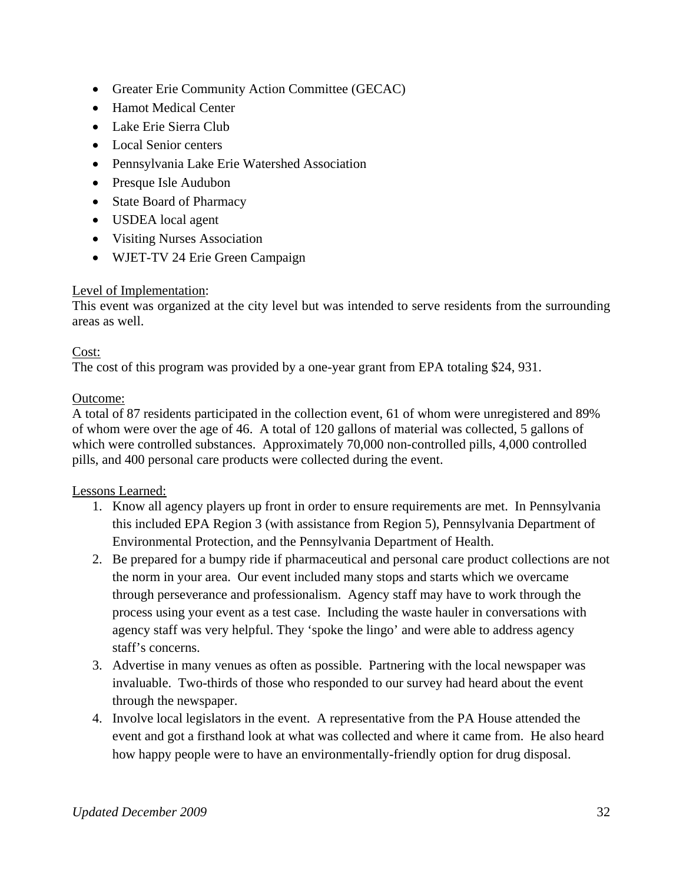- Greater Erie Community Action Committee (GECAC)
- Hamot Medical Center
- Lake Erie Sierra Club
- Local Senior centers
- Pennsylvania Lake Erie Watershed Association
- Presque Isle Audubon
- State Board of Pharmacy
- USDEA local agent
- Visiting Nurses Association
- WJET-TV 24 Erie Green Campaign

<u>Level of Implementation</u>:
This event was organized at the city level but was intended to serve residents from the surrounding areas as well.

<u>Cost:</u>
The cost of this program was provided by a one-year grant from EPA totaling $24, 931.

<u>Outcome:</u>
A total of 87 residents participated in the collection event, 61 of whom were unregistered and 89% of whom were over the age of 46. A total of 120 gallons of material was collected, 5 gallons of which were controlled substances. Approximately 70,000 non-controlled pills, 4,000 controlled pills, and 400 personal care products were collected during the event.

<u>Lessons Learned:</u>

1. Know all agency players up front in order to ensure requirements are met. In Pennsylvania this included EPA Region 3 (with assistance from Region 5), Pennsylvania Department of Environmental Protection, and the Pennsylvania Department of Health.
2. Be prepared for a bumpy ride if pharmaceutical and personal care product collections are not the norm in your area. Our event included many stops and starts which we overcame through perseverance and professionalism. Agency staff may have to work through the process using your event as a test case. Including the waste hauler in conversations with agency staff was very helpful. They 'spoke the lingo' and were able to address agency staff's concerns.
3. Advertise in many venues as often as possible. Partnering with the local newspaper was invaluable. Two-thirds of those who responded to our survey had heard about the event through the newspaper.
4. Involve local legislators in the event. A representative from the PA House attended the event and got a firsthand look at what was collected and where it came from. He also heard how happy people were to have an environmentally-friendly option for drug disposal.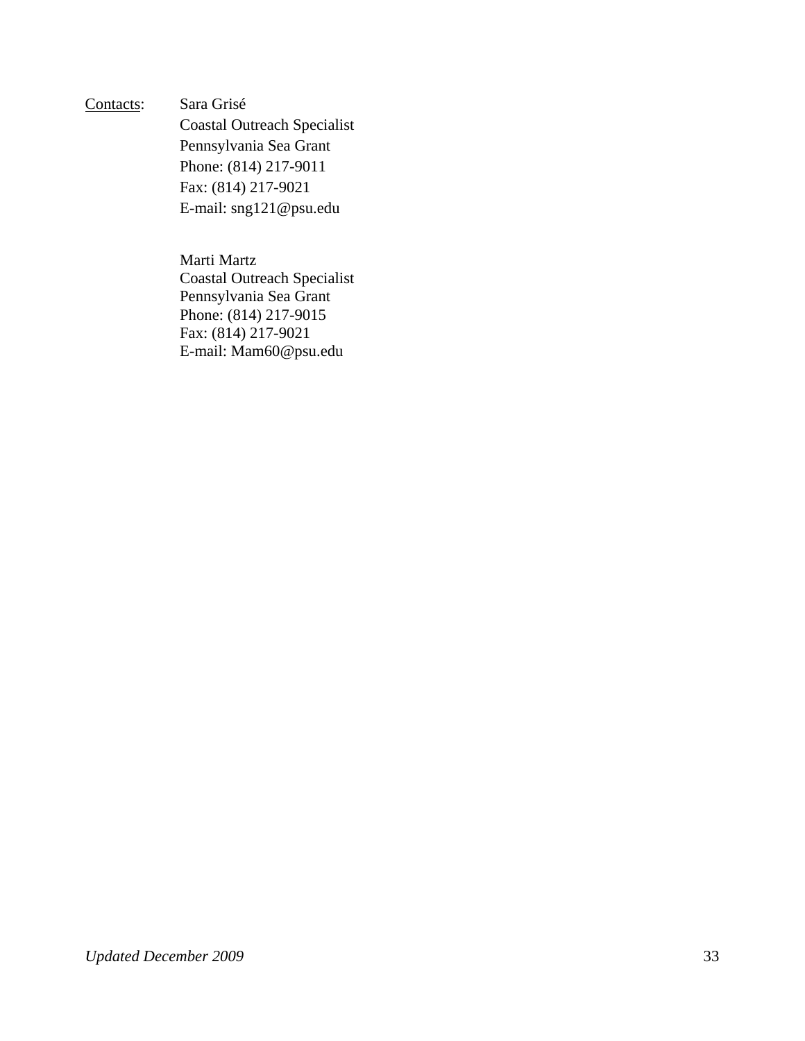Contacts: Sara Grisé
Coastal Outreach Specialist
Pennsylvania Sea Grant
Phone: (814) 217-9011
Fax: (814) 217-9021
E-mail: sng121@psu.edu

Marti Martz
Coastal Outreach Specialist
Pennsylvania Sea Grant
Phone: (814) 217-9015
Fax: (814) 217-9021
E-mail: Mam60@psu.edu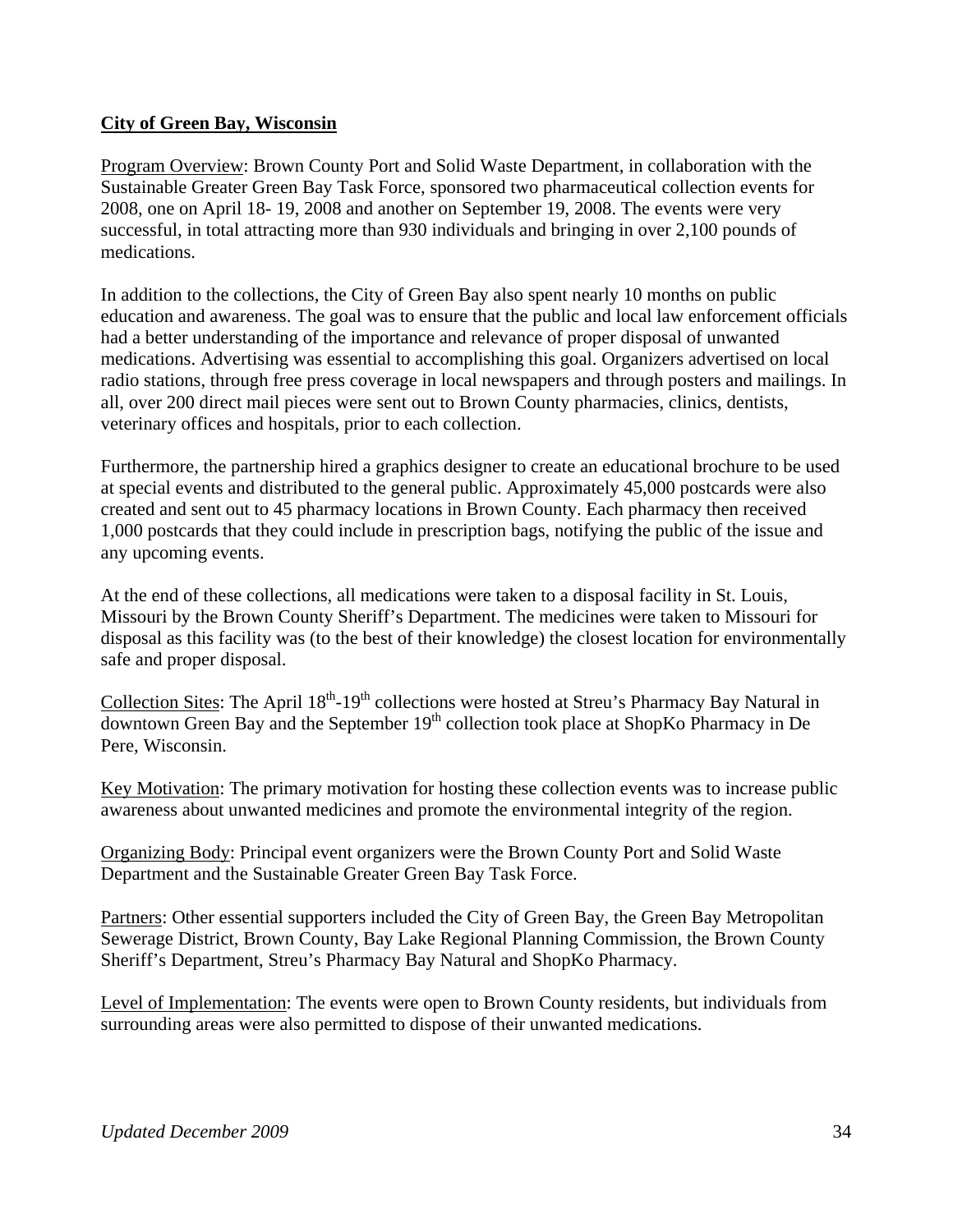**<u>City of Green Bay, Wisconsin</u>**

<u>Program Overview</u>: Brown County Port and Solid Waste Department, in collaboration with the Sustainable Greater Green Bay Task Force, sponsored two pharmaceutical collection events for 2008, one on April 18- 19, 2008 and another on September 19, 2008. The events were very successful, in total attracting more than 930 individuals and bringing in over 2,100 pounds of medications.

In addition to the collections, the City of Green Bay also spent nearly 10 months on public education and awareness. The goal was to ensure that the public and local law enforcement officials had a better understanding of the importance and relevance of proper disposal of unwanted medications. Advertising was essential to accomplishing this goal. Organizers advertised on local radio stations, through free press coverage in local newspapers and through posters and mailings. In all, over 200 direct mail pieces were sent out to Brown County pharmacies, clinics, dentists, veterinary offices and hospitals, prior to each collection.

Furthermore, the partnership hired a graphics designer to create an educational brochure to be used at special events and distributed to the general public. Approximately 45,000 postcards were also created and sent out to 45 pharmacy locations in Brown County. Each pharmacy then received 1,000 postcards that they could include in prescription bags, notifying the public of the issue and any upcoming events.

At the end of these collections, all medications were taken to a disposal facility in St. Louis, Missouri by the Brown County Sheriff's Department. The medicines were taken to Missouri for disposal as this facility was (to the best of their knowledge) the closest location for environmentally safe and proper disposal.

<u>Collection Sites</u>: The April 18th-19th collections were hosted at Streu's Pharmacy Bay Natural in downtown Green Bay and the September 19th collection took place at ShopKo Pharmacy in De Pere, Wisconsin.

<u>Key Motivation</u>: The primary motivation for hosting these collection events was to increase public awareness about unwanted medicines and promote the environmental integrity of the region.

<u>Organizing Body</u>: Principal event organizers were the Brown County Port and Solid Waste Department and the Sustainable Greater Green Bay Task Force.

<u>Partners</u>: Other essential supporters included the City of Green Bay, the Green Bay Metropolitan Sewerage District, Brown County, Bay Lake Regional Planning Commission, the Brown County Sheriff's Department, Streu's Pharmacy Bay Natural and ShopKo Pharmacy.

<u>Level of Implementation</u>: The events were open to Brown County residents, but individuals from surrounding areas were also permitted to dispose of their unwanted medications.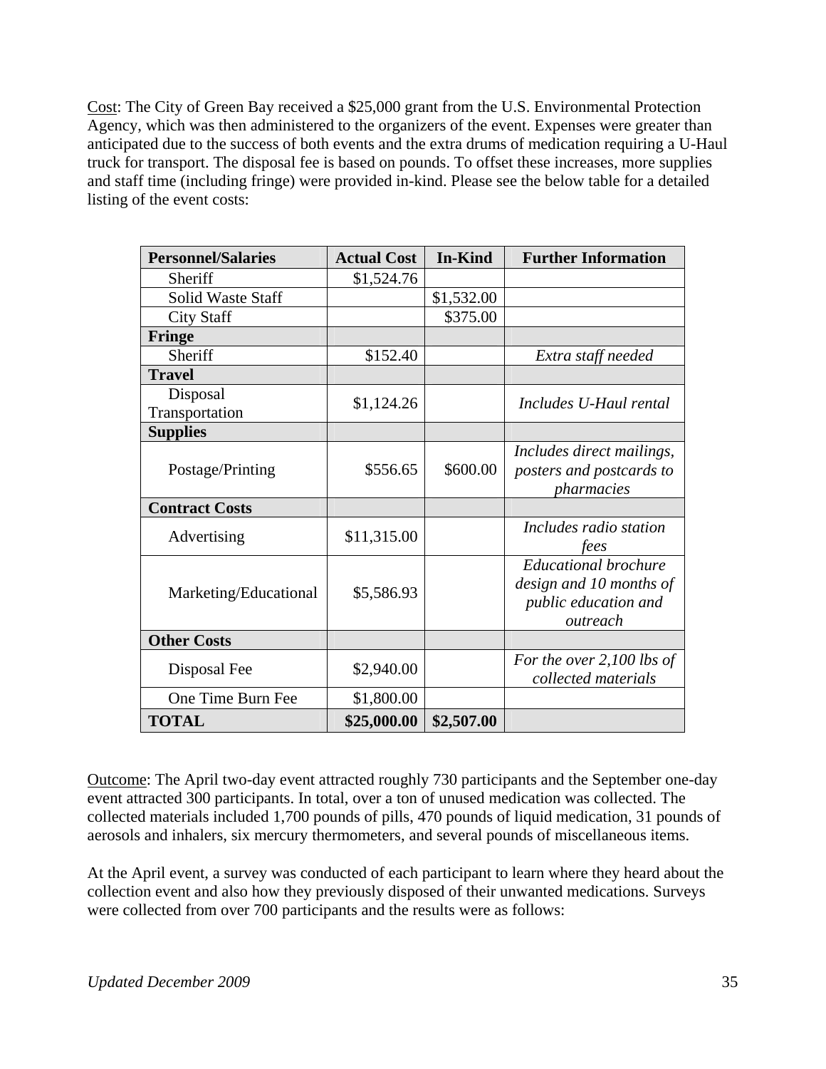Cost: The City of Green Bay received a $25,000 grant from the U.S. Environmental Protection Agency, which was then administered to the organizers of the event. Expenses were greater than anticipated due to the success of both events and the extra drums of medication requiring a U-Haul truck for transport. The disposal fee is based on pounds. To offset these increases, more supplies and staff time (including fringe) were provided in-kind. Please see the below table for a detailed listing of the event costs:

| Personnel/Salaries | Actual Cost | In-Kind | Further Information |
|---|---|---|---|
| Sheriff | $1,524.76 | | |
| Solid Waste Staff | | $1,532.00 | |
| City Staff | | $375.00 | |
| **Fringe** | | | |
| Sheriff | $152.40 | | *Extra staff needed* |
| **Travel** | | | |
| Disposal Transportation | $1,124.26 | | *Includes U-Haul rental* |
| **Supplies** | | | |
| Postage/Printing | $556.65 | $600.00 | *Includes direct mailings, posters and postcards to pharmacies* |
| **Contract Costs** | | | |
| Advertising | $11,315.00 | | *Includes radio station fees* |
| Marketing/Educational | $5,586.93 | | *Educational brochure design and 10 months of public education and outreach* |
| **Other Costs** | | | |
| Disposal Fee | $2,940.00 | | *For the over 2,100 lbs of collected materials* |
| One Time Burn Fee | $1,800.00 | | |
| **TOTAL** | **$25,000.00** | **$2,507.00** | |

Outcome: The April two-day event attracted roughly 730 participants and the September one-day event attracted 300 participants. In total, over a ton of unused medication was collected. The collected materials included 1,700 pounds of pills, 470 pounds of liquid medication, 31 pounds of aerosols and inhalers, six mercury thermometers, and several pounds of miscellaneous items.

At the April event, a survey was conducted of each participant to learn where they heard about the collection event and also how they previously disposed of their unwanted medications. Surveys were collected from over 700 participants and the results were as follows: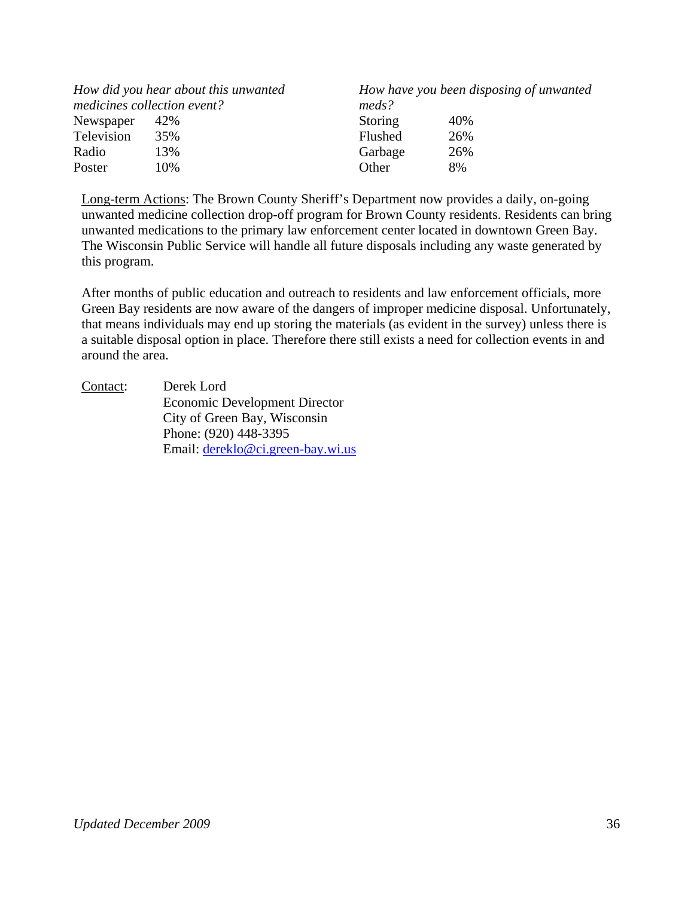*How did you hear about this unwanted medicines collection event?*

| | |
|---|---|
| Newspaper | 42% |
| Television | 35% |
| Radio | 13% |
| Poster | 10% |

*How have you been disposing of unwanted meds?*

| | |
|---|---|
| Storing | 40% |
| Flushed | 26% |
| Garbage | 26% |
| Other | 8% |

Long-term Actions: The Brown County Sheriff's Department now provides a daily, on-going unwanted medicine collection drop-off program for Brown County residents. Residents can bring unwanted medications to the primary law enforcement center located in downtown Green Bay. The Wisconsin Public Service will handle all future disposals including any waste generated by this program.

After months of public education and outreach to residents and law enforcement officials, more Green Bay residents are now aware of the dangers of improper medicine disposal. Unfortunately, that means individuals may end up storing the materials (as evident in the survey) unless there is a suitable disposal option in place. Therefore there still exists a need for collection events in and around the area.

Contact:
Derek Lord
Economic Development Director
City of Green Bay, Wisconsin
Phone: (920) 448-3395
Email: dereklo@ci.green-bay.wi.us

*Updated December 2009*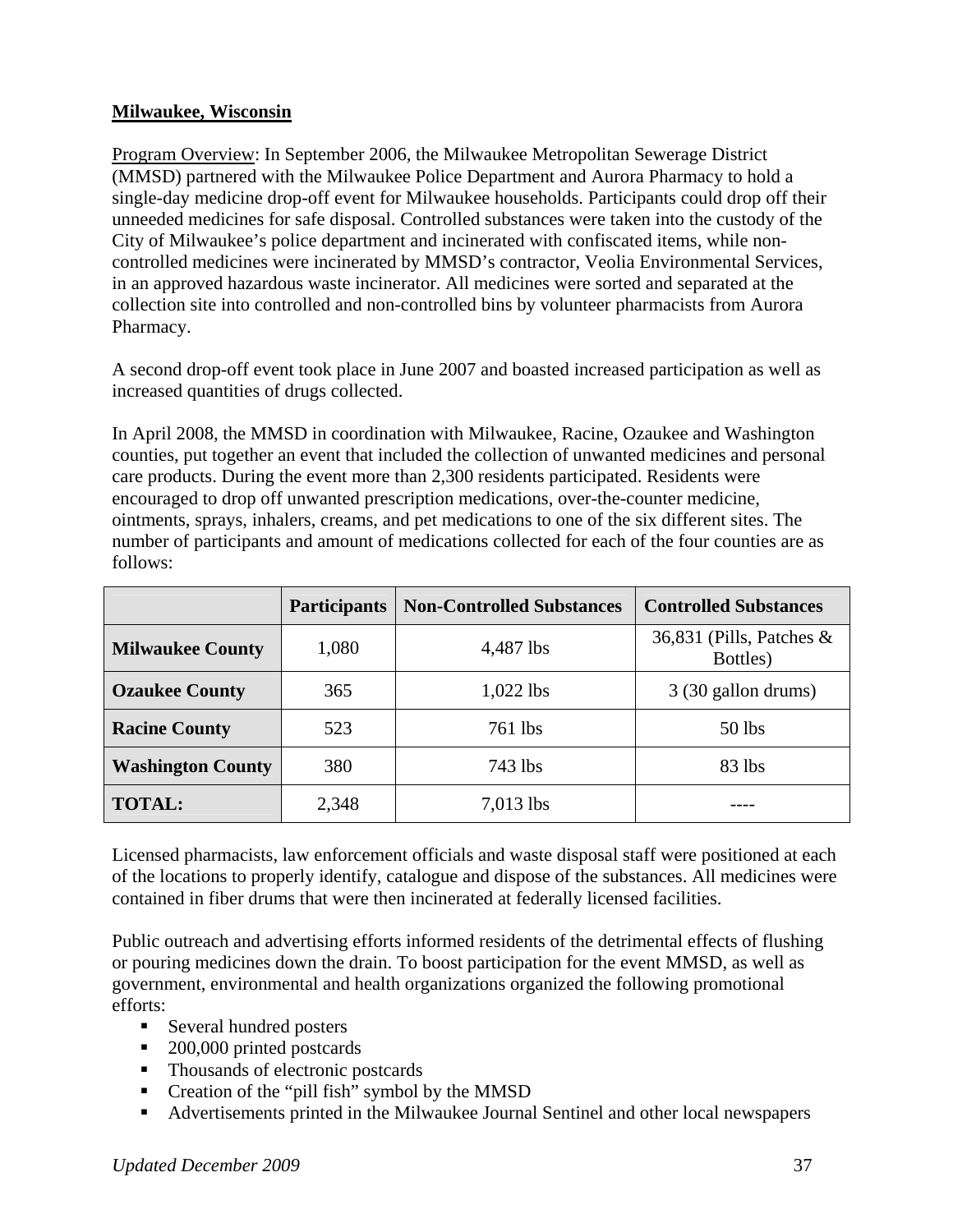**Milwaukee, Wisconsin**

Program Overview: In September 2006, the Milwaukee Metropolitan Sewerage District (MMSD) partnered with the Milwaukee Police Department and Aurora Pharmacy to hold a single-day medicine drop-off event for Milwaukee households. Participants could drop off their unneeded medicines for safe disposal. Controlled substances were taken into the custody of the City of Milwaukee's police department and incinerated with confiscated items, while non-controlled medicines were incinerated by MMSD's contractor, Veolia Environmental Services, in an approved hazardous waste incinerator. All medicines were sorted and separated at the collection site into controlled and non-controlled bins by volunteer pharmacists from Aurora Pharmacy.

A second drop-off event took place in June 2007 and boasted increased participation as well as increased quantities of drugs collected.

In April 2008, the MMSD in coordination with Milwaukee, Racine, Ozaukee and Washington counties, put together an event that included the collection of unwanted medicines and personal care products. During the event more than 2,300 residents participated. Residents were encouraged to drop off unwanted prescription medications, over-the-counter medicine, ointments, sprays, inhalers, creams, and pet medications to one of the six different sites. The number of participants and amount of medications collected for each of the four counties are as follows:

| | Participants | Non-Controlled Substances | Controlled Substances |
|---|---|---|---|
| **Milwaukee County** | 1,080 | 4,487 lbs | 36,831 (Pills, Patches & Bottles) |
| **Ozaukee County** | 365 | 1,022 lbs | 3 (30 gallon drums) |
| **Racine County** | 523 | 761 lbs | 50 lbs |
| **Washington County** | 380 | 743 lbs | 83 lbs |
| **TOTAL:** | 2,348 | 7,013 lbs | ---- |

Licensed pharmacists, law enforcement officials and waste disposal staff were positioned at each of the locations to properly identify, catalogue and dispose of the substances. All medicines were contained in fiber drums that were then incinerated at federally licensed facilities.

Public outreach and advertising efforts informed residents of the detrimental effects of flushing or pouring medicines down the drain. To boost participation for the event MMSD, as well as government, environmental and health organizations organized the following promotional efforts:

- Several hundred posters
- 200,000 printed postcards
- Thousands of electronic postcards
- Creation of the "pill fish" symbol by the MMSD
- Advertisements printed in the Milwaukee Journal Sentinel and other local newspapers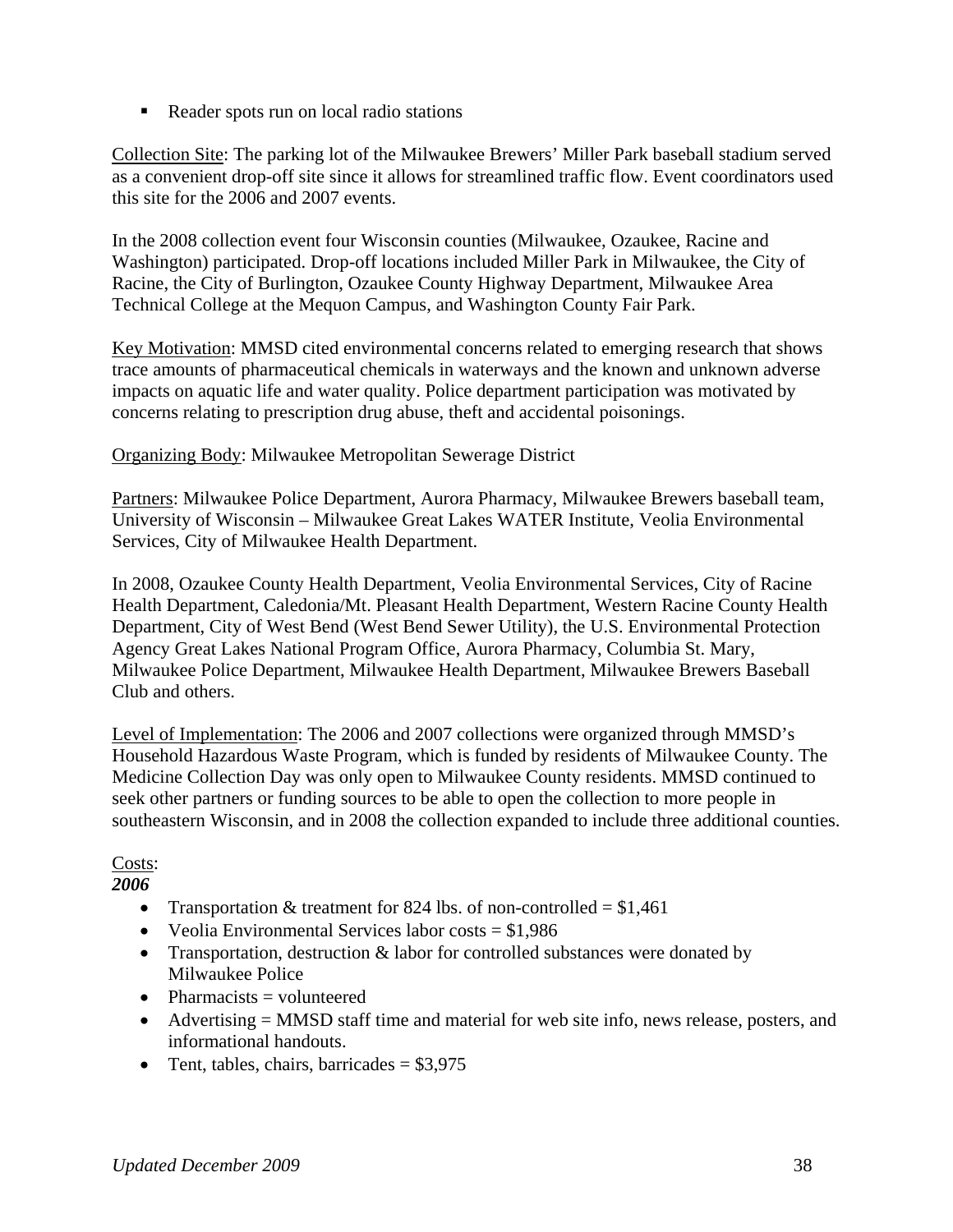- Reader spots run on local radio stations

<u>Collection Site</u>: The parking lot of the Milwaukee Brewers' Miller Park baseball stadium served as a convenient drop-off site since it allows for streamlined traffic flow. Event coordinators used this site for the 2006 and 2007 events.

In the 2008 collection event four Wisconsin counties (Milwaukee, Ozaukee, Racine and Washington) participated. Drop-off locations included Miller Park in Milwaukee, the City of Racine, the City of Burlington, Ozaukee County Highway Department, Milwaukee Area Technical College at the Mequon Campus, and Washington County Fair Park.

<u>Key Motivation</u>: MMSD cited environmental concerns related to emerging research that shows trace amounts of pharmaceutical chemicals in waterways and the known and unknown adverse impacts on aquatic life and water quality. Police department participation was motivated by concerns relating to prescription drug abuse, theft and accidental poisonings.

<u>Organizing Body</u>: Milwaukee Metropolitan Sewerage District

<u>Partners</u>: Milwaukee Police Department, Aurora Pharmacy, Milwaukee Brewers baseball team, University of Wisconsin – Milwaukee Great Lakes WATER Institute, Veolia Environmental Services, City of Milwaukee Health Department.

In 2008, Ozaukee County Health Department, Veolia Environmental Services, City of Racine Health Department, Caledonia/Mt. Pleasant Health Department, Western Racine County Health Department, City of West Bend (West Bend Sewer Utility), the U.S. Environmental Protection Agency Great Lakes National Program Office, Aurora Pharmacy, Columbia St. Mary, Milwaukee Police Department, Milwaukee Health Department, Milwaukee Brewers Baseball Club and others.

<u>Level of Implementation</u>: The 2006 and 2007 collections were organized through MMSD's Household Hazardous Waste Program, which is funded by residents of Milwaukee County. The Medicine Collection Day was only open to Milwaukee County residents. MMSD continued to seek other partners or funding sources to be able to open the collection to more people in southeastern Wisconsin, and in 2008 the collection expanded to include three additional counties.

<u>Costs</u>:

***2006***

- Transportation & treatment for 824 lbs. of non-controlled = $1,461
- Veolia Environmental Services labor costs = $1,986
- Transportation, destruction & labor for controlled substances were donated by Milwaukee Police
- Pharmacists = volunteered
- Advertising = MMSD staff time and material for web site info, news release, posters, and informational handouts.
- Tent, tables, chairs, barricades = $3,975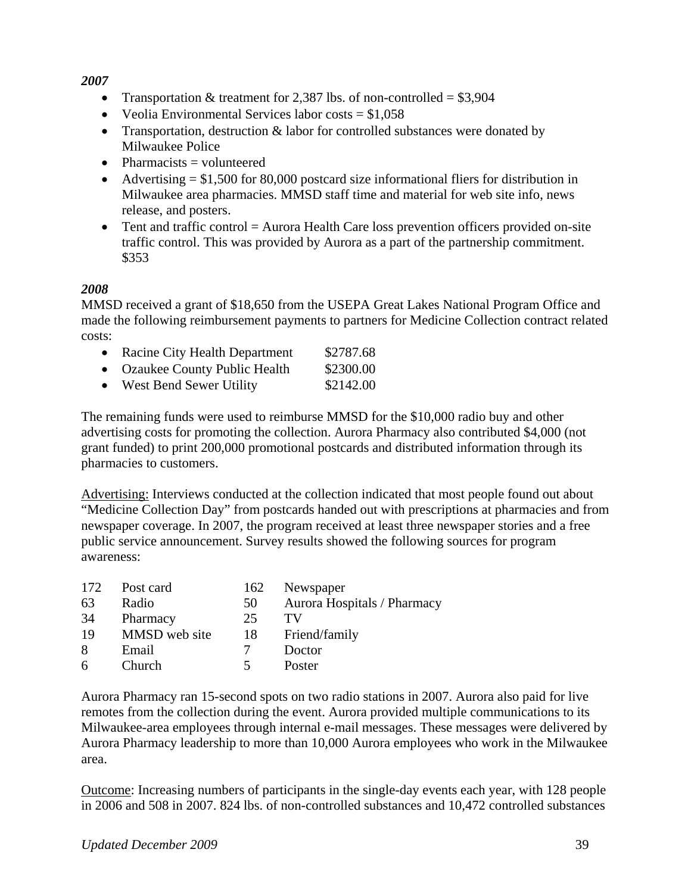***2007***

- Transportation & treatment for 2,387 lbs. of non-controlled = $3,904
- Veolia Environmental Services labor costs = $1,058
- Transportation, destruction & labor for controlled substances were donated by Milwaukee Police
- Pharmacists = volunteered
- Advertising = $1,500 for 80,000 postcard size informational fliers for distribution in Milwaukee area pharmacies. MMSD staff time and material for web site info, news release, and posters.
- Tent and traffic control = Aurora Health Care loss prevention officers provided on-site traffic control. This was provided by Aurora as a part of the partnership commitment. $353

***2008***

MMSD received a grant of $18,650 from the USEPA Great Lakes National Program Office and made the following reimbursement payments to partners for Medicine Collection contract related costs:

- Racine City Health Department $2787.68
- Ozaukee County Public Health $2300.00
- West Bend Sewer Utility $2142.00

The remaining funds were used to reimburse MMSD for the $10,000 radio buy and other advertising costs for promoting the collection. Aurora Pharmacy also contributed $4,000 (not grant funded) to print 200,000 promotional postcards and distributed information through its pharmacies to customers.

Advertising: Interviews conducted at the collection indicated that most people found out about "Medicine Collection Day" from postcards handed out with prescriptions at pharmacies and from newspaper coverage. In 2007, the program received at least three newspaper stories and a free public service announcement. Survey results showed the following sources for program awareness:

| | | | |
|---|---|---|---|
| 172 | Post card | 162 | Newspaper |
| 63 | Radio | 50 | Aurora Hospitals / Pharmacy |
| 34 | Pharmacy | 25 | TV |
| 19 | MMSD web site | 18 | Friend/family |
| 8 | Email | 7 | Doctor |
| 6 | Church | 5 | Poster |

Aurora Pharmacy ran 15-second spots on two radio stations in 2007. Aurora also paid for live remotes from the collection during the event. Aurora provided multiple communications to its Milwaukee-area employees through internal e-mail messages. These messages were delivered by Aurora Pharmacy leadership to more than 10,000 Aurora employees who work in the Milwaukee area.

Outcome: Increasing numbers of participants in the single-day events each year, with 128 people in 2006 and 508 in 2007. 824 lbs. of non-controlled substances and 10,472 controlled substances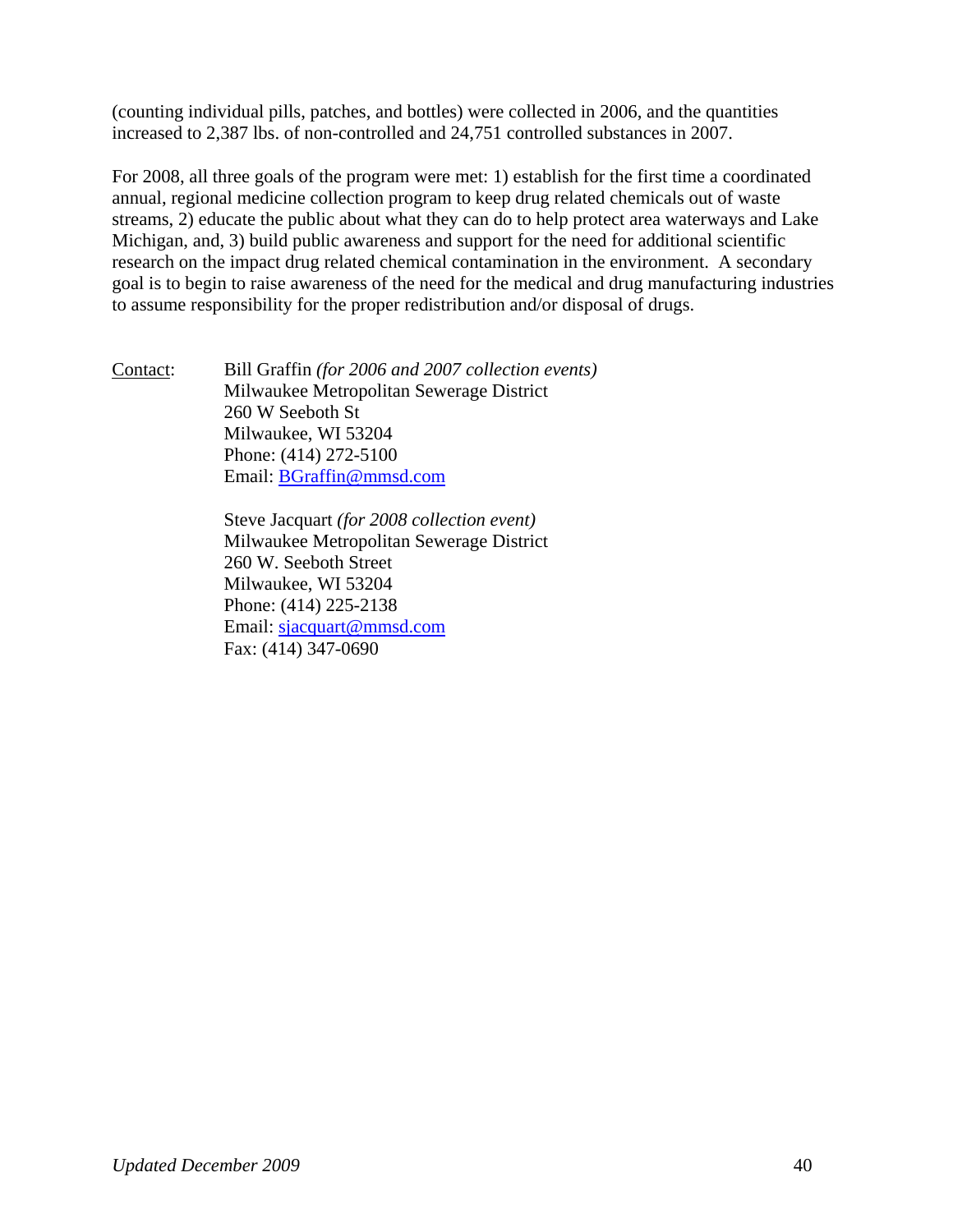(counting individual pills, patches, and bottles) were collected in 2006, and the quantities increased to 2,387 lbs. of non-controlled and 24,751 controlled substances in 2007.

For 2008, all three goals of the program were met: 1) establish for the first time a coordinated annual, regional medicine collection program to keep drug related chemicals out of waste streams, 2) educate the public about what they can do to help protect area waterways and Lake Michigan, and, 3) build public awareness and support for the need for additional scientific research on the impact drug related chemical contamination in the environment. A secondary goal is to begin to raise awareness of the need for the medical and drug manufacturing industries to assume responsibility for the proper redistribution and/or disposal of drugs.

Contact:

Bill Graffin *(for 2006 and 2007 collection events)*
Milwaukee Metropolitan Sewerage District
260 W Seeboth St
Milwaukee, WI 53204
Phone: (414) 272-5100
Email: BGraffin@mmsd.com

Steve Jacquart *(for 2008 collection event)*
Milwaukee Metropolitan Sewerage District
260 W. Seeboth Street
Milwaukee, WI 53204
Phone: (414) 225-2138
Email: sjacquart@mmsd.com
Fax: (414) 347-0690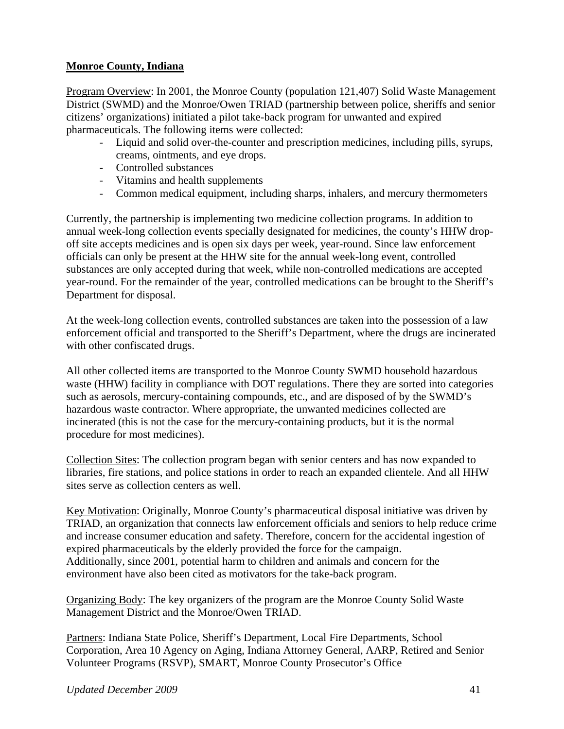## **Monroe County, Indiana**

Program Overview: In 2001, the Monroe County (population 121,407) Solid Waste Management District (SWMD) and the Monroe/Owen TRIAD (partnership between police, sheriffs and senior citizens' organizations) initiated a pilot take-back program for unwanted and expired pharmaceuticals. The following items were collected:

- Liquid and solid over-the-counter and prescription medicines, including pills, syrups, creams, ointments, and eye drops.
- Controlled substances
- Vitamins and health supplements
- Common medical equipment, including sharps, inhalers, and mercury thermometers

Currently, the partnership is implementing two medicine collection programs. In addition to annual week-long collection events specially designated for medicines, the county's HHW drop-off site accepts medicines and is open six days per week, year-round. Since law enforcement officials can only be present at the HHW site for the annual week-long event, controlled substances are only accepted during that week, while non-controlled medications are accepted year-round. For the remainder of the year, controlled medications can be brought to the Sheriff's Department for disposal.

At the week-long collection events, controlled substances are taken into the possession of a law enforcement official and transported to the Sheriff's Department, where the drugs are incinerated with other confiscated drugs.

All other collected items are transported to the Monroe County SWMD household hazardous waste (HHW) facility in compliance with DOT regulations. There they are sorted into categories such as aerosols, mercury-containing compounds, etc., and are disposed of by the SWMD's hazardous waste contractor. Where appropriate, the unwanted medicines collected are incinerated (this is not the case for the mercury-containing products, but it is the normal procedure for most medicines).

Collection Sites: The collection program began with senior centers and has now expanded to libraries, fire stations, and police stations in order to reach an expanded clientele. And all HHW sites serve as collection centers as well.

Key Motivation: Originally, Monroe County's pharmaceutical disposal initiative was driven by TRIAD, an organization that connects law enforcement officials and seniors to help reduce crime and increase consumer education and safety. Therefore, concern for the accidental ingestion of expired pharmaceuticals by the elderly provided the force for the campaign. Additionally, since 2001, potential harm to children and animals and concern for the environment have also been cited as motivators for the take-back program.

Organizing Body: The key organizers of the program are the Monroe County Solid Waste Management District and the Monroe/Owen TRIAD.

Partners: Indiana State Police, Sheriff's Department, Local Fire Departments, School Corporation, Area 10 Agency on Aging, Indiana Attorney General, AARP, Retired and Senior Volunteer Programs (RSVP), SMART, Monroe County Prosecutor's Office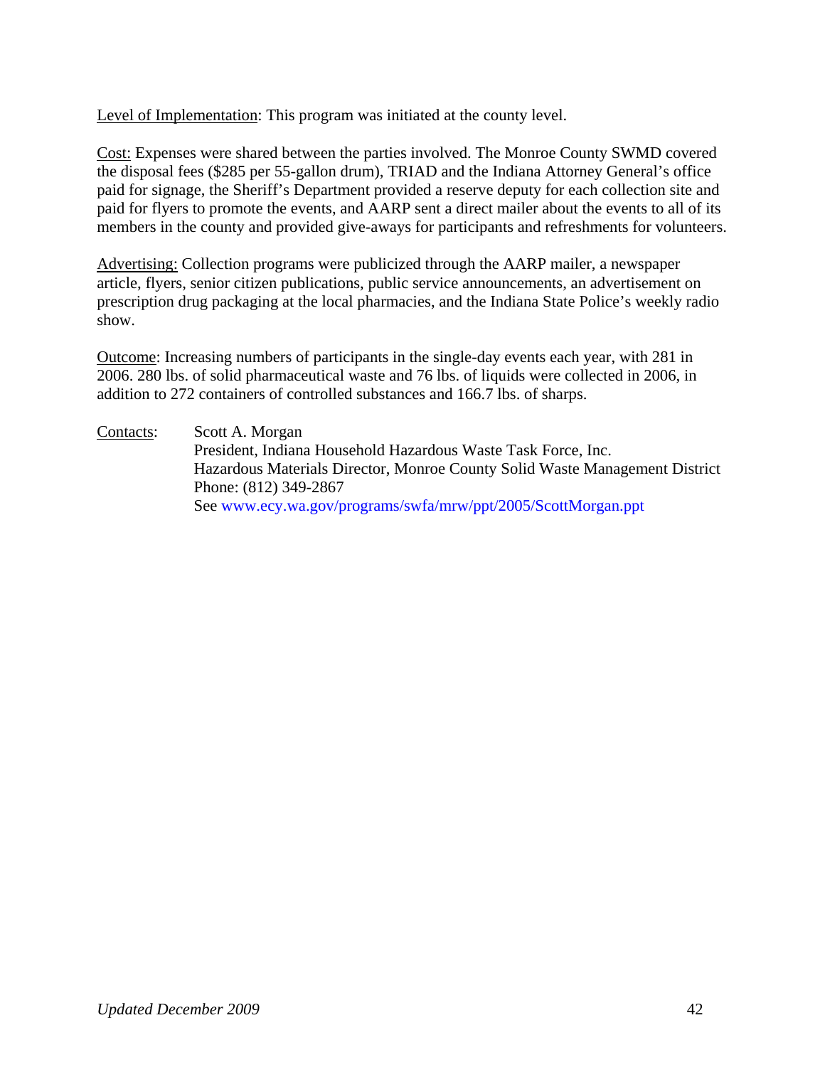Level of Implementation: This program was initiated at the county level.

Cost: Expenses were shared between the parties involved. The Monroe County SWMD covered the disposal fees ($285 per 55-gallon drum), TRIAD and the Indiana Attorney General's office paid for signage, the Sheriff's Department provided a reserve deputy for each collection site and paid for flyers to promote the events, and AARP sent a direct mailer about the events to all of its members in the county and provided give-aways for participants and refreshments for volunteers.

Advertising: Collection programs were publicized through the AARP mailer, a newspaper article, flyers, senior citizen publications, public service announcements, an advertisement on prescription drug packaging at the local pharmacies, and the Indiana State Police's weekly radio show.

Outcome: Increasing numbers of participants in the single-day events each year, with 281 in 2006. 280 lbs. of solid pharmaceutical waste and 76 lbs. of liquids were collected in 2006, in addition to 272 containers of controlled substances and 166.7 lbs. of sharps.

Contacts: Scott A. Morgan
President, Indiana Household Hazardous Waste Task Force, Inc.
Hazardous Materials Director, Monroe County Solid Waste Management District
Phone: (812) 349-2867
See www.ecy.wa.gov/programs/swfa/mrw/ppt/2005/ScottMorgan.ppt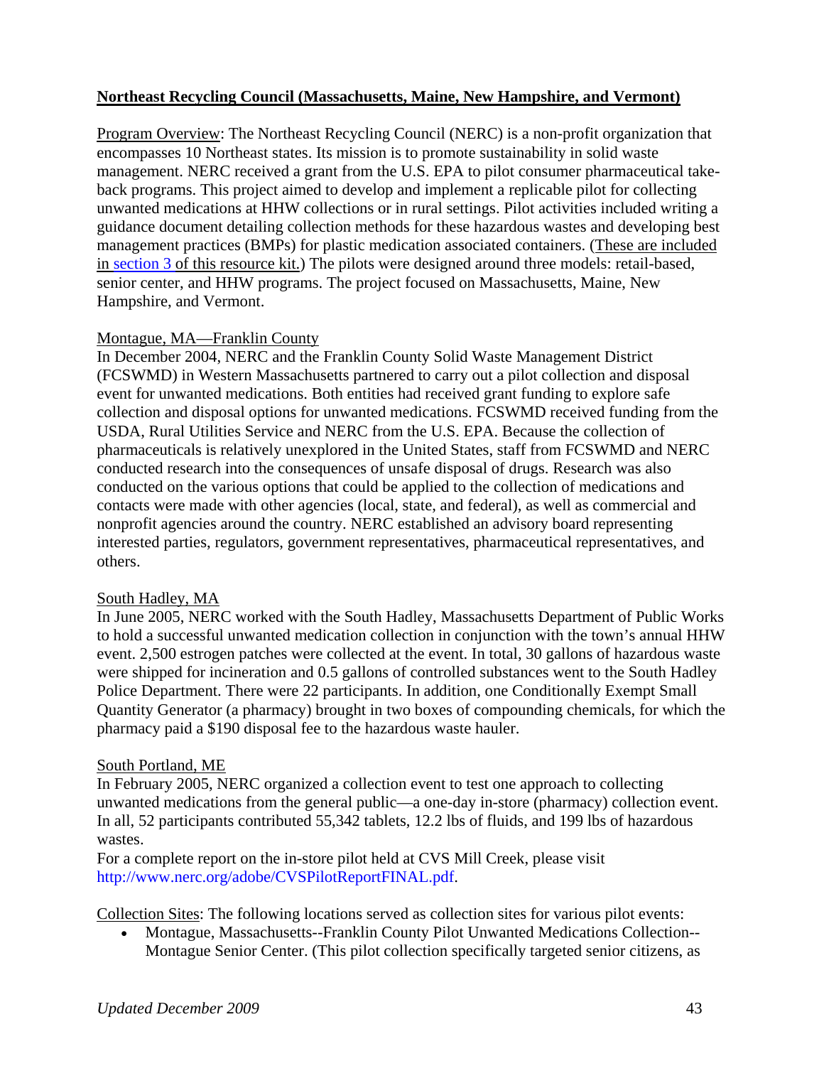**Northeast Recycling Council (Massachusetts, Maine, New Hampshire, and Vermont)**

Program Overview: The Northeast Recycling Council (NERC) is a non-profit organization that encompasses 10 Northeast states. Its mission is to promote sustainability in solid waste management. NERC received a grant from the U.S. EPA to pilot consumer pharmaceutical take-back programs. This project aimed to develop and implement a replicable pilot for collecting unwanted medications at HHW collections or in rural settings. Pilot activities included writing a guidance document detailing collection methods for these hazardous wastes and developing best management practices (BMPs) for plastic medication associated containers. (These are included in section 3 of this resource kit.) The pilots were designed around three models: retail-based, senior center, and HHW programs. The project focused on Massachusetts, Maine, New Hampshire, and Vermont.

Montague, MA—Franklin County

In December 2004, NERC and the Franklin County Solid Waste Management District (FCSWMD) in Western Massachusetts partnered to carry out a pilot collection and disposal event for unwanted medications. Both entities had received grant funding to explore safe collection and disposal options for unwanted medications. FCSWMD received funding from the USDA, Rural Utilities Service and NERC from the U.S. EPA. Because the collection of pharmaceuticals is relatively unexplored in the United States, staff from FCSWMD and NERC conducted research into the consequences of unsafe disposal of drugs. Research was also conducted on the various options that could be applied to the collection of medications and contacts were made with other agencies (local, state, and federal), as well as commercial and nonprofit agencies around the country. NERC established an advisory board representing interested parties, regulators, government representatives, pharmaceutical representatives, and others.

South Hadley, MA

In June 2005, NERC worked with the South Hadley, Massachusetts Department of Public Works to hold a successful unwanted medication collection in conjunction with the town's annual HHW event. 2,500 estrogen patches were collected at the event. In total, 30 gallons of hazardous waste were shipped for incineration and 0.5 gallons of controlled substances went to the South Hadley Police Department. There were 22 participants. In addition, one Conditionally Exempt Small Quantity Generator (a pharmacy) brought in two boxes of compounding chemicals, for which the pharmacy paid a $190 disposal fee to the hazardous waste hauler.

South Portland, ME

In February 2005, NERC organized a collection event to test one approach to collecting unwanted medications from the general public—a one-day in-store (pharmacy) collection event. In all, 52 participants contributed 55,342 tablets, 12.2 lbs of fluids, and 199 lbs of hazardous wastes.

For a complete report on the in-store pilot held at CVS Mill Creek, please visit http://www.nerc.org/adobe/CVSPilotReportFINAL.pdf.

Collection Sites: The following locations served as collection sites for various pilot events:

- Montague, Massachusetts--Franklin County Pilot Unwanted Medications Collection--Montague Senior Center. (This pilot collection specifically targeted senior citizens, as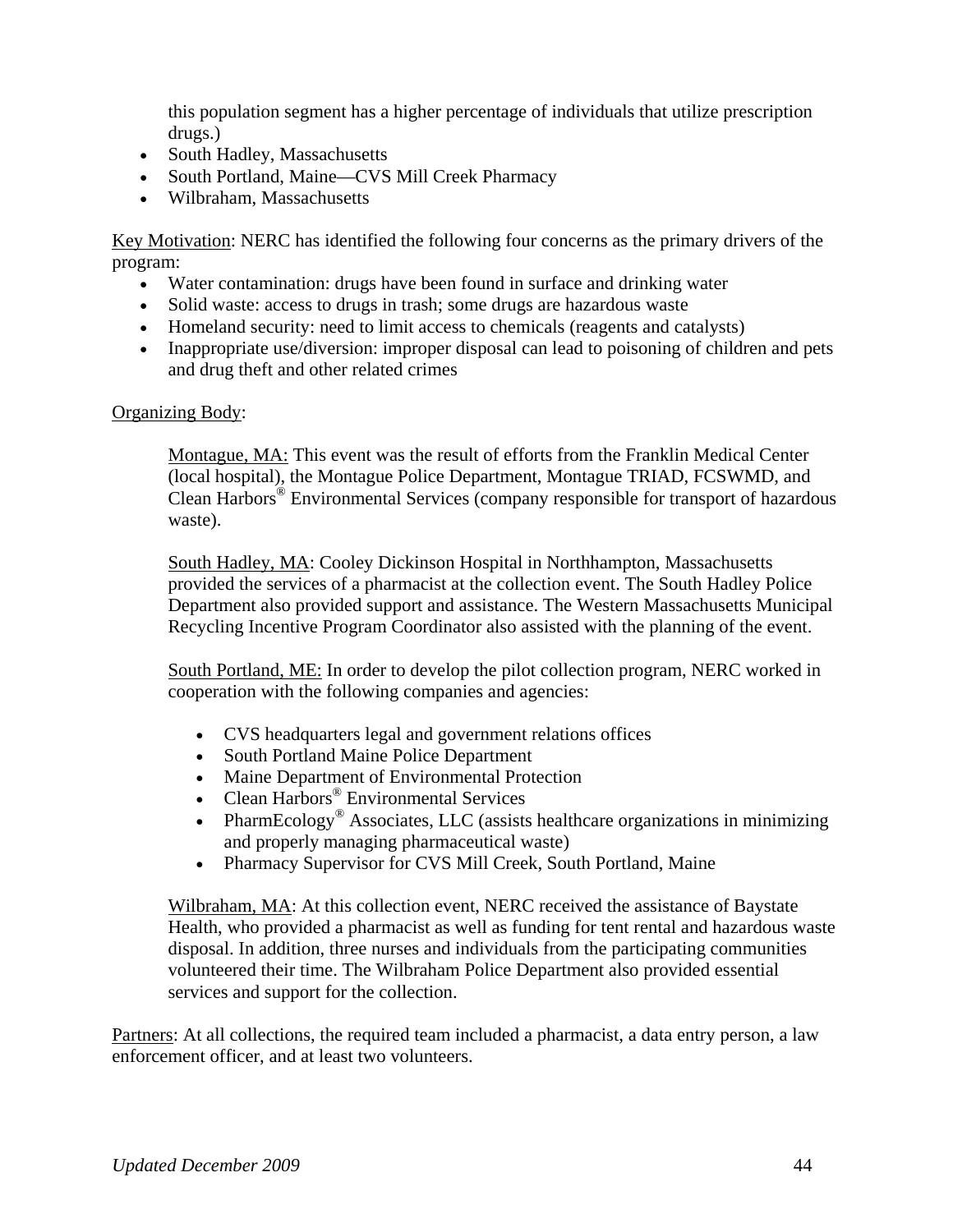this population segment has a higher percentage of individuals that utilize prescription drugs.)

- South Hadley, Massachusetts
- South Portland, Maine—CVS Mill Creek Pharmacy
- Wilbraham, Massachusetts

Key Motivation: NERC has identified the following four concerns as the primary drivers of the program:

- Water contamination: drugs have been found in surface and drinking water
- Solid waste: access to drugs in trash; some drugs are hazardous waste
- Homeland security: need to limit access to chemicals (reagents and catalysts)
- Inappropriate use/diversion: improper disposal can lead to poisoning of children and pets and drug theft and other related crimes

Organizing Body:

Montague, MA: This event was the result of efforts from the Franklin Medical Center (local hospital), the Montague Police Department, Montague TRIAD, FCSWMD, and Clean Harbors® Environmental Services (company responsible for transport of hazardous waste).

South Hadley, MA: Cooley Dickinson Hospital in Northhampton, Massachusetts provided the services of a pharmacist at the collection event. The South Hadley Police Department also provided support and assistance. The Western Massachusetts Municipal Recycling Incentive Program Coordinator also assisted with the planning of the event.

South Portland, ME: In order to develop the pilot collection program, NERC worked in cooperation with the following companies and agencies:

- CVS headquarters legal and government relations offices
- South Portland Maine Police Department
- Maine Department of Environmental Protection
- Clean Harbors® Environmental Services
- PharmEcology® Associates, LLC (assists healthcare organizations in minimizing and properly managing pharmaceutical waste)
- Pharmacy Supervisor for CVS Mill Creek, South Portland, Maine

Wilbraham, MA: At this collection event, NERC received the assistance of Baystate Health, who provided a pharmacist as well as funding for tent rental and hazardous waste disposal. In addition, three nurses and individuals from the participating communities volunteered their time. The Wilbraham Police Department also provided essential services and support for the collection.

Partners: At all collections, the required team included a pharmacist, a data entry person, a law enforcement officer, and at least two volunteers.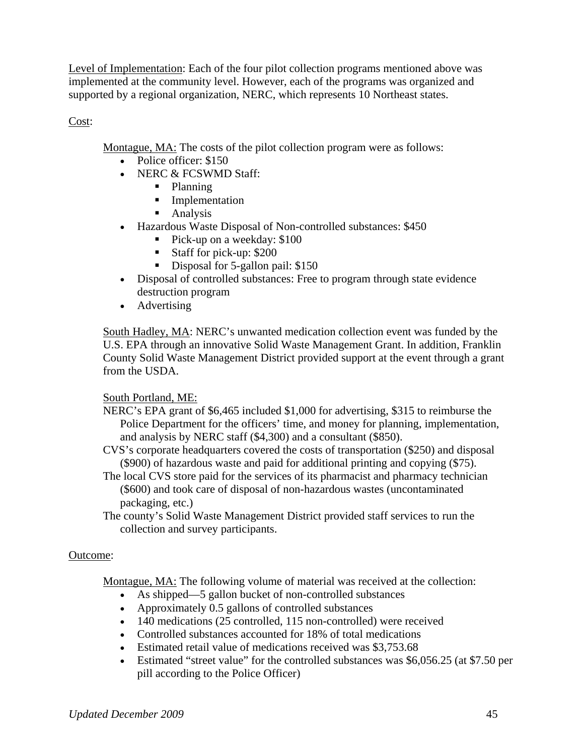Level of Implementation: Each of the four pilot collection programs mentioned above was implemented at the community level. However, each of the programs was organized and supported by a regional organization, NERC, which represents 10 Northeast states.

Cost:

Montague, MA: The costs of the pilot collection program were as follows:

- Police officer: $150
- NERC & FCSWMD Staff:
  - Planning
  - Implementation
  - Analysis
- Hazardous Waste Disposal of Non-controlled substances: $450
  - Pick-up on a weekday: $100
  - Staff for pick-up: $200
  - Disposal for 5-gallon pail: $150
- Disposal of controlled substances: Free to program through state evidence destruction program
- Advertising

South Hadley, MA: NERC's unwanted medication collection event was funded by the U.S. EPA through an innovative Solid Waste Management Grant. In addition, Franklin County Solid Waste Management District provided support at the event through a grant from the USDA.

South Portland, ME:

NERC's EPA grant of $6,465 included $1,000 for advertising, $315 to reimburse the Police Department for the officers' time, and money for planning, implementation, and analysis by NERC staff ($4,300) and a consultant ($850).

CVS's corporate headquarters covered the costs of transportation ($250) and disposal ($900) of hazardous waste and paid for additional printing and copying ($75).

The local CVS store paid for the services of its pharmacist and pharmacy technician ($600) and took care of disposal of non-hazardous wastes (uncontaminated packaging, etc.)

The county's Solid Waste Management District provided staff services to run the collection and survey participants.

Outcome:

Montague, MA: The following volume of material was received at the collection:

- As shipped—5 gallon bucket of non-controlled substances
- Approximately 0.5 gallons of controlled substances
- 140 medications (25 controlled, 115 non-controlled) were received
- Controlled substances accounted for 18% of total medications
- Estimated retail value of medications received was $3,753.68
- Estimated "street value" for the controlled substances was $6,056.25 (at $7.50 per pill according to the Police Officer)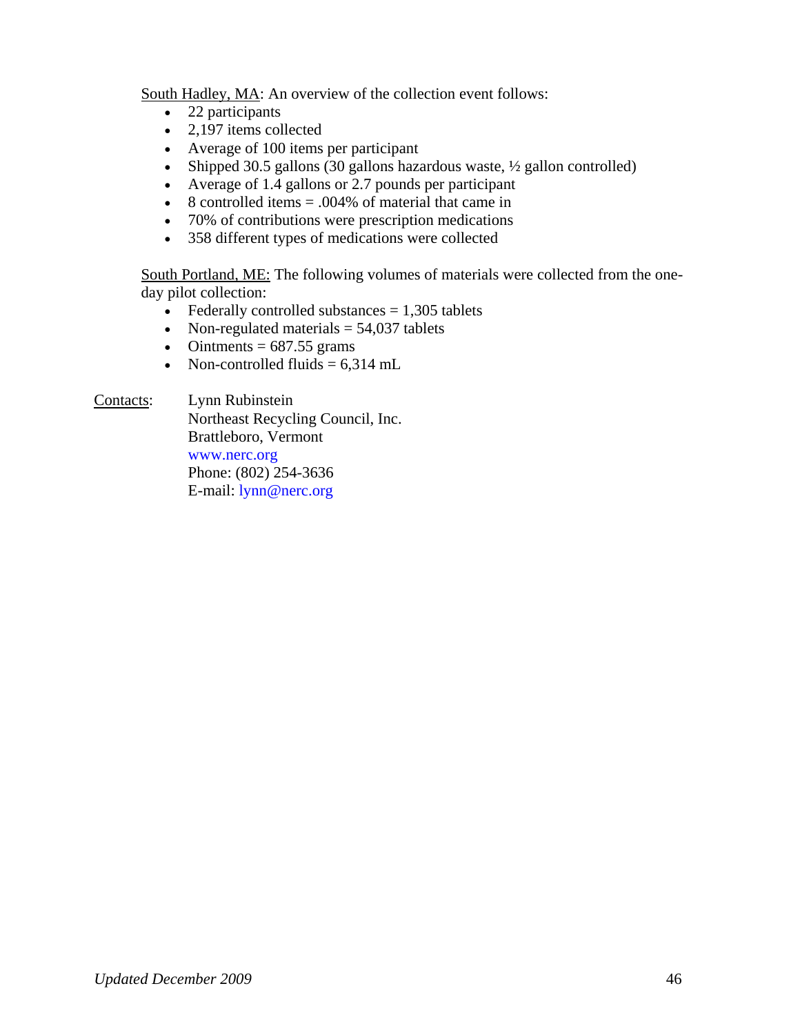<u>South Hadley, MA</u>: An overview of the collection event follows:

- 22 participants
- 2,197 items collected
- Average of 100 items per participant
- Shipped 30.5 gallons (30 gallons hazardous waste, ½ gallon controlled)
- Average of 1.4 gallons or 2.7 pounds per participant
- 8 controlled items = .004% of material that came in
- 70% of contributions were prescription medications
- 358 different types of medications were collected

<u>South Portland, ME:</u> The following volumes of materials were collected from the one-day pilot collection:

- Federally controlled substances = 1,305 tablets
- Non-regulated materials = 54,037 tablets
- Ointments = 687.55 grams
- Non-controlled fluids = 6,314 mL

<u>Contacts</u>: Lynn Rubinstein
Northeast Recycling Council, Inc.
Brattleboro, Vermont
www.nerc.org
Phone: (802) 254-3636
E-mail: lynn@nerc.org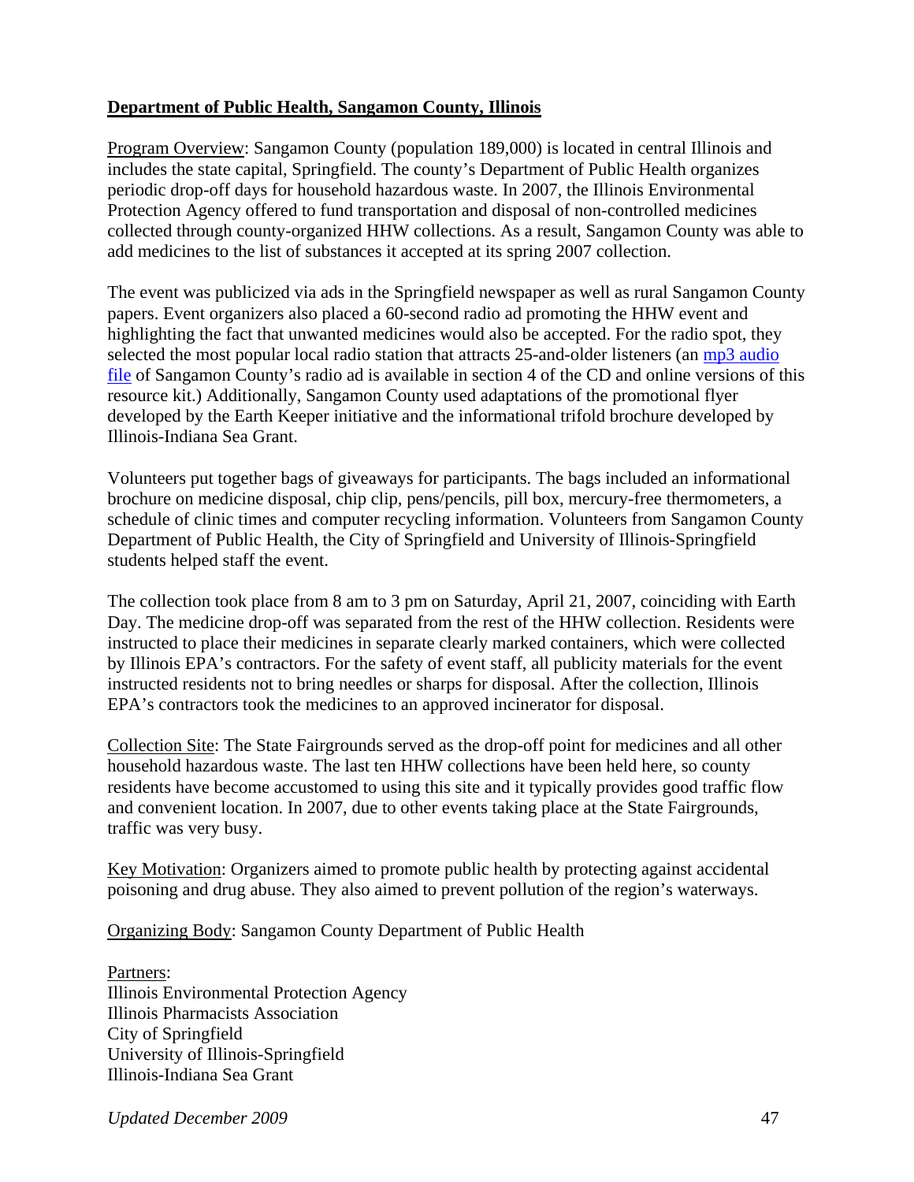**Department of Public Health, Sangamon County, Illinois**

Program Overview: Sangamon County (population 189,000) is located in central Illinois and includes the state capital, Springfield. The county's Department of Public Health organizes periodic drop-off days for household hazardous waste. In 2007, the Illinois Environmental Protection Agency offered to fund transportation and disposal of non-controlled medicines collected through county-organized HHW collections. As a result, Sangamon County was able to add medicines to the list of substances it accepted at its spring 2007 collection.

The event was publicized via ads in the Springfield newspaper as well as rural Sangamon County papers. Event organizers also placed a 60-second radio ad promoting the HHW event and highlighting the fact that unwanted medicines would also be accepted. For the radio spot, they selected the most popular local radio station that attracts 25-and-older listeners (an mp3 audio file of Sangamon County's radio ad is available in section 4 of the CD and online versions of this resource kit.) Additionally, Sangamon County used adaptations of the promotional flyer developed by the Earth Keeper initiative and the informational trifold brochure developed by Illinois-Indiana Sea Grant.

Volunteers put together bags of giveaways for participants. The bags included an informational brochure on medicine disposal, chip clip, pens/pencils, pill box, mercury-free thermometers, a schedule of clinic times and computer recycling information. Volunteers from Sangamon County Department of Public Health, the City of Springfield and University of Illinois-Springfield students helped staff the event.

The collection took place from 8 am to 3 pm on Saturday, April 21, 2007, coinciding with Earth Day. The medicine drop-off was separated from the rest of the HHW collection. Residents were instructed to place their medicines in separate clearly marked containers, which were collected by Illinois EPA's contractors. For the safety of event staff, all publicity materials for the event instructed residents not to bring needles or sharps for disposal. After the collection, Illinois EPA's contractors took the medicines to an approved incinerator for disposal.

Collection Site: The State Fairgrounds served as the drop-off point for medicines and all other household hazardous waste. The last ten HHW collections have been held here, so county residents have become accustomed to using this site and it typically provides good traffic flow and convenient location. In 2007, due to other events taking place at the State Fairgrounds, traffic was very busy.

Key Motivation: Organizers aimed to promote public health by protecting against accidental poisoning and drug abuse. They also aimed to prevent pollution of the region's waterways.

Organizing Body: Sangamon County Department of Public Health

Partners:
Illinois Environmental Protection Agency
Illinois Pharmacists Association
City of Springfield
University of Illinois-Springfield
Illinois-Indiana Sea Grant

*Updated December 2009*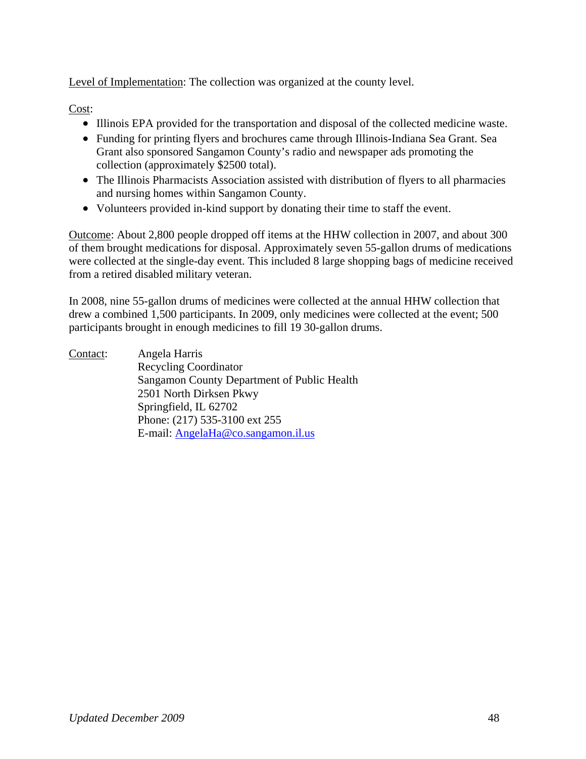Level of Implementation: The collection was organized at the county level.

Cost:

- Illinois EPA provided for the transportation and disposal of the collected medicine waste.
- Funding for printing flyers and brochures came through Illinois-Indiana Sea Grant. Sea Grant also sponsored Sangamon County's radio and newspaper ads promoting the collection (approximately $2500 total).
- The Illinois Pharmacists Association assisted with distribution of flyers to all pharmacies and nursing homes within Sangamon County.
- Volunteers provided in-kind support by donating their time to staff the event.

Outcome: About 2,800 people dropped off items at the HHW collection in 2007, and about 300 of them brought medications for disposal. Approximately seven 55-gallon drums of medications were collected at the single-day event. This included 8 large shopping bags of medicine received from a retired disabled military veteran.

In 2008, nine 55-gallon drums of medicines were collected at the annual HHW collection that drew a combined 1,500 participants. In 2009, only medicines were collected at the event; 500 participants brought in enough medicines to fill 19 30-gallon drums.

Contact:
Angela Harris
Recycling Coordinator
Sangamon County Department of Public Health
2501 North Dirksen Pkwy
Springfield, IL 62702
Phone: (217) 535-3100 ext 255
E-mail: AngelaHa@co.sangamon.il.us

*Updated December 2009*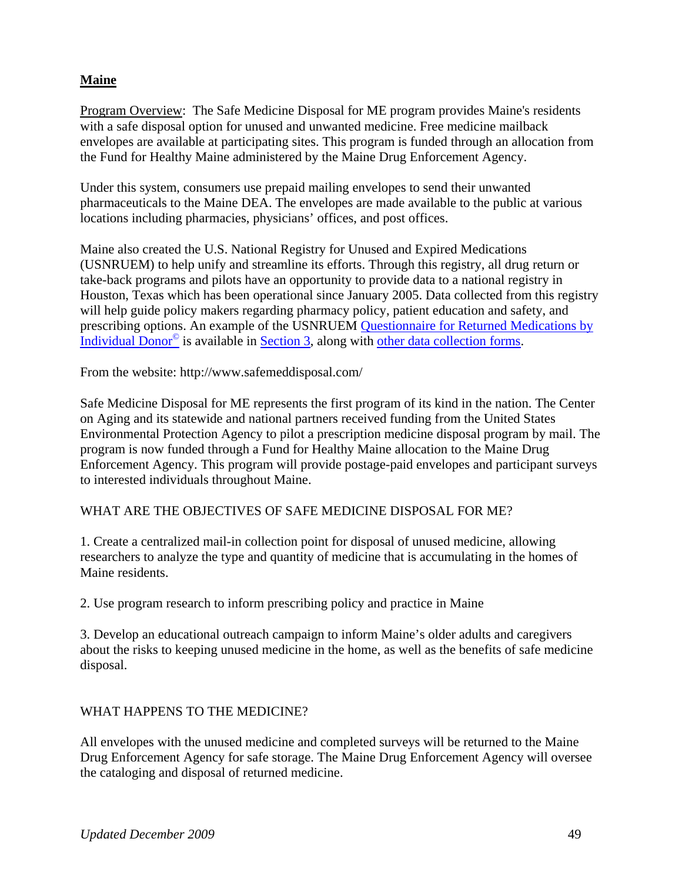## Maine

Program Overview: The Safe Medicine Disposal for ME program provides Maine's residents with a safe disposal option for unused and unwanted medicine. Free medicine mailback envelopes are available at participating sites. This program is funded through an allocation from the Fund for Healthy Maine administered by the Maine Drug Enforcement Agency.

Under this system, consumers use prepaid mailing envelopes to send their unwanted pharmaceuticals to the Maine DEA. The envelopes are made available to the public at various locations including pharmacies, physicians' offices, and post offices.

Maine also created the U.S. National Registry for Unused and Expired Medications (USNRUEM) to help unify and streamline its efforts. Through this registry, all drug return or take-back programs and pilots have an opportunity to provide data to a national registry in Houston, Texas which has been operational since January 2005. Data collected from this registry will help guide policy makers regarding pharmacy policy, patient education and safety, and prescribing options. An example of the USNRUEM Questionnaire for Returned Medications by Individual Donor© is available in Section 3, along with other data collection forms.

From the website: http://www.safemeddisposal.com/

Safe Medicine Disposal for ME represents the first program of its kind in the nation. The Center on Aging and its statewide and national partners received funding from the United States Environmental Protection Agency to pilot a prescription medicine disposal program by mail. The program is now funded through a Fund for Healthy Maine allocation to the Maine Drug Enforcement Agency. This program will provide postage-paid envelopes and participant surveys to interested individuals throughout Maine.

WHAT ARE THE OBJECTIVES OF SAFE MEDICINE DISPOSAL FOR ME?

1. Create a centralized mail-in collection point for disposal of unused medicine, allowing researchers to analyze the type and quantity of medicine that is accumulating in the homes of Maine residents.

2. Use program research to inform prescribing policy and practice in Maine

3. Develop an educational outreach campaign to inform Maine's older adults and caregivers about the risks to keeping unused medicine in the home, as well as the benefits of safe medicine disposal.

WHAT HAPPENS TO THE MEDICINE?

All envelopes with the unused medicine and completed surveys will be returned to the Maine Drug Enforcement Agency for safe storage. The Maine Drug Enforcement Agency will oversee the cataloging and disposal of returned medicine.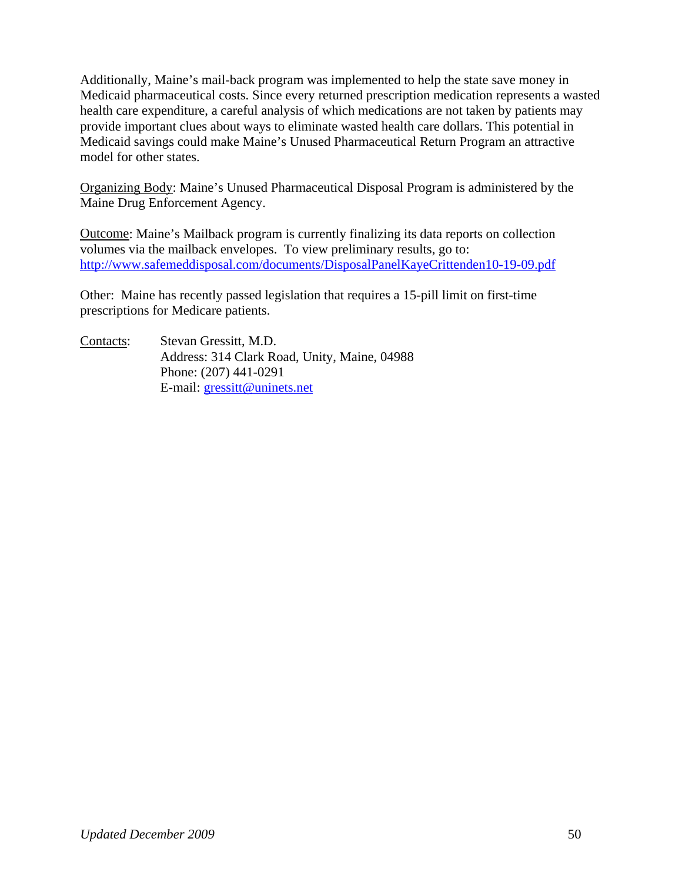Additionally, Maine's mail-back program was implemented to help the state save money in Medicaid pharmaceutical costs. Since every returned prescription medication represents a wasted health care expenditure, a careful analysis of which medications are not taken by patients may provide important clues about ways to eliminate wasted health care dollars. This potential in Medicaid savings could make Maine's Unused Pharmaceutical Return Program an attractive model for other states.

Organizing Body: Maine's Unused Pharmaceutical Disposal Program is administered by the Maine Drug Enforcement Agency.

Outcome: Maine's Mailback program is currently finalizing its data reports on collection volumes via the mailback envelopes. To view preliminary results, go to: http://www.safemeddisposal.com/documents/DisposalPanelKayeCrittenden10-19-09.pdf

Other: Maine has recently passed legislation that requires a 15-pill limit on first-time prescriptions for Medicare patients.

Contacts: Stevan Gressitt, M.D.
Address: 314 Clark Road, Unity, Maine, 04988
Phone: (207) 441-0291
E-mail: gressitt@uninets.net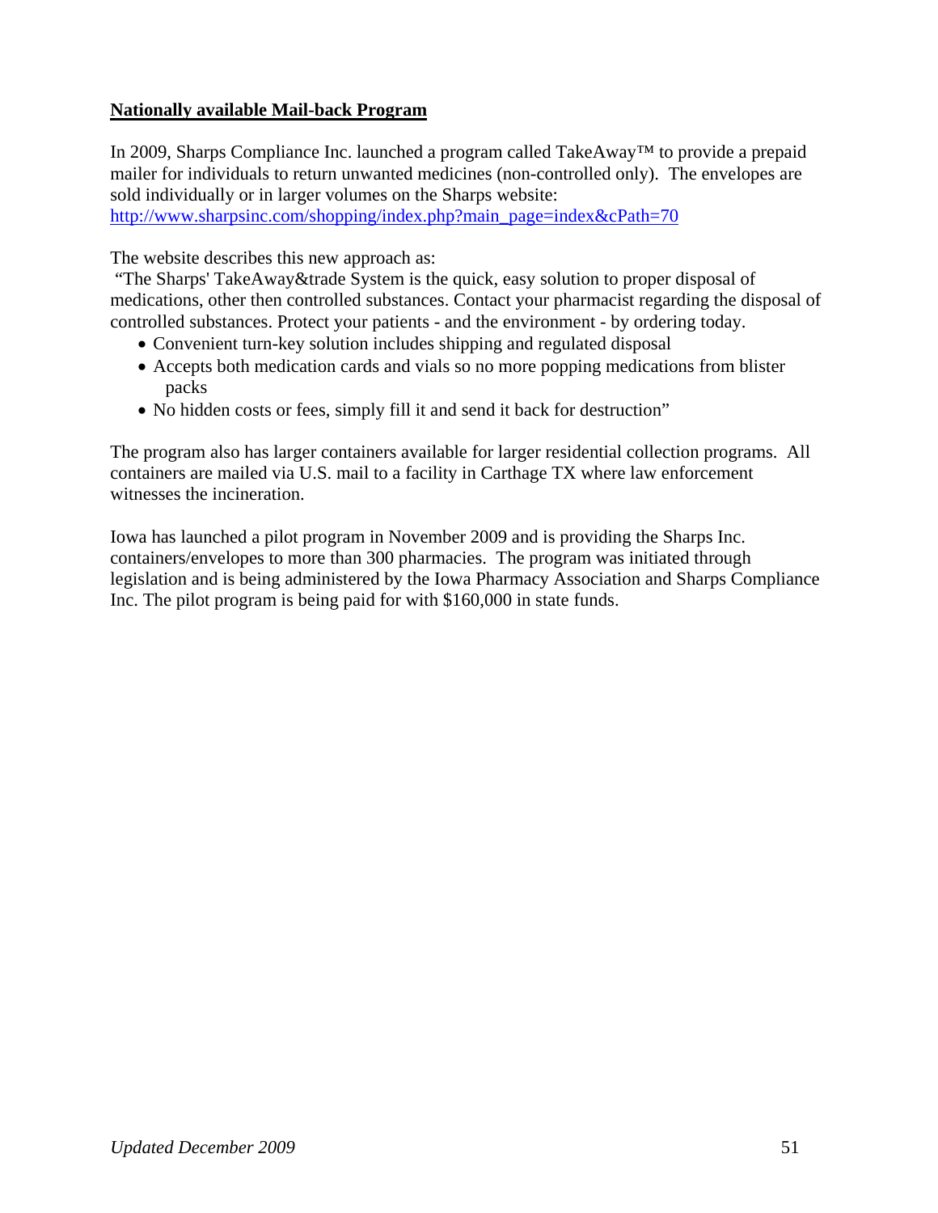**Nationally available Mail-back Program**

In 2009, Sharps Compliance Inc. launched a program called TakeAway™ to provide a prepaid mailer for individuals to return unwanted medicines (non-controlled only). The envelopes are sold individually or in larger volumes on the Sharps website: http://www.sharpsinc.com/shopping/index.php?main_page=index&cPath=70

The website describes this new approach as:

"The Sharps' TakeAway&trade System is the quick, easy solution to proper disposal of medications, other then controlled substances. Contact your pharmacist regarding the disposal of controlled substances. Protect your patients - and the environment - by ordering today.

- Convenient turn-key solution includes shipping and regulated disposal
- Accepts both medication cards and vials so no more popping medications from blister packs
- No hidden costs or fees, simply fill it and send it back for destruction"

The program also has larger containers available for larger residential collection programs. All containers are mailed via U.S. mail to a facility in Carthage TX where law enforcement witnesses the incineration.

Iowa has launched a pilot program in November 2009 and is providing the Sharps Inc. containers/envelopes to more than 300 pharmacies. The program was initiated through legislation and is being administered by the Iowa Pharmacy Association and Sharps Compliance Inc. The pilot program is being paid for with $160,000 in state funds.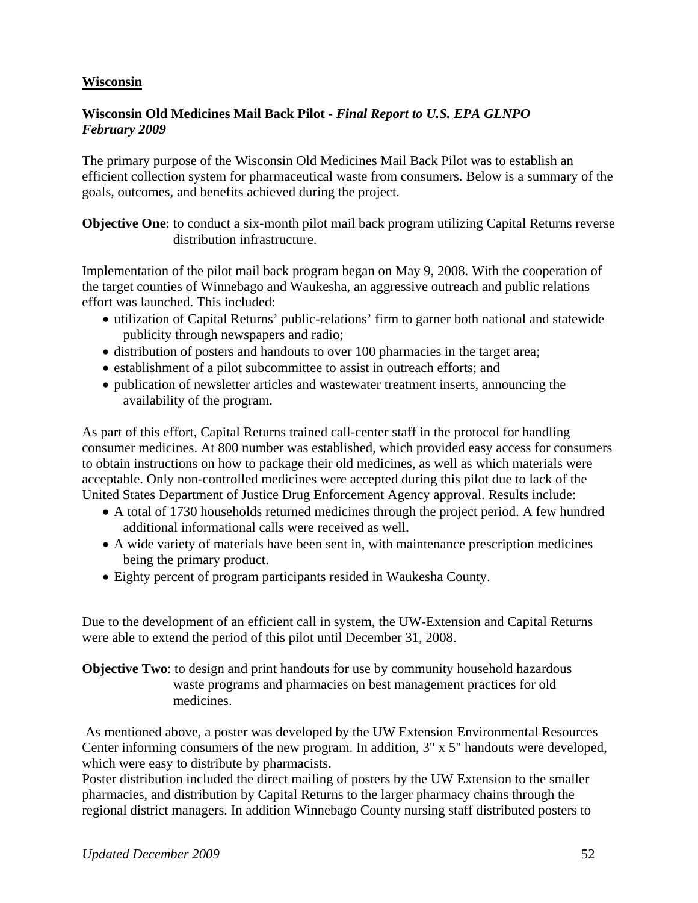**Wisconsin**

**Wisconsin Old Medicines Mail Back Pilot -** ***Final Report to U.S. EPA GLNPO February 2009***

The primary purpose of the Wisconsin Old Medicines Mail Back Pilot was to establish an efficient collection system for pharmaceutical waste from consumers. Below is a summary of the goals, outcomes, and benefits achieved during the project.

**Objective One**: to conduct a six-month pilot mail back program utilizing Capital Returns reverse distribution infrastructure.

Implementation of the pilot mail back program began on May 9, 2008. With the cooperation of the target counties of Winnebago and Waukesha, an aggressive outreach and public relations effort was launched. This included:

- utilization of Capital Returns' public-relations' firm to garner both national and statewide publicity through newspapers and radio;
- distribution of posters and handouts to over 100 pharmacies in the target area;
- establishment of a pilot subcommittee to assist in outreach efforts; and
- publication of newsletter articles and wastewater treatment inserts, announcing the availability of the program.

As part of this effort, Capital Returns trained call-center staff in the protocol for handling consumer medicines. At 800 number was established, which provided easy access for consumers to obtain instructions on how to package their old medicines, as well as which materials were acceptable. Only non-controlled medicines were accepted during this pilot due to lack of the United States Department of Justice Drug Enforcement Agency approval. Results include:

- A total of 1730 households returned medicines through the project period. A few hundred additional informational calls were received as well.
- A wide variety of materials have been sent in, with maintenance prescription medicines being the primary product.
- Eighty percent of program participants resided in Waukesha County.

Due to the development of an efficient call in system, the UW-Extension and Capital Returns were able to extend the period of this pilot until December 31, 2008.

**Objective Two**: to design and print handouts for use by community household hazardous waste programs and pharmacies on best management practices for old medicines.

As mentioned above, a poster was developed by the UW Extension Environmental Resources Center informing consumers of the new program. In addition, 3" x 5" handouts were developed, which were easy to distribute by pharmacists.
Poster distribution included the direct mailing of posters by the UW Extension to the smaller pharmacies, and distribution by Capital Returns to the larger pharmacy chains through the regional district managers. In addition Winnebago County nursing staff distributed posters to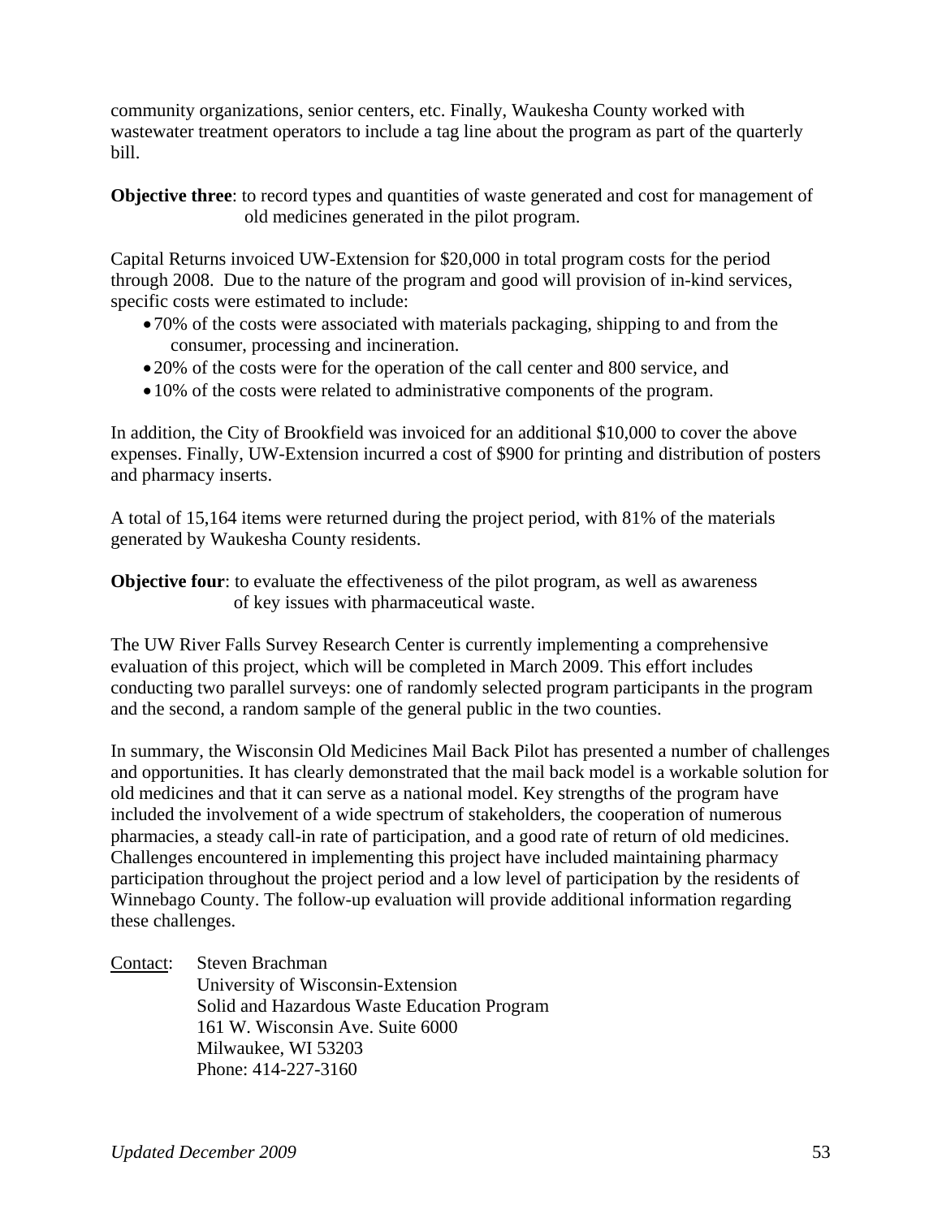community organizations, senior centers, etc. Finally, Waukesha County worked with wastewater treatment operators to include a tag line about the program as part of the quarterly bill.

**Objective three**: to record types and quantities of waste generated and cost for management of old medicines generated in the pilot program.

Capital Returns invoiced UW-Extension for $20,000 in total program costs for the period through 2008. Due to the nature of the program and good will provision of in-kind services, specific costs were estimated to include:

- 70% of the costs were associated with materials packaging, shipping to and from the consumer, processing and incineration.
- 20% of the costs were for the operation of the call center and 800 service, and
- 10% of the costs were related to administrative components of the program.

In addition, the City of Brookfield was invoiced for an additional $10,000 to cover the above expenses. Finally, UW-Extension incurred a cost of $900 for printing and distribution of posters and pharmacy inserts.

A total of 15,164 items were returned during the project period, with 81% of the materials generated by Waukesha County residents.

**Objective four**: to evaluate the effectiveness of the pilot program, as well as awareness of key issues with pharmaceutical waste.

The UW River Falls Survey Research Center is currently implementing a comprehensive evaluation of this project, which will be completed in March 2009. This effort includes conducting two parallel surveys: one of randomly selected program participants in the program and the second, a random sample of the general public in the two counties.

In summary, the Wisconsin Old Medicines Mail Back Pilot has presented a number of challenges and opportunities. It has clearly demonstrated that the mail back model is a workable solution for old medicines and that it can serve as a national model. Key strengths of the program have included the involvement of a wide spectrum of stakeholders, the cooperation of numerous pharmacies, a steady call-in rate of participation, and a good rate of return of old medicines. Challenges encountered in implementing this project have included maintaining pharmacy participation throughout the project period and a low level of participation by the residents of Winnebago County. The follow-up evaluation will provide additional information regarding these challenges.

Contact: Steven Brachman
University of Wisconsin-Extension
Solid and Hazardous Waste Education Program
161 W. Wisconsin Ave. Suite 6000
Milwaukee, WI 53203
Phone: 414-227-3160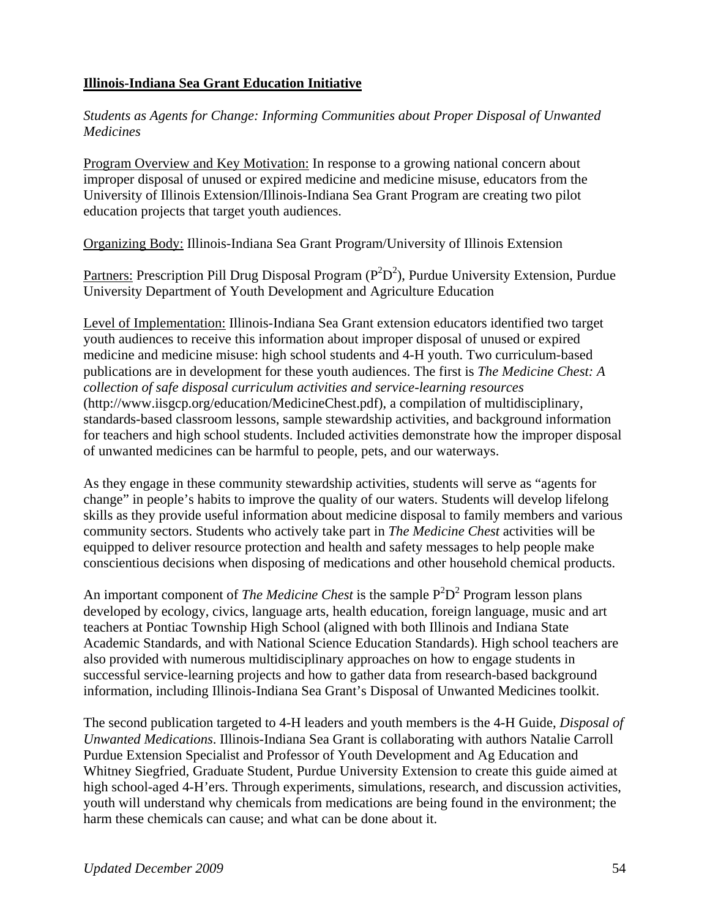**Illinois-Indiana Sea Grant Education Initiative**

*Students as Agents for Change: Informing Communities about Proper Disposal of Unwanted Medicines*

Program Overview and Key Motivation: In response to a growing national concern about improper disposal of unused or expired medicine and medicine misuse, educators from the University of Illinois Extension/Illinois-Indiana Sea Grant Program are creating two pilot education projects that target youth audiences.

Organizing Body: Illinois-Indiana Sea Grant Program/University of Illinois Extension

Partners: Prescription Pill Drug Disposal Program ($P^2D^2$), Purdue University Extension, Purdue University Department of Youth Development and Agriculture Education

Level of Implementation: Illinois-Indiana Sea Grant extension educators identified two target youth audiences to receive this information about improper disposal of unused or expired medicine and medicine misuse: high school students and 4-H youth. Two curriculum-based publications are in development for these youth audiences. The first is *The Medicine Chest: A collection of safe disposal curriculum activities and service-learning resources* (http://www.iisgcp.org/education/MedicineChest.pdf), a compilation of multidisciplinary, standards-based classroom lessons, sample stewardship activities, and background information for teachers and high school students. Included activities demonstrate how the improper disposal of unwanted medicines can be harmful to people, pets, and our waterways.

As they engage in these community stewardship activities, students will serve as "agents for change" in people's habits to improve the quality of our waters. Students will develop lifelong skills as they provide useful information about medicine disposal to family members and various community sectors. Students who actively take part in *The Medicine Chest* activities will be equipped to deliver resource protection and health and safety messages to help people make conscientious decisions when disposing of medications and other household chemical products.

An important component of *The Medicine Chest* is the sample $P^2D^2$ Program lesson plans developed by ecology, civics, language arts, health education, foreign language, music and art teachers at Pontiac Township High School (aligned with both Illinois and Indiana State Academic Standards, and with National Science Education Standards). High school teachers are also provided with numerous multidisciplinary approaches on how to engage students in successful service-learning projects and how to gather data from research-based background information, including Illinois-Indiana Sea Grant's Disposal of Unwanted Medicines toolkit.

The second publication targeted to 4-H leaders and youth members is the 4-H Guide, *Disposal of Unwanted Medications*. Illinois-Indiana Sea Grant is collaborating with authors Natalie Carroll Purdue Extension Specialist and Professor of Youth Development and Ag Education and Whitney Siegfried, Graduate Student, Purdue University Extension to create this guide aimed at high school-aged 4-H'ers. Through experiments, simulations, research, and discussion activities, youth will understand why chemicals from medications are being found in the environment; the harm these chemicals can cause; and what can be done about it.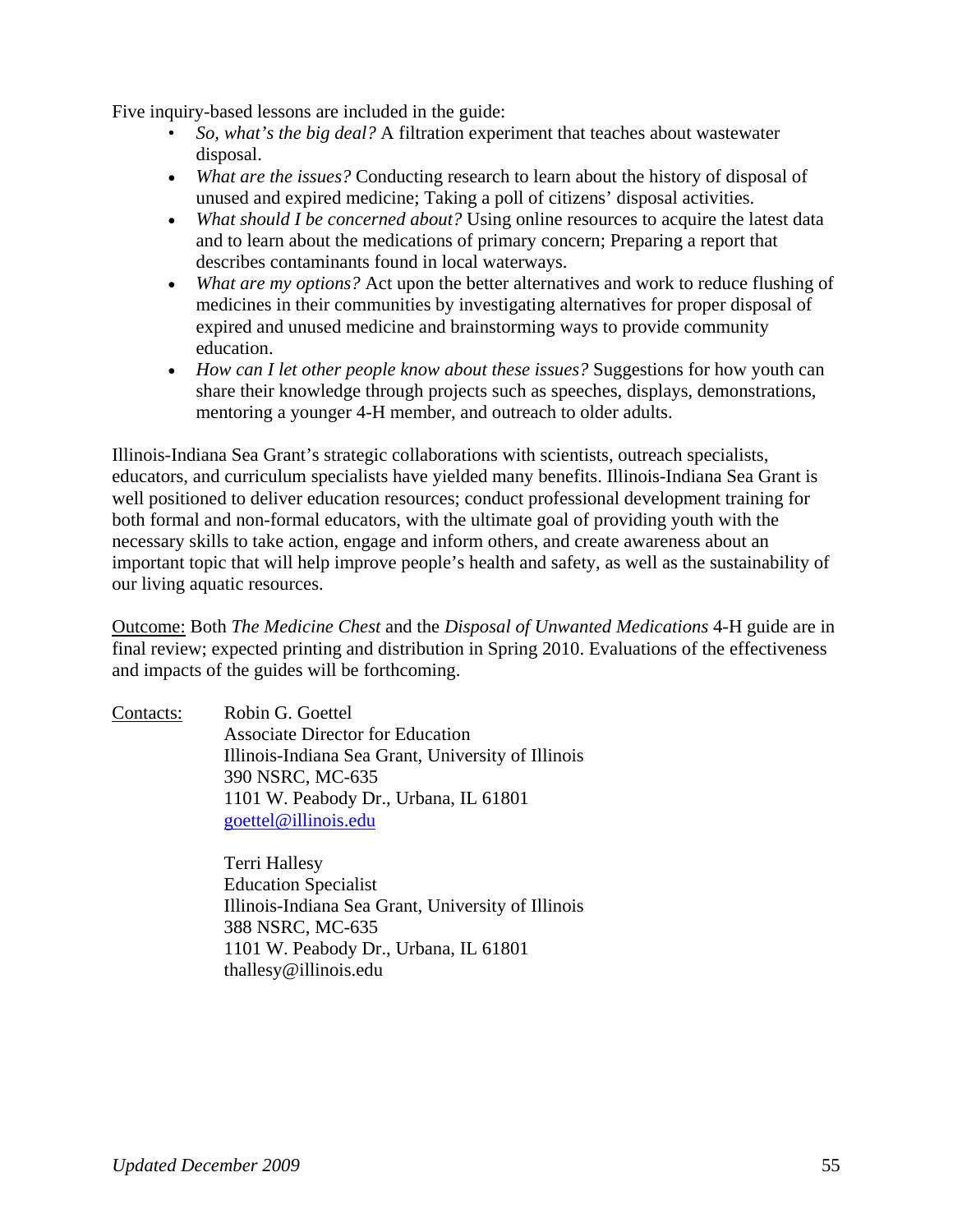Five inquiry-based lessons are included in the guide:

- *So, what's the big deal?* A filtration experiment that teaches about wastewater disposal.
- *What are the issues?* Conducting research to learn about the history of disposal of unused and expired medicine; Taking a poll of citizens' disposal activities.
- *What should I be concerned about?* Using online resources to acquire the latest data and to learn about the medications of primary concern; Preparing a report that describes contaminants found in local waterways.
- *What are my options?* Act upon the better alternatives and work to reduce flushing of medicines in their communities by investigating alternatives for proper disposal of expired and unused medicine and brainstorming ways to provide community education.
- *How can I let other people know about these issues?* Suggestions for how youth can share their knowledge through projects such as speeches, displays, demonstrations, mentoring a younger 4-H member, and outreach to older adults.

Illinois-Indiana Sea Grant's strategic collaborations with scientists, outreach specialists, educators, and curriculum specialists have yielded many benefits. Illinois-Indiana Sea Grant is well positioned to deliver education resources; conduct professional development training for both formal and non-formal educators, with the ultimate goal of providing youth with the necessary skills to take action, engage and inform others, and create awareness about an important topic that will help improve people's health and safety, as well as the sustainability of our living aquatic resources.

Outcome: Both *The Medicine Chest* and the *Disposal of Unwanted Medications* 4-H guide are in final review; expected printing and distribution in Spring 2010. Evaluations of the effectiveness and impacts of the guides will be forthcoming.

Contacts:

Robin G. Goettel
Associate Director for Education
Illinois-Indiana Sea Grant, University of Illinois
390 NSRC, MC-635
1101 W. Peabody Dr., Urbana, IL 61801
goettel@illinois.edu

Terri Hallesy
Education Specialist
Illinois-Indiana Sea Grant, University of Illinois
388 NSRC, MC-635
1101 W. Peabody Dr., Urbana, IL 61801
thallesy@illinois.edu

*Updated December 2009*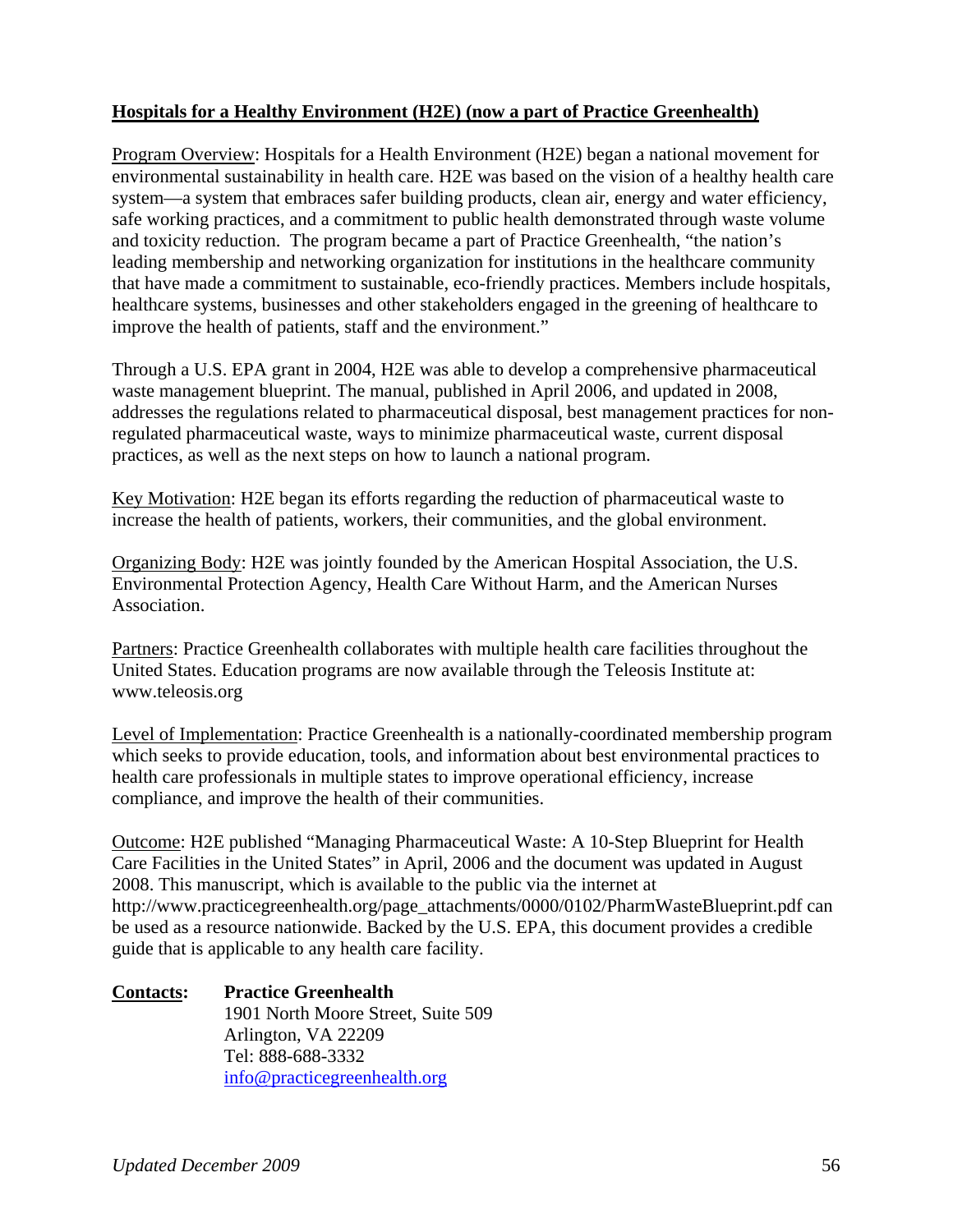## Hospitals for a Healthy Environment (H2E) (now a part of Practice Greenhealth)

Program Overview: Hospitals for a Health Environment (H2E) began a national movement for environmental sustainability in health care. H2E was based on the vision of a healthy health care system—a system that embraces safer building products, clean air, energy and water efficiency, safe working practices, and a commitment to public health demonstrated through waste volume and toxicity reduction. The program became a part of Practice Greenhealth, "the nation's leading membership and networking organization for institutions in the healthcare community that have made a commitment to sustainable, eco-friendly practices. Members include hospitals, healthcare systems, businesses and other stakeholders engaged in the greening of healthcare to improve the health of patients, staff and the environment."

Through a U.S. EPA grant in 2004, H2E was able to develop a comprehensive pharmaceutical waste management blueprint. The manual, published in April 2006, and updated in 2008, addresses the regulations related to pharmaceutical disposal, best management practices for non-regulated pharmaceutical waste, ways to minimize pharmaceutical waste, current disposal practices, as well as the next steps on how to launch a national program.

Key Motivation: H2E began its efforts regarding the reduction of pharmaceutical waste to increase the health of patients, workers, their communities, and the global environment.

Organizing Body: H2E was jointly founded by the American Hospital Association, the U.S. Environmental Protection Agency, Health Care Without Harm, and the American Nurses Association.

Partners: Practice Greenhealth collaborates with multiple health care facilities throughout the United States. Education programs are now available through the Teleosis Institute at: www.teleosis.org

Level of Implementation: Practice Greenhealth is a nationally-coordinated membership program which seeks to provide education, tools, and information about best environmental practices to health care professionals in multiple states to improve operational efficiency, increase compliance, and improve the health of their communities.

Outcome: H2E published "Managing Pharmaceutical Waste: A 10-Step Blueprint for Health Care Facilities in the United States" in April, 2006 and the document was updated in August 2008. This manuscript, which is available to the public via the internet at http://www.practicegreenhealth.org/page_attachments/0000/0102/PharmWasteBlueprint.pdf can be used as a resource nationwide. Backed by the U.S. EPA, this document provides a credible guide that is applicable to any health care facility.

**Contacts:** **Practice Greenhealth**
1901 North Moore Street, Suite 509
Arlington, VA 22209
Tel: 888-688-3332
info@practicegreenhealth.org

*Updated December 2009*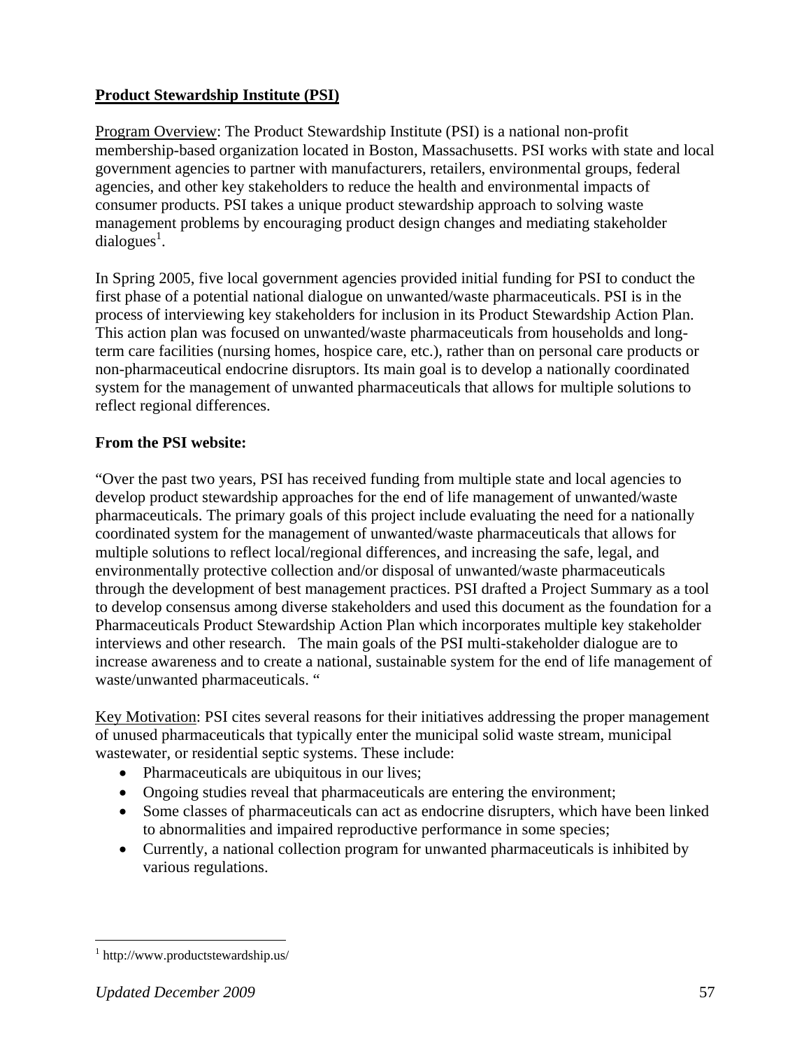**Product Stewardship Institute (PSI)**

Program Overview: The Product Stewardship Institute (PSI) is a national non-profit membership-based organization located in Boston, Massachusetts. PSI works with state and local government agencies to partner with manufacturers, retailers, environmental groups, federal agencies, and other key stakeholders to reduce the health and environmental impacts of consumer products. PSI takes a unique product stewardship approach to solving waste management problems by encouraging product design changes and mediating stakeholder dialogues[1].

In Spring 2005, five local government agencies provided initial funding for PSI to conduct the first phase of a potential national dialogue on unwanted/waste pharmaceuticals. PSI is in the process of interviewing key stakeholders for inclusion in its Product Stewardship Action Plan. This action plan was focused on unwanted/waste pharmaceuticals from households and long-term care facilities (nursing homes, hospice care, etc.), rather than on personal care products or non-pharmaceutical endocrine disruptors. Its main goal is to develop a nationally coordinated system for the management of unwanted pharmaceuticals that allows for multiple solutions to reflect regional differences.

**From the PSI website:**

"Over the past two years, PSI has received funding from multiple state and local agencies to develop product stewardship approaches for the end of life management of unwanted/waste pharmaceuticals. The primary goals of this project include evaluating the need for a nationally coordinated system for the management of unwanted/waste pharmaceuticals that allows for multiple solutions to reflect local/regional differences, and increasing the safe, legal, and environmentally protective collection and/or disposal of unwanted/waste pharmaceuticals through the development of best management practices. PSI drafted a Project Summary as a tool to develop consensus among diverse stakeholders and used this document as the foundation for a Pharmaceuticals Product Stewardship Action Plan which incorporates multiple key stakeholder interviews and other research. The main goals of the PSI multi-stakeholder dialogue are to increase awareness and to create a national, sustainable system for the end of life management of waste/unwanted pharmaceuticals. "

Key Motivation: PSI cites several reasons for their initiatives addressing the proper management of unused pharmaceuticals that typically enter the municipal solid waste stream, municipal wastewater, or residential septic systems. These include:

- Pharmaceuticals are ubiquitous in our lives;
- Ongoing studies reveal that pharmaceuticals are entering the environment;
- Some classes of pharmaceuticals can act as endocrine disrupters, which have been linked to abnormalities and impaired reproductive performance in some species;
- Currently, a national collection program for unwanted pharmaceuticals is inhibited by various regulations.

---

[1] http://www.productstewardship.us/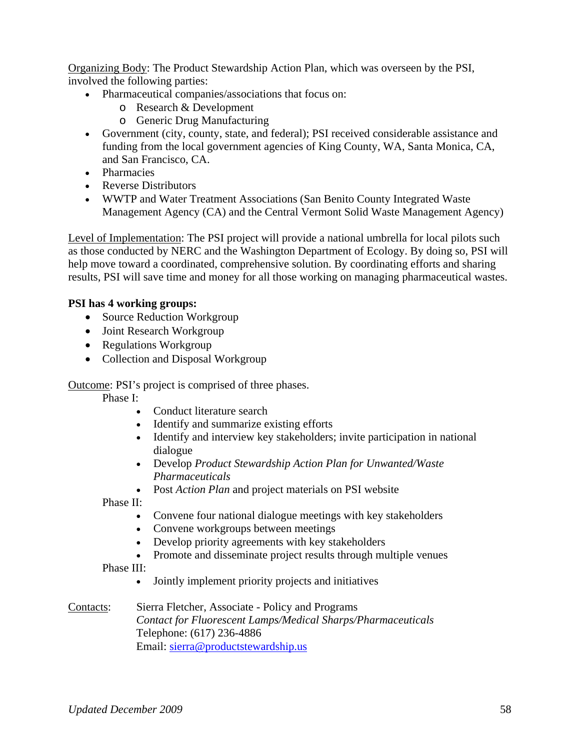Organizing Body: The Product Stewardship Action Plan, which was overseen by the PSI, involved the following parties:

- Pharmaceutical companies/associations that focus on:
  - Research & Development
  - Generic Drug Manufacturing
- Government (city, county, state, and federal); PSI received considerable assistance and funding from the local government agencies of King County, WA, Santa Monica, CA, and San Francisco, CA.
- Pharmacies
- Reverse Distributors
- WWTP and Water Treatment Associations (San Benito County Integrated Waste Management Agency (CA) and the Central Vermont Solid Waste Management Agency)

Level of Implementation: The PSI project will provide a national umbrella for local pilots such as those conducted by NERC and the Washington Department of Ecology. By doing so, PSI will help move toward a coordinated, comprehensive solution. By coordinating efforts and sharing results, PSI will save time and money for all those working on managing pharmaceutical wastes.

**PSI has 4 working groups:**

- Source Reduction Workgroup
- Joint Research Workgroup
- Regulations Workgroup
- Collection and Disposal Workgroup

Outcome: PSI's project is comprised of three phases.

Phase I:

- Conduct literature search
- Identify and summarize existing efforts
- Identify and interview key stakeholders; invite participation in national dialogue
- Develop *Product Stewardship Action Plan for Unwanted/Waste Pharmaceuticals*
- Post *Action Plan* and project materials on PSI website

Phase II:

- Convene four national dialogue meetings with key stakeholders
- Convene workgroups between meetings
- Develop priority agreements with key stakeholders
- Promote and disseminate project results through multiple venues

Phase III:

- Jointly implement priority projects and initiatives

Contacts: Sierra Fletcher, Associate - Policy and Programs
*Contact for Fluorescent Lamps/Medical Sharps/Pharmaceuticals*
Telephone: (617) 236-4886
Email: sierra@productstewardship.us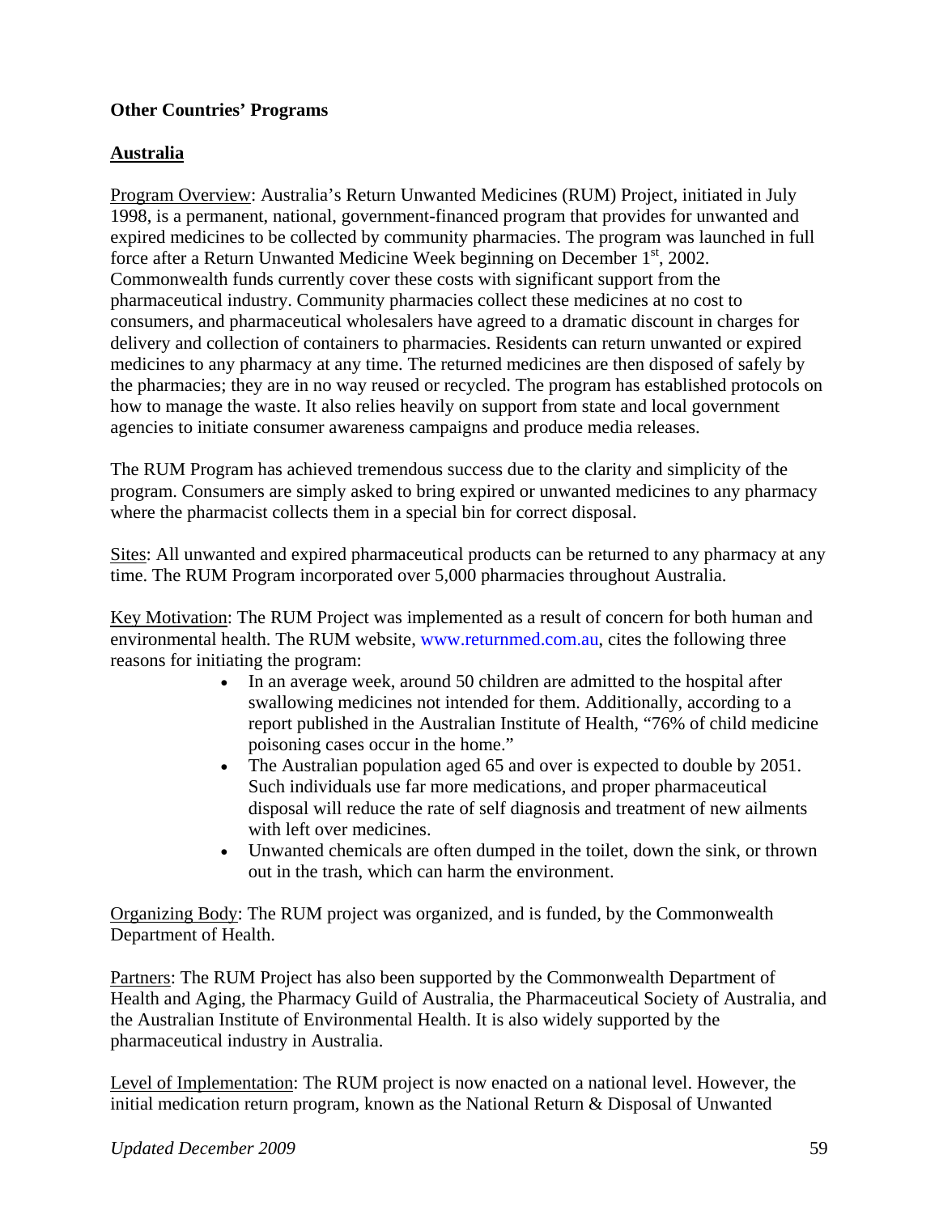**Other Countries' Programs**

**Australia**

Program Overview: Australia's Return Unwanted Medicines (RUM) Project, initiated in July 1998, is a permanent, national, government-financed program that provides for unwanted and expired medicines to be collected by community pharmacies. The program was launched in full force after a Return Unwanted Medicine Week beginning on December 1st, 2002. Commonwealth funds currently cover these costs with significant support from the pharmaceutical industry. Community pharmacies collect these medicines at no cost to consumers, and pharmaceutical wholesalers have agreed to a dramatic discount in charges for delivery and collection of containers to pharmacies. Residents can return unwanted or expired medicines to any pharmacy at any time. The returned medicines are then disposed of safely by the pharmacies; they are in no way reused or recycled. The program has established protocols on how to manage the waste. It also relies heavily on support from state and local government agencies to initiate consumer awareness campaigns and produce media releases.

The RUM Program has achieved tremendous success due to the clarity and simplicity of the program. Consumers are simply asked to bring expired or unwanted medicines to any pharmacy where the pharmacist collects them in a special bin for correct disposal.

Sites: All unwanted and expired pharmaceutical products can be returned to any pharmacy at any time. The RUM Program incorporated over 5,000 pharmacies throughout Australia.

Key Motivation: The RUM Project was implemented as a result of concern for both human and environmental health. The RUM website, www.returnmed.com.au, cites the following three reasons for initiating the program:

- In an average week, around 50 children are admitted to the hospital after swallowing medicines not intended for them. Additionally, according to a report published in the Australian Institute of Health, "76% of child medicine poisoning cases occur in the home."
- The Australian population aged 65 and over is expected to double by 2051. Such individuals use far more medications, and proper pharmaceutical disposal will reduce the rate of self diagnosis and treatment of new ailments with left over medicines.
- Unwanted chemicals are often dumped in the toilet, down the sink, or thrown out in the trash, which can harm the environment.

Organizing Body: The RUM project was organized, and is funded, by the Commonwealth Department of Health.

Partners: The RUM Project has also been supported by the Commonwealth Department of Health and Aging, the Pharmacy Guild of Australia, the Pharmaceutical Society of Australia, and the Australian Institute of Environmental Health. It is also widely supported by the pharmaceutical industry in Australia.

Level of Implementation: The RUM project is now enacted on a national level. However, the initial medication return program, known as the National Return & Disposal of Unwanted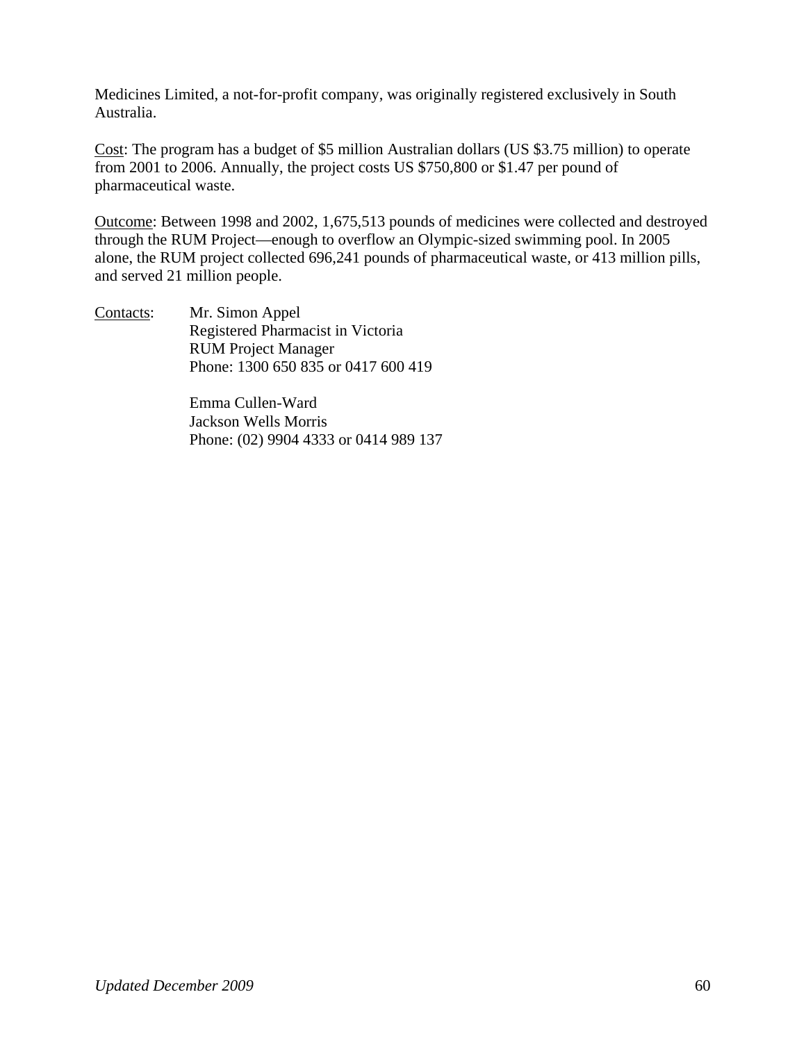Medicines Limited, a not-for-profit company, was originally registered exclusively in South Australia.

Cost: The program has a budget of $5 million Australian dollars (US $3.75 million) to operate from 2001 to 2006. Annually, the project costs US $750,800 or $1.47 per pound of pharmaceutical waste.

Outcome: Between 1998 and 2002, 1,675,513 pounds of medicines were collected and destroyed through the RUM Project—enough to overflow an Olympic-sized swimming pool. In 2005 alone, the RUM project collected 696,241 pounds of pharmaceutical waste, or 413 million pills, and served 21 million people.

Contacts:

Mr. Simon Appel
Registered Pharmacist in Victoria
RUM Project Manager
Phone: 1300 650 835 or 0417 600 419

Emma Cullen-Ward
Jackson Wells Morris
Phone: (02) 9904 4333 or 0414 989 137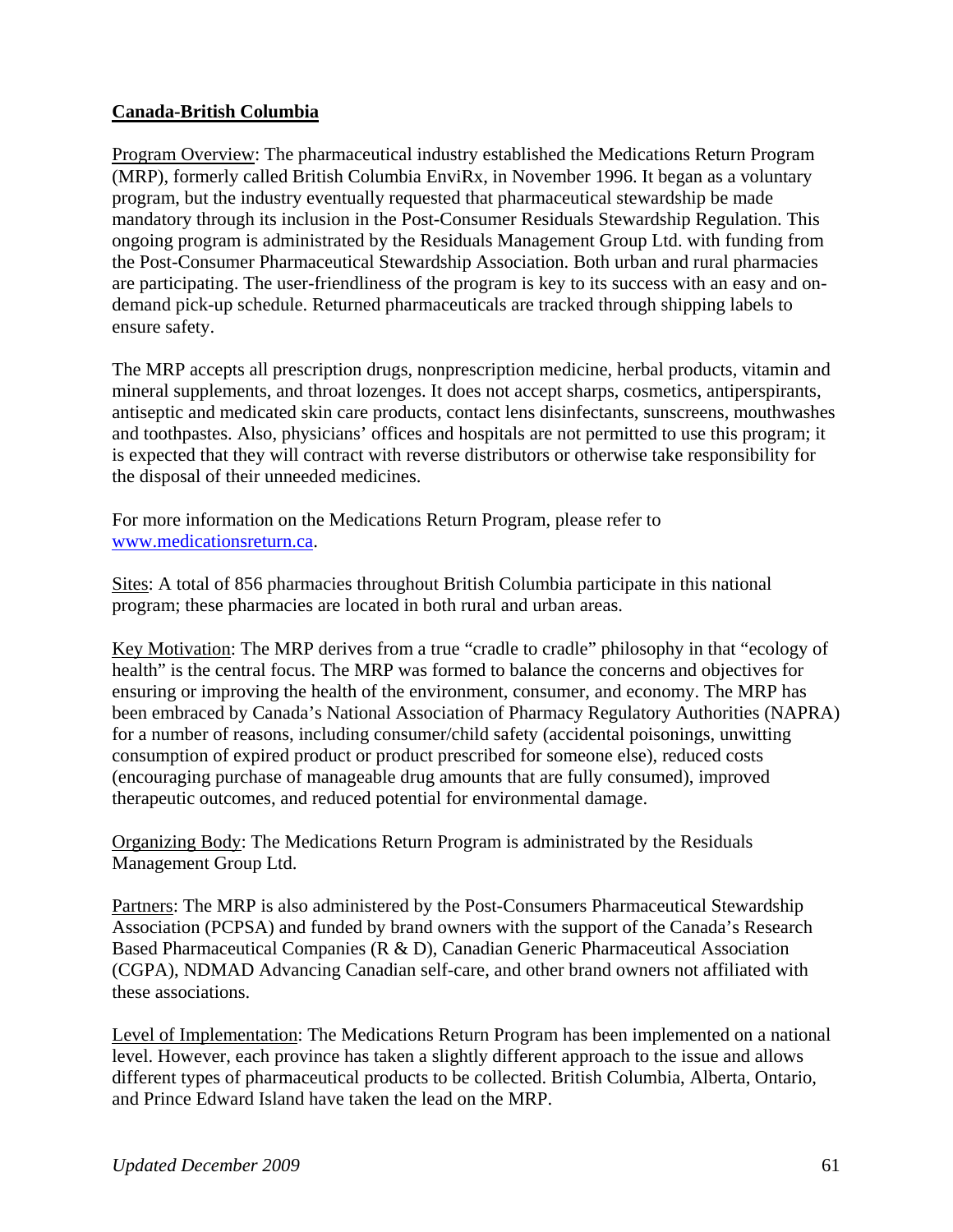**Canada-British Columbia**

Program Overview: The pharmaceutical industry established the Medications Return Program (MRP), formerly called British Columbia EnviRx, in November 1996. It began as a voluntary program, but the industry eventually requested that pharmaceutical stewardship be made mandatory through its inclusion in the Post-Consumer Residuals Stewardship Regulation. This ongoing program is administrated by the Residuals Management Group Ltd. with funding from the Post-Consumer Pharmaceutical Stewardship Association. Both urban and rural pharmacies are participating. The user-friendliness of the program is key to its success with an easy and on-demand pick-up schedule. Returned pharmaceuticals are tracked through shipping labels to ensure safety.

The MRP accepts all prescription drugs, nonprescription medicine, herbal products, vitamin and mineral supplements, and throat lozenges. It does not accept sharps, cosmetics, antiperspirants, antiseptic and medicated skin care products, contact lens disinfectants, sunscreens, mouthwashes and toothpastes. Also, physicians' offices and hospitals are not permitted to use this program; it is expected that they will contract with reverse distributors or otherwise take responsibility for the disposal of their unneeded medicines.

For more information on the Medications Return Program, please refer to [www.medicationsreturn.ca](http://www.medicationsreturn.ca).

Sites: A total of 856 pharmacies throughout British Columbia participate in this national program; these pharmacies are located in both rural and urban areas.

Key Motivation: The MRP derives from a true "cradle to cradle" philosophy in that "ecology of health" is the central focus. The MRP was formed to balance the concerns and objectives for ensuring or improving the health of the environment, consumer, and economy. The MRP has been embraced by Canada's National Association of Pharmacy Regulatory Authorities (NAPRA) for a number of reasons, including consumer/child safety (accidental poisonings, unwitting consumption of expired product or product prescribed for someone else), reduced costs (encouraging purchase of manageable drug amounts that are fully consumed), improved therapeutic outcomes, and reduced potential for environmental damage.

Organizing Body: The Medications Return Program is administrated by the Residuals Management Group Ltd.

Partners: The MRP is also administered by the Post-Consumers Pharmaceutical Stewardship Association (PCPSA) and funded by brand owners with the support of the Canada's Research Based Pharmaceutical Companies (R & D), Canadian Generic Pharmaceutical Association (CGPA), NDMAD Advancing Canadian self-care, and other brand owners not affiliated with these associations.

Level of Implementation: The Medications Return Program has been implemented on a national level. However, each province has taken a slightly different approach to the issue and allows different types of pharmaceutical products to be collected. British Columbia, Alberta, Ontario, and Prince Edward Island have taken the lead on the MRP.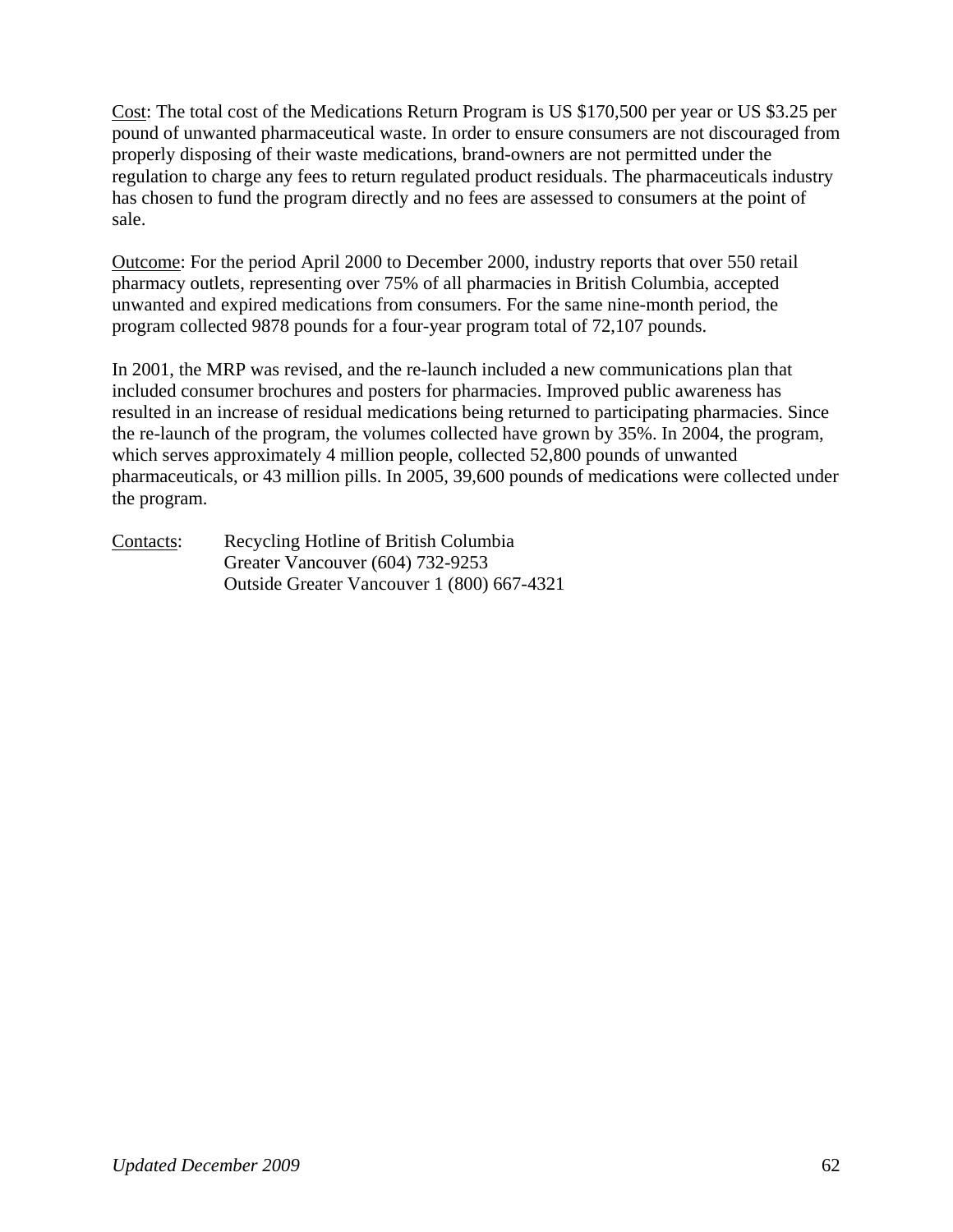<u>Cost</u>: The total cost of the Medications Return Program is US $170,500 per year or US $3.25 per pound of unwanted pharmaceutical waste. In order to ensure consumers are not discouraged from properly disposing of their waste medications, brand-owners are not permitted under the regulation to charge any fees to return regulated product residuals. The pharmaceuticals industry has chosen to fund the program directly and no fees are assessed to consumers at the point of sale.

<u>Outcome</u>: For the period April 2000 to December 2000, industry reports that over 550 retail pharmacy outlets, representing over 75% of all pharmacies in British Columbia, accepted unwanted and expired medications from consumers. For the same nine-month period, the program collected 9878 pounds for a four-year program total of 72,107 pounds.

In 2001, the MRP was revised, and the re-launch included a new communications plan that included consumer brochures and posters for pharmacies. Improved public awareness has resulted in an increase of residual medications being returned to participating pharmacies. Since the re-launch of the program, the volumes collected have grown by 35%. In 2004, the program, which serves approximately 4 million people, collected 52,800 pounds of unwanted pharmaceuticals, or 43 million pills. In 2005, 39,600 pounds of medications were collected under the program.

<u>Contacts</u>: Recycling Hotline of British Columbia
Greater Vancouver (604) 732-9253
Outside Greater Vancouver 1 (800) 667-4321

*Updated December 2009*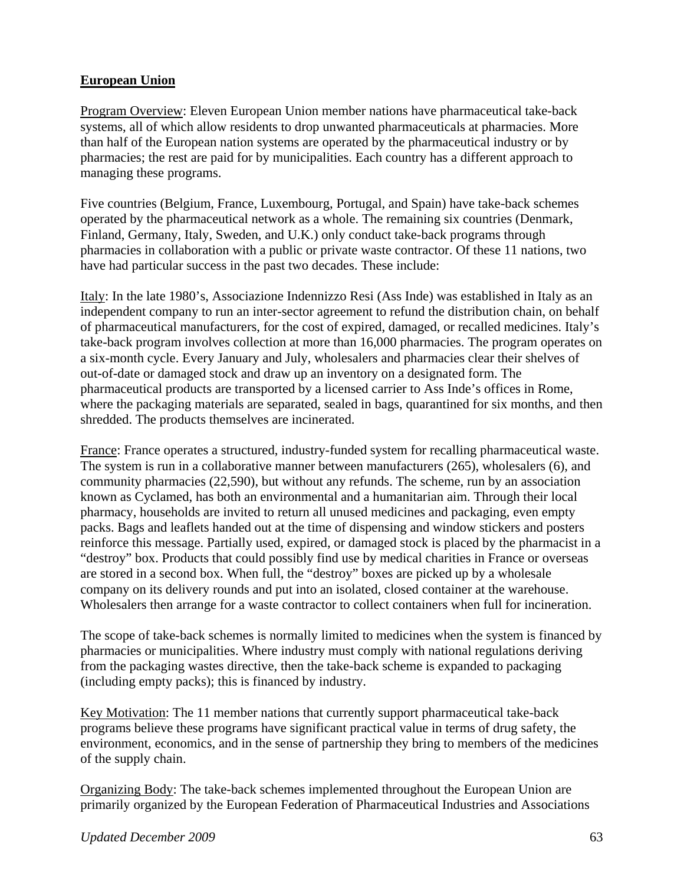## European Union

Program Overview: Eleven European Union member nations have pharmaceutical take-back systems, all of which allow residents to drop unwanted pharmaceuticals at pharmacies. More than half of the European nation systems are operated by the pharmaceutical industry or by pharmacies; the rest are paid for by municipalities. Each country has a different approach to managing these programs.

Five countries (Belgium, France, Luxembourg, Portugal, and Spain) have take-back schemes operated by the pharmaceutical network as a whole. The remaining six countries (Denmark, Finland, Germany, Italy, Sweden, and U.K.) only conduct take-back programs through pharmacies in collaboration with a public or private waste contractor. Of these 11 nations, two have had particular success in the past two decades. These include:

Italy: In the late 1980's, Associazione Indennizzo Resi (Ass Inde) was established in Italy as an independent company to run an inter-sector agreement to refund the distribution chain, on behalf of pharmaceutical manufacturers, for the cost of expired, damaged, or recalled medicines. Italy's take-back program involves collection at more than 16,000 pharmacies. The program operates on a six-month cycle. Every January and July, wholesalers and pharmacies clear their shelves of out-of-date or damaged stock and draw up an inventory on a designated form. The pharmaceutical products are transported by a licensed carrier to Ass Inde's offices in Rome, where the packaging materials are separated, sealed in bags, quarantined for six months, and then shredded. The products themselves are incinerated.

France: France operates a structured, industry-funded system for recalling pharmaceutical waste. The system is run in a collaborative manner between manufacturers (265), wholesalers (6), and community pharmacies (22,590), but without any refunds. The scheme, run by an association known as Cyclamed, has both an environmental and a humanitarian aim. Through their local pharmacy, households are invited to return all unused medicines and packaging, even empty packs. Bags and leaflets handed out at the time of dispensing and window stickers and posters reinforce this message. Partially used, expired, or damaged stock is placed by the pharmacist in a "destroy" box. Products that could possibly find use by medical charities in France or overseas are stored in a second box. When full, the "destroy" boxes are picked up by a wholesale company on its delivery rounds and put into an isolated, closed container at the warehouse. Wholesalers then arrange for a waste contractor to collect containers when full for incineration.

The scope of take-back schemes is normally limited to medicines when the system is financed by pharmacies or municipalities. Where industry must comply with national regulations deriving from the packaging wastes directive, then the take-back scheme is expanded to packaging (including empty packs); this is financed by industry.

Key Motivation: The 11 member nations that currently support pharmaceutical take-back programs believe these programs have significant practical value in terms of drug safety, the environment, economics, and in the sense of partnership they bring to members of the medicines of the supply chain.

Organizing Body: The take-back schemes implemented throughout the European Union are primarily organized by the European Federation of Pharmaceutical Industries and Associations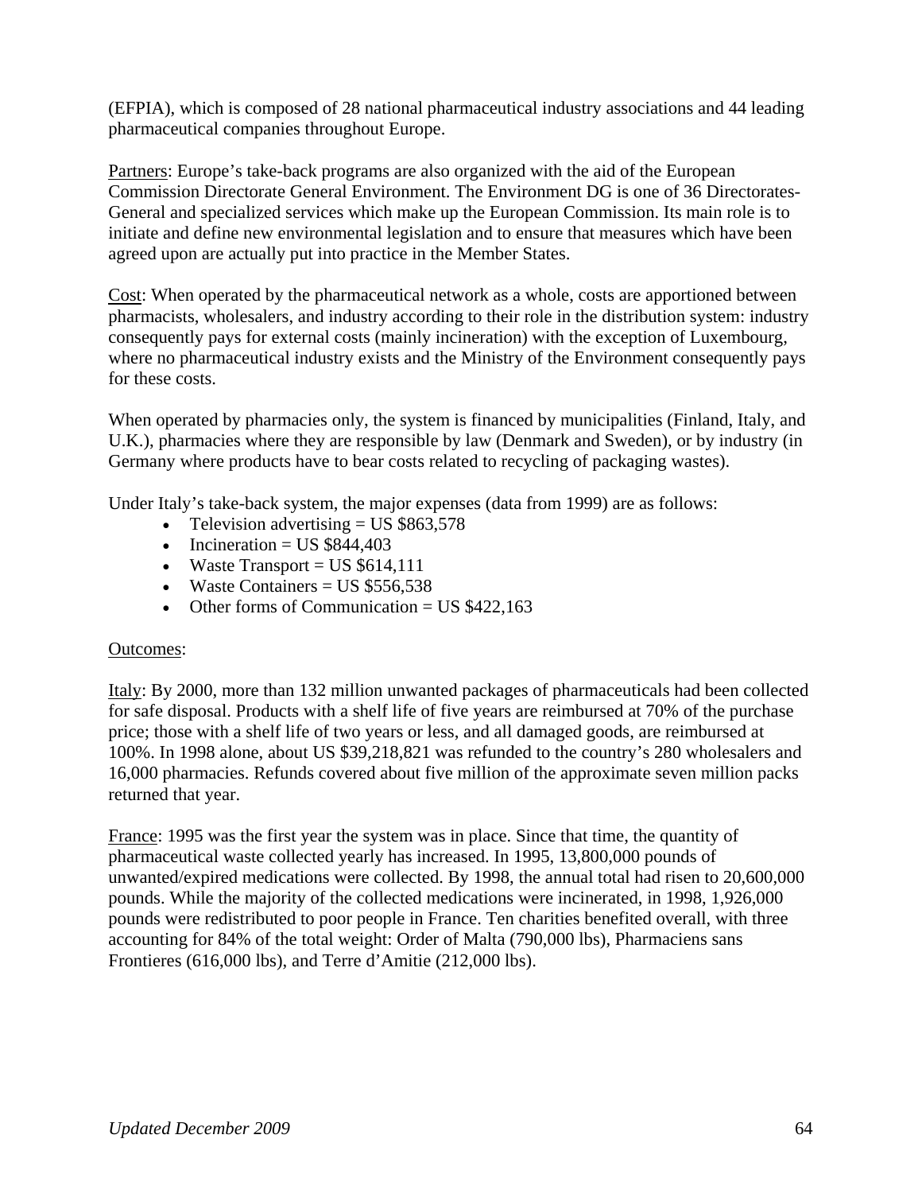(EFPIA), which is composed of 28 national pharmaceutical industry associations and 44 leading pharmaceutical companies throughout Europe.

Partners: Europe's take-back programs are also organized with the aid of the European Commission Directorate General Environment. The Environment DG is one of 36 Directorates-General and specialized services which make up the European Commission. Its main role is to initiate and define new environmental legislation and to ensure that measures which have been agreed upon are actually put into practice in the Member States.

Cost: When operated by the pharmaceutical network as a whole, costs are apportioned between pharmacists, wholesalers, and industry according to their role in the distribution system: industry consequently pays for external costs (mainly incineration) with the exception of Luxembourg, where no pharmaceutical industry exists and the Ministry of the Environment consequently pays for these costs.

When operated by pharmacies only, the system is financed by municipalities (Finland, Italy, and U.K.), pharmacies where they are responsible by law (Denmark and Sweden), or by industry (in Germany where products have to bear costs related to recycling of packaging wastes).

Under Italy's take-back system, the major expenses (data from 1999) are as follows:

- Television advertising = US $863,578
- Incineration = US $844,403
- Waste Transport = US $614,111
- Waste Containers = US $556,538
- Other forms of Communication = US $422,163

Outcomes:

Italy: By 2000, more than 132 million unwanted packages of pharmaceuticals had been collected for safe disposal. Products with a shelf life of five years are reimbursed at 70% of the purchase price; those with a shelf life of two years or less, and all damaged goods, are reimbursed at 100%. In 1998 alone, about US $39,218,821 was refunded to the country's 280 wholesalers and 16,000 pharmacies. Refunds covered about five million of the approximate seven million packs returned that year.

France: 1995 was the first year the system was in place. Since that time, the quantity of pharmaceutical waste collected yearly has increased. In 1995, 13,800,000 pounds of unwanted/expired medications were collected. By 1998, the annual total had risen to 20,600,000 pounds. While the majority of the collected medications were incinerated, in 1998, 1,926,000 pounds were redistributed to poor people in France. Ten charities benefited overall, with three accounting for 84% of the total weight: Order of Malta (790,000 lbs), Pharmaciens sans Frontieres (616,000 lbs), and Terre d'Amitie (212,000 lbs).

*Updated December 2009*